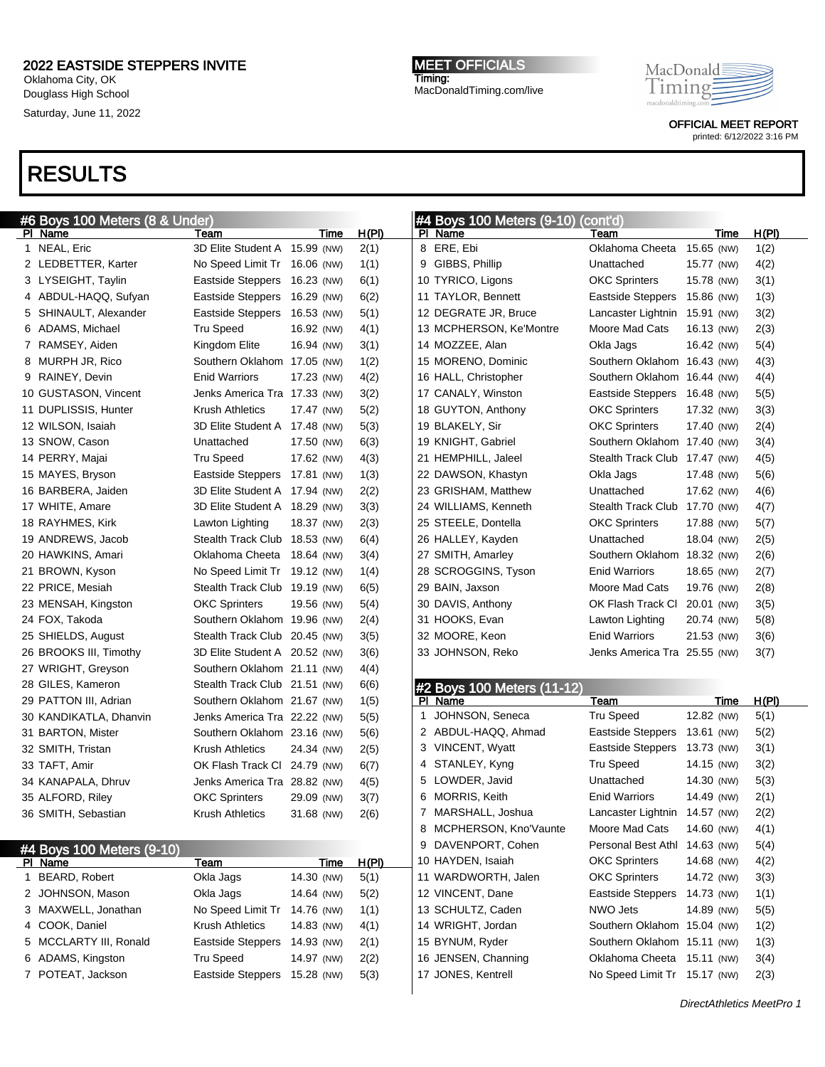2022 EASTSIDE STEPPERS INVITE
Oklahoma City, OK
Douglass High School
Saturday, June 11, 2022

MEET OFFICIALS
Timing:
MacDonaldTiming.com/live

OFFICIAL MEET REPORT
printed: 6/12/2022 3:16 PM

# RESULTS

## #6 Boys 100 Meters (8 & Under)

| Pl | Name | Team | Time | H(Pl) |
|---|---|---|---|---|
| 1 | NEAL, Eric | 3D Elite Student A | 15.99 (NW) | 2(1) |
| 2 | LEDBETTER, Karter | No Speed Limit Tr | 16.06 (NW) | 1(1) |
| 3 | LYSEIGHT, Taylin | Eastside Steppers | 16.23 (NW) | 6(1) |
| 4 | ABDUL-HAQQ, Sufyan | Eastside Steppers | 16.29 (NW) | 6(2) |
| 5 | SHINAULT, Alexander | Eastside Steppers | 16.53 (NW) | 5(1) |
| 6 | ADAMS, Michael | Tru Speed | 16.92 (NW) | 4(1) |
| 7 | RAMSEY, Aiden | Kingdom Elite | 16.94 (NW) | 3(1) |
| 8 | MURPH JR, Rico | Southern Oklahom | 17.05 (NW) | 1(2) |
| 9 | RAINEY, Devin | Enid Warriors | 17.23 (NW) | 4(2) |
| 10 | GUSTASON, Vincent | Jenks America Tra | 17.33 (NW) | 3(2) |
| 11 | DUPLISSIS, Hunter | Krush Athletics | 17.47 (NW) | 5(2) |
| 12 | WILSON, Isaiah | 3D Elite Student A | 17.48 (NW) | 5(3) |
| 13 | SNOW, Cason | Unattached | 17.50 (NW) | 6(3) |
| 14 | PERRY, Majai | Tru Speed | 17.62 (NW) | 4(3) |
| 15 | MAYES, Bryson | Eastside Steppers | 17.81 (NW) | 1(3) |
| 16 | BARBERA, Jaiden | 3D Elite Student A | 17.94 (NW) | 2(2) |
| 17 | WHITE, Amare | 3D Elite Student A | 18.29 (NW) | 3(3) |
| 18 | RAYHMES, Kirk | Lawton Lighting | 18.37 (NW) | 2(3) |
| 19 | ANDREWS, Jacob | Stealth Track Club | 18.53 (NW) | 6(4) |
| 20 | HAWKINS, Amari | Oklahoma Cheeta | 18.64 (NW) | 3(4) |
| 21 | BROWN, Kyson | No Speed Limit Tr | 19.12 (NW) | 1(4) |
| 22 | PRICE, Mesiah | Stealth Track Club | 19.19 (NW) | 6(5) |
| 23 | MENSAH, Kingston | OKC Sprinters | 19.56 (NW) | 5(4) |
| 24 | FOX, Takoda | Southern Oklahom | 19.96 (NW) | 2(4) |
| 25 | SHIELDS, August | Stealth Track Club | 20.45 (NW) | 3(5) |
| 26 | BROOKS III, Timothy | 3D Elite Student A | 20.52 (NW) | 3(6) |
| 27 | WRIGHT, Greyson | Southern Oklahom | 21.11 (NW) | 4(4) |
| 28 | GILES, Kameron | Stealth Track Club | 21.51 (NW) | 6(6) |
| 29 | PATTON III, Adrian | Southern Oklahom | 21.67 (NW) | 1(5) |
| 30 | KANDIKATLA, Dhanvin | Jenks America Tra | 22.22 (NW) | 5(5) |
| 31 | BARTON, Mister | Southern Oklahom | 23.16 (NW) | 5(6) |
| 32 | SMITH, Tristan | Krush Athletics | 24.34 (NW) | 2(5) |
| 33 | TAFT, Amir | OK Flash Track Cl | 24.79 (NW) | 6(7) |
| 34 | KANAPALA, Dhruv | Jenks America Tra | 28.82 (NW) | 4(5) |
| 35 | ALFORD, Riley | OKC Sprinters | 29.09 (NW) | 3(7) |
| 36 | SMITH, Sebastian | Krush Athletics | 31.68 (NW) | 2(6) |

## #4 Boys 100 Meters (9-10)

| Pl | Name | Team | Time | H(Pl) |
|---|---|---|---|---|
| 1 | BEARD, Robert | Okla Jags | 14.30 (NW) | 5(1) |
| 2 | JOHNSON, Mason | Okla Jags | 14.64 (NW) | 5(2) |
| 3 | MAXWELL, Jonathan | No Speed Limit Tr | 14.76 (NW) | 1(1) |
| 4 | COOK, Daniel | Krush Athletics | 14.83 (NW) | 4(1) |
| 5 | MCCLARTY III, Ronald | Eastside Steppers | 14.93 (NW) | 2(1) |
| 6 | ADAMS, Kingston | Tru Speed | 14.97 (NW) | 2(2) |
| 7 | POTEAT, Jackson | Eastside Steppers | 15.28 (NW) | 5(3) |
| 8 | ERE, Ebi | Oklahoma Cheeta | 15.65 (NW) | 1(2) |
| 9 | GIBBS, Phillip | Unattached | 15.77 (NW) | 4(2) |
| 10 | TYRICO, Ligons | OKC Sprinters | 15.78 (NW) | 3(1) |
| 11 | TAYLOR, Bennett | Eastside Steppers | 15.86 (NW) | 1(3) |
| 12 | DEGRATE JR, Bruce | Lancaster Lightnin | 15.91 (NW) | 3(2) |
| 13 | MCPHERSON, Ke'Montre | Moore Mad Cats | 16.13 (NW) | 2(3) |
| 14 | MOZZEE, Alan | Okla Jags | 16.42 (NW) | 5(4) |
| 15 | MORENO, Dominic | Southern Oklahom | 16.43 (NW) | 4(3) |
| 16 | HALL, Christopher | Southern Oklahom | 16.44 (NW) | 4(4) |
| 17 | CANALY, Winston | Eastside Steppers | 16.48 (NW) | 5(5) |
| 18 | GUYTON, Anthony | OKC Sprinters | 17.32 (NW) | 3(3) |
| 19 | BLAKELY, Sir | OKC Sprinters | 17.40 (NW) | 2(4) |
| 19 | KNIGHT, Gabriel | Southern Oklahom | 17.40 (NW) | 3(4) |
| 21 | HEMPHILL, Jaleel | Stealth Track Club | 17.47 (NW) | 4(5) |
| 22 | DAWSON, Khastyn | Okla Jags | 17.48 (NW) | 5(6) |
| 23 | GRISHAM, Matthew | Unattached | 17.62 (NW) | 4(6) |
| 24 | WILLIAMS, Kenneth | Stealth Track Club | 17.70 (NW) | 4(7) |
| 25 | STEELE, Dontella | OKC Sprinters | 17.88 (NW) | 5(7) |
| 26 | HALLEY, Kayden | Unattached | 18.04 (NW) | 2(5) |
| 27 | SMITH, Amarley | Southern Oklahom | 18.32 (NW) | 2(6) |
| 28 | SCROGGINS, Tyson | Enid Warriors | 18.65 (NW) | 2(7) |
| 29 | BAIN, Jaxson | Moore Mad Cats | 19.76 (NW) | 2(8) |
| 30 | DAVIS, Anthony | OK Flash Track Cl | 20.01 (NW) | 3(5) |
| 31 | HOOKS, Evan | Lawton Lighting | 20.74 (NW) | 5(8) |
| 32 | MOORE, Keon | Enid Warriors | 21.53 (NW) | 3(6) |
| 33 | JOHNSON, Reko | Jenks America Tra | 25.55 (NW) | 3(7) |

## #2 Boys 100 Meters (11-12)

| Pl | Name | Team | Time | H(Pl) |
|---|---|---|---|---|
| 1 | JOHNSON, Seneca | Tru Speed | 12.82 (NW) | 5(1) |
| 2 | ABDUL-HAQQ, Ahmad | Eastside Steppers | 13.61 (NW) | 5(2) |
| 3 | VINCENT, Wyatt | Eastside Steppers | 13.73 (NW) | 3(1) |
| 4 | STANLEY, Kyng | Tru Speed | 14.15 (NW) | 3(2) |
| 5 | LOWDER, Javid | Unattached | 14.30 (NW) | 5(3) |
| 6 | MORRIS, Keith | Enid Warriors | 14.49 (NW) | 2(1) |
| 7 | MARSHALL, Joshua | Lancaster Lightnin | 14.57 (NW) | 2(2) |
| 8 | MCPHERSON, Kno'Vaunte | Moore Mad Cats | 14.60 (NW) | 4(1) |
| 9 | DAVENPORT, Cohen | Personal Best Athl | 14.63 (NW) | 5(4) |
| 10 | HAYDEN, Isaiah | OKC Sprinters | 14.68 (NW) | 4(2) |
| 11 | WARDWORTH, Jalen | OKC Sprinters | 14.72 (NW) | 3(3) |
| 12 | VINCENT, Dane | Eastside Steppers | 14.73 (NW) | 1(1) |
| 13 | SCHULTZ, Caden | NWO Jets | 14.89 (NW) | 5(5) |
| 14 | WRIGHT, Jordan | Southern Oklahom | 15.04 (NW) | 1(2) |
| 15 | BYNUM, Ryder | Southern Oklahom | 15.11 (NW) | 1(3) |
| 16 | JENSEN, Channing | Oklahoma Cheeta | 15.11 (NW) | 3(4) |
| 17 | JONES, Kentrell | No Speed Limit Tr | 15.17 (NW) | 2(3) |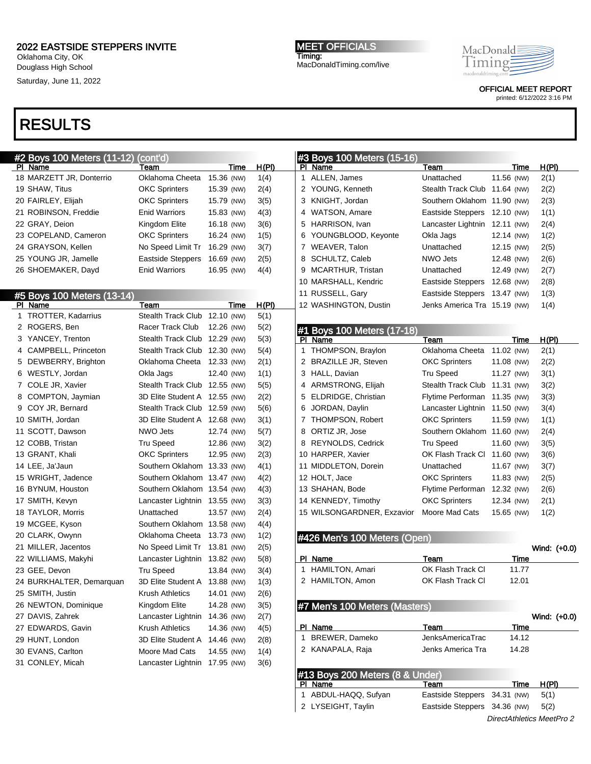# RESULTS

## #2 Boys 100 Meters (11-12) (cont'd)

| Pl | Name | Team | Time | H(Pl) |
|---|---|---|---|---|
| 18 | MARZETT JR, Donterrio | Oklahoma Cheeta | 15.36 (NW) | 1(4) |
| 19 | SHAW, Titus | OKC Sprinters | 15.39 (NW) | 2(4) |
| 20 | FAIRLEY, Elijah | OKC Sprinters | 15.79 (NW) | 3(5) |
| 21 | ROBINSON, Freddie | Enid Warriors | 15.83 (NW) | 4(3) |
| 22 | GRAY, Deion | Kingdom Elite | 16.18 (NW) | 3(6) |
| 23 | COPELAND, Cameron | OKC Sprinters | 16.24 (NW) | 1(5) |
| 24 | GRAYSON, Kellen | No Speed Limit Tr | 16.29 (NW) | 3(7) |
| 25 | YOUNG JR, Jamelle | Eastside Steppers | 16.69 (NW) | 2(5) |
| 26 | SHOEMAKER, Dayd | Enid Warriors | 16.95 (NW) | 4(4) |

## #5 Boys 100 Meters (13-14)

| Pl | Name | Team | Time | H(Pl) |
|---|---|---|---|---|
| 1 | TROTTER, Kadarrius | Stealth Track Club | 12.10 (NW) | 5(1) |
| 2 | ROGERS, Ben | Racer Track Club | 12.26 (NW) | 5(2) |
| 3 | YANCEY, Trenton | Stealth Track Club | 12.29 (NW) | 5(3) |
| 4 | CAMPBELL, Princeton | Stealth Track Club | 12.30 (NW) | 5(4) |
| 5 | DEWBERRY, Brighton | Oklahoma Cheeta | 12.33 (NW) | 2(1) |
| 6 | WESTLY, Jordan | Okla Jags | 12.40 (NW) | 1(1) |
| 7 | COLE JR, Xavier | Stealth Track Club | 12.55 (NW) | 5(5) |
| 8 | COMPTON, Jaymian | 3D Elite Student A | 12.55 (NW) | 2(2) |
| 9 | COY JR, Bernard | Stealth Track Club | 12.59 (NW) | 5(6) |
| 10 | SMITH, Jordan | 3D Elite Student A | 12.68 (NW) | 3(1) |
| 11 | SCOTT, Dawson | NWO Jets | 12.74 (NW) | 5(7) |
| 12 | COBB, Tristan | Tru Speed | 12.86 (NW) | 3(2) |
| 13 | GRANT, Khali | OKC Sprinters | 12.95 (NW) | 2(3) |
| 14 | LEE, Ja'Jaun | Southern Oklahom | 13.33 (NW) | 4(1) |
| 15 | WRIGHT, Jadence | Southern Oklahom | 13.47 (NW) | 4(2) |
| 16 | BYNUM, Houston | Southern Oklahom | 13.54 (NW) | 4(3) |
| 17 | SMITH, Kevyn | Lancaster Lightnin | 13.55 (NW) | 3(3) |
| 18 | TAYLOR, Morris | Unattached | 13.57 (NW) | 2(4) |
| 19 | MCGEE, Kyson | Southern Oklahom | 13.58 (NW) | 4(4) |
| 20 | CLARK, Owynn | Oklahoma Cheeta | 13.73 (NW) | 1(2) |
| 21 | MILLER, Jacentos | No Speed Limit Tr | 13.81 (NW) | 2(5) |
| 22 | WILLIAMS, Makyhi | Lancaster Lightnin | 13.82 (NW) | 5(8) |
| 23 | GEE, Devon | Tru Speed | 13.84 (NW) | 3(4) |
| 24 | BURKHALTER, Demarquan | 3D Elite Student A | 13.88 (NW) | 1(3) |
| 25 | SMITH, Justin | Krush Athletics | 14.01 (NW) | 2(6) |
| 26 | NEWTON, Dominique | Kingdom Elite | 14.28 (NW) | 3(5) |
| 27 | DAVIS, Zahrek | Lancaster Lightnin | 14.36 (NW) | 2(7) |
| 28 | EDWARDS, Gavin | Krush Athletics | 14.36 (NW) | 4(5) |
| 29 | HUNT, London | 3D Elite Student A | 14.46 (NW) | 2(8) |
| 30 | EVANS, Carlton | Moore Mad Cats | 14.55 (NW) | 1(4) |
| 31 | CONLEY, Micah | Lancaster Lightnin | 17.95 (NW) | 3(6) |

## #3 Boys 100 Meters (15-16)

| Pl | Name | Team | Time | H(Pl) |
|---|---|---|---|---|
| 1 | ALLEN, James | Unattached | 11.56 (NW) | 2(1) |
| 2 | YOUNG, Kenneth | Stealth Track Club | 11.64 (NW) | 2(2) |
| 3 | KNIGHT, Jordan | Southern Oklahom | 11.90 (NW) | 2(3) |
| 4 | WATSON, Amare | Eastside Steppers | 12.10 (NW) | 1(1) |
| 5 | HARRISON, Ivan | Lancaster Lightnin | 12.11 (NW) | 2(4) |
| 6 | YOUNGBLOOD, Keyonte | Okla Jags | 12.14 (NW) | 1(2) |
| 7 | WEAVER, Talon | Unattached | 12.15 (NW) | 2(5) |
| 8 | SCHULTZ, Caleb | NWO Jets | 12.48 (NW) | 2(6) |
| 9 | MCARTHUR, Tristan | Unattached | 12.49 (NW) | 2(7) |
| 10 | MARSHALL, Kendric | Eastside Steppers | 12.68 (NW) | 2(8) |
| 11 | RUSSELL, Gary | Eastside Steppers | 13.47 (NW) | 1(3) |
| 12 | WASHINGTON, Dustin | Jenks America Tra | 15.19 (NW) | 1(4) |

## #1 Boys 100 Meters (17-18)

| Pl | Name | Team | Time | H(Pl) |
|---|---|---|---|---|
| 1 | THOMPSON, Braylon | Oklahoma Cheeta | 11.02 (NW) | 2(1) |
| 2 | BRAZILLE JR, Steven | OKC Sprinters | 11.08 (NW) | 2(2) |
| 3 | HALL, Davian | Tru Speed | 11.27 (NW) | 3(1) |
| 4 | ARMSTRONG, Elijah | Stealth Track Club | 11.31 (NW) | 3(2) |
| 5 | ELDRIDGE, Christian | Flytime Performan | 11.35 (NW) | 3(3) |
| 6 | JORDAN, Daylin | Lancaster Lightnin | 11.50 (NW) | 3(4) |
| 7 | THOMPSON, Robert | OKC Sprinters | 11.59 (NW) | 1(1) |
| 8 | ORTIZ JR, Jose | Southern Oklahom | 11.60 (NW) | 2(4) |
| 8 | REYNOLDS, Cedrick | Tru Speed | 11.60 (NW) | 3(5) |
| 10 | HARPER, Xavier | OK Flash Track Cl | 11.60 (NW) | 3(6) |
| 11 | MIDDLETON, Dorein | Unattached | 11.67 (NW) | 3(7) |
| 12 | HOLT, Jace | OKC Sprinters | 11.83 (NW) | 2(5) |
| 13 | SHAHAN, Bode | Flytime Performan | 12.32 (NW) | 2(6) |
| 14 | KENNEDY, Timothy | OKC Sprinters | 12.34 (NW) | 2(1) |
| 15 | WILSONGARDNER, Exzavior | Moore Mad Cats | 15.65 (NW) | 1(2) |

## #426 Men's 100 Meters (Open)

Wind: (+0.0)

| Pl | Name | Team | Time |
|---|---|---|---|
| 1 | HAMILTON, Amari | OK Flash Track Cl | 11.77 |
| 2 | HAMILTON, Amon | OK Flash Track Cl | 12.01 |

## #7 Men's 100 Meters (Masters)

Wind: (+0.0)

| Pl | Name | Team | Time |
|---|---|---|---|
| 1 | BREWER, Dameko | JenksAmericaTrac | 14.12 |
| 2 | KANAPALA, Raja | Jenks America Tra | 14.28 |

## #13 Boys 200 Meters (8 & Under)

| Pl | Name | Team | Time | H(Pl) |
|---|---|---|---|---|
| 1 | ABDUL-HAQQ, Sufyan | Eastside Steppers | 34.31 (NW) | 5(1) |
| 2 | LYSEIGHT, Taylin | Eastside Steppers | 34.36 (NW) | 5(2) |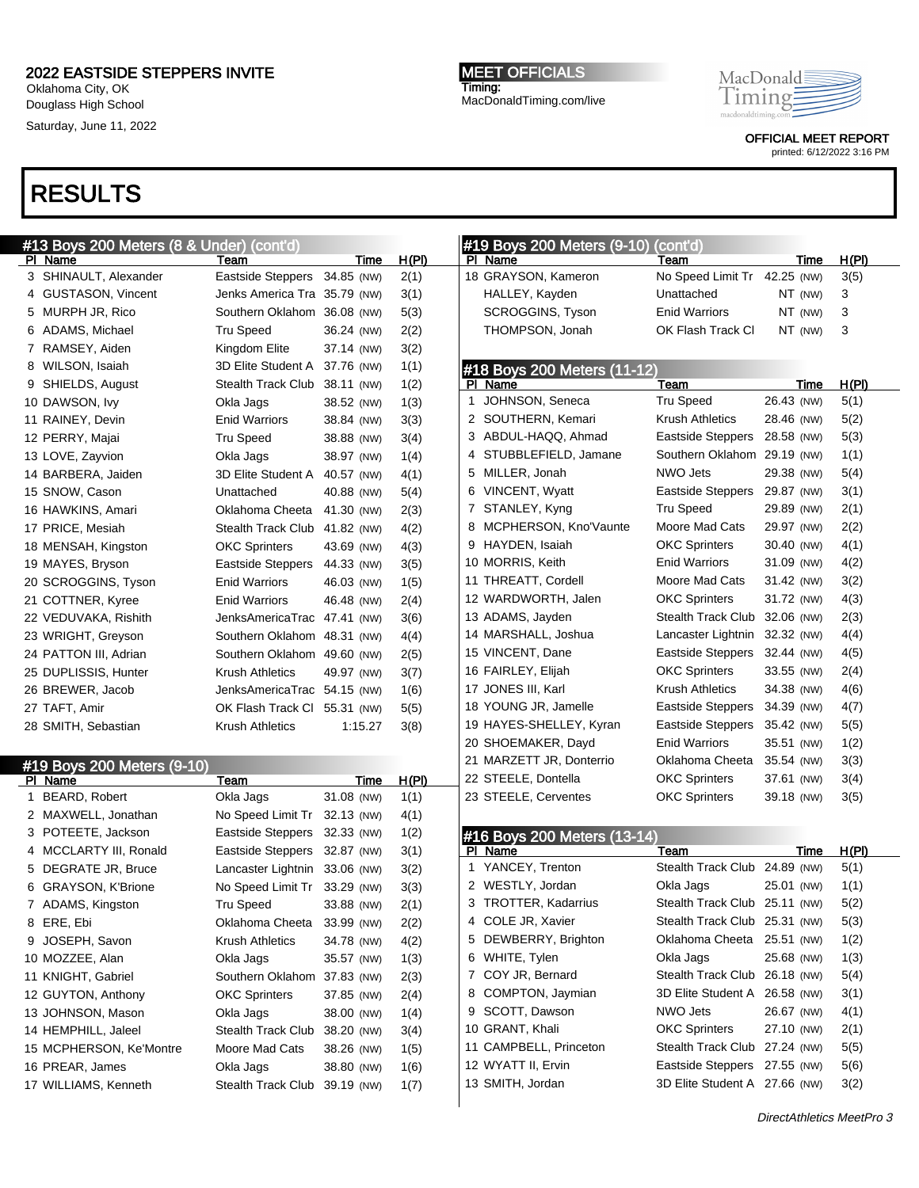# RESULTS

## #13 Boys 200 Meters (8 & Under) (cont'd)

| Pl | Name | Team | Time | | H(Pl) |
|---|---|---|---|---|---|
| 3 | SHINAULT, Alexander | Eastside Steppers | 34.85 | (NW) | 2(1) |
| 4 | GUSTASON, Vincent | Jenks America Tra | 35.79 | (NW) | 3(1) |
| 5 | MURPH JR, Rico | Southern Oklahom | 36.08 | (NW) | 5(3) |
| 6 | ADAMS, Michael | Tru Speed | 36.24 | (NW) | 2(2) |
| 7 | RAMSEY, Aiden | Kingdom Elite | 37.14 | (NW) | 3(2) |
| 8 | WILSON, Isaiah | 3D Elite Student A | 37.76 | (NW) | 1(1) |
| 9 | SHIELDS, August | Stealth Track Club | 38.11 | (NW) | 1(2) |
| 10 | DAWSON, Ivy | Okla Jags | 38.52 | (NW) | 1(3) |
| 11 | RAINEY, Devin | Enid Warriors | 38.84 | (NW) | 3(3) |
| 12 | PERRY, Majai | Tru Speed | 38.88 | (NW) | 3(4) |
| 13 | LOVE, Zayvion | Okla Jags | 38.97 | (NW) | 1(4) |
| 14 | BARBERA, Jaiden | 3D Elite Student A | 40.57 | (NW) | 4(1) |
| 15 | SNOW, Cason | Unattached | 40.88 | (NW) | 5(4) |
| 16 | HAWKINS, Amari | Oklahoma Cheeta | 41.30 | (NW) | 2(3) |
| 17 | PRICE, Mesiah | Stealth Track Club | 41.82 | (NW) | 4(2) |
| 18 | MENSAH, Kingston | OKC Sprinters | 43.69 | (NW) | 4(3) |
| 19 | MAYES, Bryson | Eastside Steppers | 44.33 | (NW) | 3(5) |
| 20 | SCROGGINS, Tyson | Enid Warriors | 46.03 | (NW) | 1(5) |
| 21 | COTTNER, Kyree | Enid Warriors | 46.48 | (NW) | 2(4) |
| 22 | VEDUVAKA, Rishith | JenksAmericaTrac | 47.41 | (NW) | 3(6) |
| 23 | WRIGHT, Greyson | Southern Oklahom | 48.31 | (NW) | 4(4) |
| 24 | PATTON III, Adrian | Southern Oklahom | 49.60 | (NW) | 2(5) |
| 25 | DUPLISSIS, Hunter | Krush Athletics | 49.97 | (NW) | 3(7) |
| 26 | BREWER, Jacob | JenksAmericaTrac | 54.15 | (NW) | 1(6) |
| 27 | TAFT, Amir | OK Flash Track Cl | 55.31 | (NW) | 5(5) |
| 28 | SMITH, Sebastian | Krush Athletics | 1:15.27 | | 3(8) |

## #19 Boys 200 Meters (9-10)

| Pl | Name | Team | Time | | H(Pl) |
|---|---|---|---|---|---|
| 1 | BEARD, Robert | Okla Jags | 31.08 | (NW) | 1(1) |
| 2 | MAXWELL, Jonathan | No Speed Limit Tr | 32.13 | (NW) | 4(1) |
| 3 | POTEETE, Jackson | Eastside Steppers | 32.33 | (NW) | 1(2) |
| 4 | MCCLARTY III, Ronald | Eastside Steppers | 32.87 | (NW) | 3(1) |
| 5 | DEGRATE JR, Bruce | Lancaster Lightnin | 33.06 | (NW) | 3(2) |
| 6 | GRAYSON, K'Brione | No Speed Limit Tr | 33.29 | (NW) | 3(3) |
| 7 | ADAMS, Kingston | Tru Speed | 33.88 | (NW) | 2(1) |
| 8 | ERE, Ebi | Oklahoma Cheeta | 33.99 | (NW) | 2(2) |
| 9 | JOSEPH, Savon | Krush Athletics | 34.78 | (NW) | 4(2) |
| 10 | MOZZEE, Alan | Okla Jags | 35.57 | (NW) | 1(3) |
| 11 | KNIGHT, Gabriel | Southern Oklahom | 37.83 | (NW) | 2(3) |
| 12 | GUYTON, Anthony | OKC Sprinters | 37.85 | (NW) | 2(4) |
| 13 | JOHNSON, Mason | Okla Jags | 38.00 | (NW) | 1(4) |
| 14 | HEMPHILL, Jaleel | Stealth Track Club | 38.20 | (NW) | 3(4) |
| 15 | MCPHERSON, Ke'Montre | Moore Mad Cats | 38.26 | (NW) | 1(5) |
| 16 | PREAR, James | Okla Jags | 38.80 | (NW) | 1(6) |
| 17 | WILLIAMS, Kenneth | Stealth Track Club | 39.19 | (NW) | 1(7) |
| 18 | GRAYSON, Kameron | No Speed Limit Tr | 42.25 | (NW) | 3(5) |
| | HALLEY, Kayden | Unattached | NT | (NW) | 3 |
| | SCROGGINS, Tyson | Enid Warriors | NT | (NW) | 3 |
| | THOMPSON, Jonah | OK Flash Track Cl | NT | (NW) | 3 |

## #18 Boys 200 Meters (11-12)

| Pl | Name | Team | Time | | H(Pl) |
|---|---|---|---|---|---|
| 1 | JOHNSON, Seneca | Tru Speed | 26.43 | (NW) | 5(1) |
| 2 | SOUTHERN, Kemari | Krush Athletics | 28.46 | (NW) | 5(2) |
| 3 | ABDUL-HAQQ, Ahmad | Eastside Steppers | 28.58 | (NW) | 5(3) |
| 4 | STUBBLEFIELD, Jamane | Southern Oklahom | 29.19 | (NW) | 1(1) |
| 5 | MILLER, Jonah | NWO Jets | 29.38 | (NW) | 5(4) |
| 6 | VINCENT, Wyatt | Eastside Steppers | 29.87 | (NW) | 3(1) |
| 7 | STANLEY, Kyng | Tru Speed | 29.89 | (NW) | 2(1) |
| 8 | MCPHERSON, Kno'Vaunte | Moore Mad Cats | 29.97 | (NW) | 2(2) |
| 9 | HAYDEN, Isaiah | OKC Sprinters | 30.40 | (NW) | 4(1) |
| 10 | MORRIS, Keith | Enid Warriors | 31.09 | (NW) | 4(2) |
| 11 | THREATT, Cordell | Moore Mad Cats | 31.42 | (NW) | 3(2) |
| 12 | WARDWORTH, Jalen | OKC Sprinters | 31.72 | (NW) | 4(3) |
| 13 | ADAMS, Jayden | Stealth Track Club | 32.06 | (NW) | 2(3) |
| 14 | MARSHALL, Joshua | Lancaster Lightnin | 32.32 | (NW) | 4(4) |
| 15 | VINCENT, Dane | Eastside Steppers | 32.44 | (NW) | 4(5) |
| 16 | FAIRLEY, Elijah | OKC Sprinters | 33.55 | (NW) | 2(4) |
| 17 | JONES III, Karl | Krush Athletics | 34.38 | (NW) | 4(6) |
| 18 | YOUNG JR, Jamelle | Eastside Steppers | 34.39 | (NW) | 4(7) |
| 19 | HAYES-SHELLEY, Kyran | Eastside Steppers | 35.42 | (NW) | 5(5) |
| 20 | SHOEMAKER, Dayd | Enid Warriors | 35.51 | (NW) | 1(2) |
| 21 | MARZETT JR, Donterrio | Oklahoma Cheeta | 35.54 | (NW) | 3(3) |
| 22 | STEELE, Dontella | OKC Sprinters | 37.61 | (NW) | 3(4) |
| 23 | STEELE, Cerventes | OKC Sprinters | 39.18 | (NW) | 3(5) |

## #16 Boys 200 Meters (13-14)

| Pl | Name | Team | Time | | H(Pl) |
|---|---|---|---|---|---|
| 1 | YANCEY, Trenton | Stealth Track Club | 24.89 | (NW) | 5(1) |
| 2 | WESTLY, Jordan | Okla Jags | 25.01 | (NW) | 1(1) |
| 3 | TROTTER, Kadarrius | Stealth Track Club | 25.11 | (NW) | 5(2) |
| 4 | COLE JR, Xavier | Stealth Track Club | 25.31 | (NW) | 5(3) |
| 5 | DEWBERRY, Brighton | Oklahoma Cheeta | 25.51 | (NW) | 1(2) |
| 6 | WHITE, Tylen | Okla Jags | 25.68 | (NW) | 1(3) |
| 7 | COY JR, Bernard | Stealth Track Club | 26.18 | (NW) | 5(4) |
| 8 | COMPTON, Jaymian | 3D Elite Student A | 26.58 | (NW) | 3(1) |
| 9 | SCOTT, Dawson | NWO Jets | 26.67 | (NW) | 4(1) |
| 10 | GRANT, Khali | OKC Sprinters | 27.10 | (NW) | 2(1) |
| 11 | CAMPBELL, Princeton | Stealth Track Club | 27.24 | (NW) | 5(5) |
| 12 | WYATT II, Ervin | Eastside Steppers | 27.55 | (NW) | 5(6) |
| 13 | SMITH, Jordan | 3D Elite Student A | 27.66 | (NW) | 3(2) |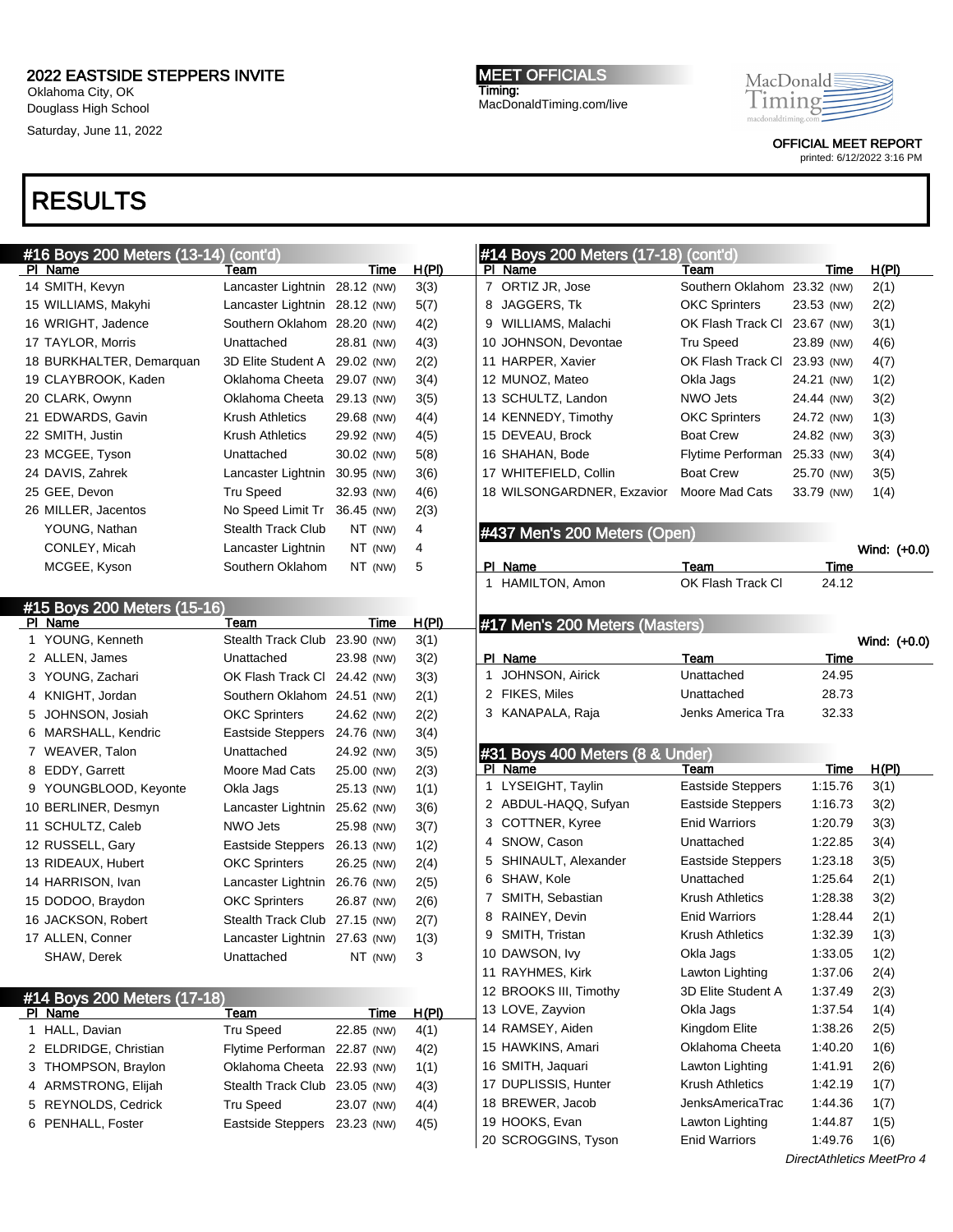## 2022 EASTSIDE STEPPERS INVITE

Oklahoma City, OK
Douglass High School
Saturday, June 11, 2022

MEET OFFICIALS
Timing:
MacDonaldTiming.com/live

OFFICIAL MEET REPORT
printed: 6/12/2022 3:16 PM

# RESULTS

### #16 Boys 200 Meters (13-14) (cont'd)

| Pl | Name | Team | Time | | H(Pl) |
|---|---|---|---|---|---|
| 14 | SMITH, Kevyn | Lancaster Lightnin | 28.12 | (NW) | 3(3) |
| 15 | WILLIAMS, Makyhi | Lancaster Lightnin | 28.12 | (NW) | 5(7) |
| 16 | WRIGHT, Jadence | Southern Oklahom | 28.20 | (NW) | 4(2) |
| 17 | TAYLOR, Morris | Unattached | 28.81 | (NW) | 4(3) |
| 18 | BURKHALTER, Demarquan | 3D Elite Student A | 29.02 | (NW) | 2(2) |
| 19 | CLAYBROOK, Kaden | Oklahoma Cheeta | 29.07 | (NW) | 3(4) |
| 20 | CLARK, Owynn | Oklahoma Cheeta | 29.13 | (NW) | 3(5) |
| 21 | EDWARDS, Gavin | Krush Athletics | 29.68 | (NW) | 4(4) |
| 22 | SMITH, Justin | Krush Athletics | 29.92 | (NW) | 4(5) |
| 23 | MCGEE, Tyson | Unattached | 30.02 | (NW) | 5(8) |
| 24 | DAVIS, Zahrek | Lancaster Lightnin | 30.95 | (NW) | 3(6) |
| 25 | GEE, Devon | Tru Speed | 32.93 | (NW) | 4(6) |
| 26 | MILLER, Jacentos | No Speed Limit Tr | 36.45 | (NW) | 2(3) |
| | YOUNG, Nathan | Stealth Track Club | NT | (NW) | 4 |
| | CONLEY, Micah | Lancaster Lightnin | NT | (NW) | 4 |
| | MCGEE, Kyson | Southern Oklahom | NT | (NW) | 5 |

### #15 Boys 200 Meters (15-16)

| Pl | Name | Team | Time | | H(Pl) |
|---|---|---|---|---|---|
| 1 | YOUNG, Kenneth | Stealth Track Club | 23.90 | (NW) | 3(1) |
| 2 | ALLEN, James | Unattached | 23.98 | (NW) | 3(2) |
| 3 | YOUNG, Zachari | OK Flash Track Cl | 24.42 | (NW) | 3(3) |
| 4 | KNIGHT, Jordan | Southern Oklahom | 24.51 | (NW) | 2(1) |
| 5 | JOHNSON, Josiah | OKC Sprinters | 24.62 | (NW) | 2(2) |
| 6 | MARSHALL, Kendric | Eastside Steppers | 24.76 | (NW) | 3(4) |
| 7 | WEAVER, Talon | Unattached | 24.92 | (NW) | 3(5) |
| 8 | EDDY, Garrett | Moore Mad Cats | 25.00 | (NW) | 2(3) |
| 9 | YOUNGBLOOD, Keyonte | Okla Jags | 25.13 | (NW) | 1(1) |
| 10 | BERLINER, Desmyn | Lancaster Lightnin | 25.62 | (NW) | 3(6) |
| 11 | SCHULTZ, Caleb | NWO Jets | 25.98 | (NW) | 3(7) |
| 12 | RUSSELL, Gary | Eastside Steppers | 26.13 | (NW) | 1(2) |
| 13 | RIDEAUX, Hubert | OKC Sprinters | 26.25 | (NW) | 2(4) |
| 14 | HARRISON, Ivan | Lancaster Lightnin | 26.76 | (NW) | 2(5) |
| 15 | DODOO, Braydon | OKC Sprinters | 26.87 | (NW) | 2(6) |
| 16 | JACKSON, Robert | Stealth Track Club | 27.15 | (NW) | 2(7) |
| 17 | ALLEN, Conner | Lancaster Lightnin | 27.63 | (NW) | 1(3) |
| | SHAW, Derek | Unattached | NT | (NW) | 3 |

### #14 Boys 200 Meters (17-18)

| Pl | Name | Team | Time | | H(Pl) |
|---|---|---|---|---|---|
| 1 | HALL, Davian | Tru Speed | 22.85 | (NW) | 4(1) |
| 2 | ELDRIDGE, Christian | Flytime Performan | 22.87 | (NW) | 4(2) |
| 3 | THOMPSON, Braylon | Oklahoma Cheeta | 22.93 | (NW) | 1(1) |
| 4 | ARMSTRONG, Elijah | Stealth Track Club | 23.05 | (NW) | 4(3) |
| 5 | REYNOLDS, Cedrick | Tru Speed | 23.07 | (NW) | 4(4) |
| 6 | PENHALL, Foster | Eastside Steppers | 23.23 | (NW) | 4(5) |
| 7 | ORTIZ JR, Jose | Southern Oklahom | 23.32 | (NW) | 2(1) |
| 8 | JAGGERS, Tk | OKC Sprinters | 23.53 | (NW) | 2(2) |
| 9 | WILLIAMS, Malachi | OK Flash Track Cl | 23.67 | (NW) | 3(1) |
| 10 | JOHNSON, Devontae | Tru Speed | 23.89 | (NW) | 4(6) |
| 11 | HARPER, Xavier | OK Flash Track Cl | 23.93 | (NW) | 4(7) |
| 12 | MUNOZ, Mateo | Okla Jags | 24.21 | (NW) | 1(2) |
| 13 | SCHULTZ, Landon | NWO Jets | 24.44 | (NW) | 3(2) |
| 14 | KENNEDY, Timothy | OKC Sprinters | 24.72 | (NW) | 1(3) |
| 15 | DEVEAU, Brock | Boat Crew | 24.82 | (NW) | 3(3) |
| 16 | SHAHAN, Bode | Flytime Performan | 25.33 | (NW) | 3(4) |
| 17 | WHITEFIELD, Collin | Boat Crew | 25.70 | (NW) | 3(5) |
| 18 | WILSONGARDNER, Exzavior | Moore Mad Cats | 33.79 | (NW) | 1(4) |

### #437 Men's 200 Meters (Open)

Wind: (+0.0)

| Pl | Name | Team | Time |
|---|---|---|---|
| 1 | HAMILTON, Amon | OK Flash Track Cl | 24.12 |

### #17 Men's 200 Meters (Masters)

Wind: (+0.0)

| Pl | Name | Team | Time |
|---|---|---|---|
| 1 | JOHNSON, Airick | Unattached | 24.95 |
| 2 | FIKES, Miles | Unattached | 28.73 |
| 3 | KANAPALA, Raja | Jenks America Tra | 32.33 |

### #31 Boys 400 Meters (8 & Under)

| Pl | Name | Team | Time | H(Pl) |
|---|---|---|---|---|
| 1 | LYSEIGHT, Taylin | Eastside Steppers | 1:15.76 | 3(1) |
| 2 | ABDUL-HAQQ, Sufyan | Eastside Steppers | 1:16.73 | 3(2) |
| 3 | COTTNER, Kyree | Enid Warriors | 1:20.79 | 3(3) |
| 4 | SNOW, Cason | Unattached | 1:22.85 | 3(4) |
| 5 | SHINAULT, Alexander | Eastside Steppers | 1:23.18 | 3(5) |
| 6 | SHAW, Kole | Unattached | 1:25.64 | 2(1) |
| 7 | SMITH, Sebastian | Krush Athletics | 1:28.38 | 3(2) |
| 8 | RAINEY, Devin | Enid Warriors | 1:28.44 | 2(1) |
| 9 | SMITH, Tristan | Krush Athletics | 1:32.39 | 1(3) |
| 10 | DAWSON, Ivy | Okla Jags | 1:33.05 | 1(2) |
| 11 | RAYHMES, Kirk | Lawton Lighting | 1:37.06 | 2(4) |
| 12 | BROOKS III, Timothy | 3D Elite Student A | 1:37.49 | 2(3) |
| 13 | LOVE, Zayvion | Okla Jags | 1:37.54 | 1(4) |
| 14 | RAMSEY, Aiden | Kingdom Elite | 1:38.26 | 2(5) |
| 15 | HAWKINS, Amari | Oklahoma Cheeta | 1:40.20 | 1(6) |
| 16 | SMITH, Jaquari | Lawton Lighting | 1:41.91 | 2(6) |
| 17 | DUPLISSIS, Hunter | Krush Athletics | 1:42.19 | 1(7) |
| 18 | BREWER, Jacob | JenksAmericaTrac | 1:44.36 | 1(7) |
| 19 | HOOKS, Evan | Lawton Lighting | 1:44.87 | 1(5) |
| 20 | SCROGGINS, Tyson | Enid Warriors | 1:49.76 | 1(6) |

*DirectAthletics MeetPro 4*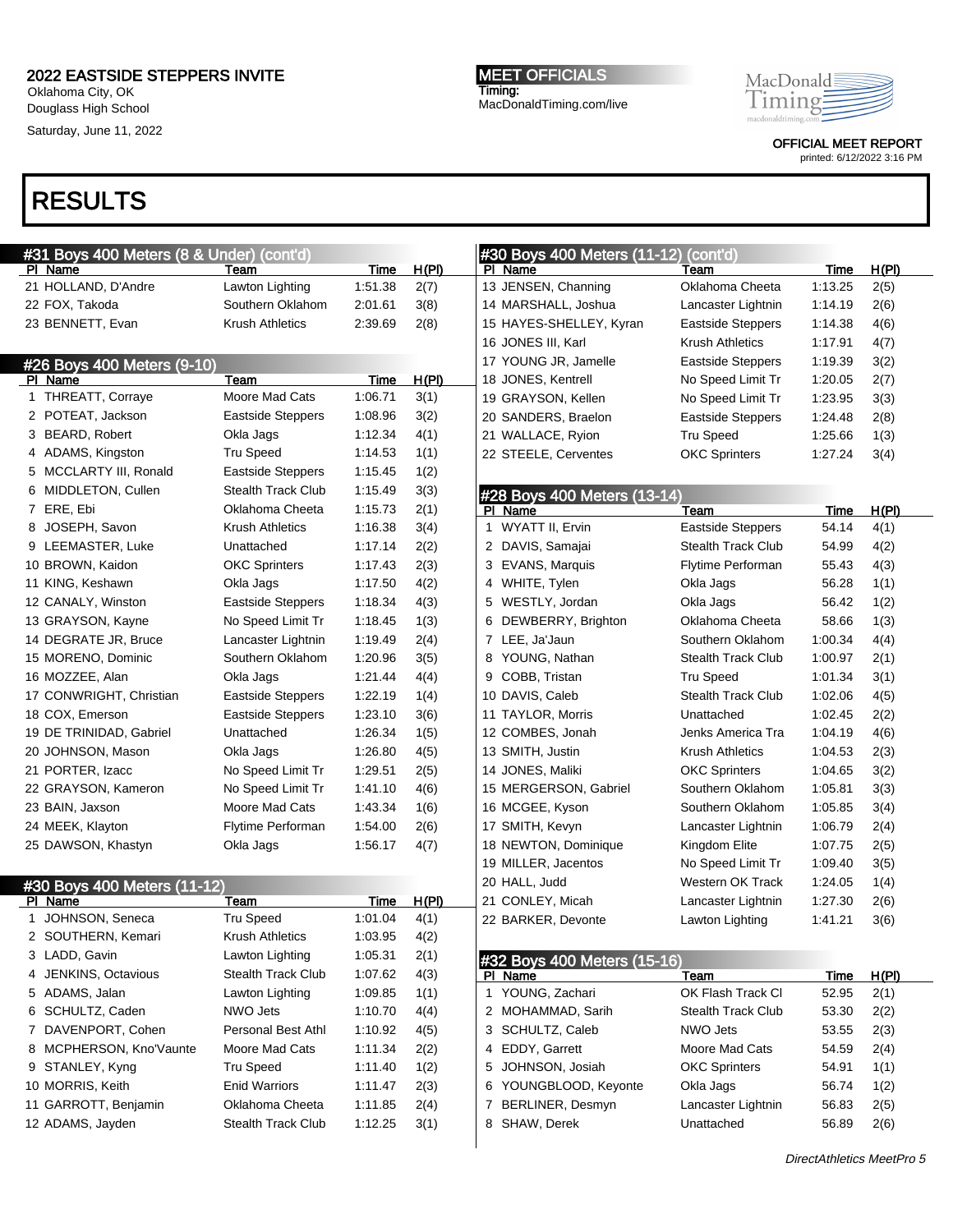# RESULTS

## #31 Boys 400 Meters (8 & Under) (cont'd)

| Pl | Name | Team | Time | H(Pl) |
|---|---|---|---|---|
| 21 | HOLLAND, D'Andre | Lawton Lighting | 1:51.38 | 2(7) |
| 22 | FOX, Takoda | Southern Oklahom | 2:01.61 | 3(8) |
| 23 | BENNETT, Evan | Krush Athletics | 2:39.69 | 2(8) |

## #26 Boys 400 Meters (9-10)

| Pl | Name | Team | Time | H(Pl) |
|---|---|---|---|---|
| 1 | THREATT, Corraye | Moore Mad Cats | 1:06.71 | 3(1) |
| 2 | POTEAT, Jackson | Eastside Steppers | 1:08.96 | 3(2) |
| 3 | BEARD, Robert | Okla Jags | 1:12.34 | 4(1) |
| 4 | ADAMS, Kingston | Tru Speed | 1:14.53 | 1(1) |
| 5 | MCCLARTY III, Ronald | Eastside Steppers | 1:15.45 | 1(2) |
| 6 | MIDDLETON, Cullen | Stealth Track Club | 1:15.49 | 3(3) |
| 7 | ERE, Ebi | Oklahoma Cheeta | 1:15.73 | 2(1) |
| 8 | JOSEPH, Savon | Krush Athletics | 1:16.38 | 3(4) |
| 9 | LEEMASTER, Luke | Unattached | 1:17.14 | 2(2) |
| 10 | BROWN, Kaidon | OKC Sprinters | 1:17.43 | 2(3) |
| 11 | KING, Keshawn | Okla Jags | 1:17.50 | 4(2) |
| 12 | CANALY, Winston | Eastside Steppers | 1:18.34 | 4(3) |
| 13 | GRAYSON, Kayne | No Speed Limit Tr | 1:18.45 | 1(3) |
| 14 | DEGRATE JR, Bruce | Lancaster Lightnin | 1:19.49 | 2(4) |
| 15 | MORENO, Dominic | Southern Oklahom | 1:20.96 | 3(5) |
| 16 | MOZZEE, Alan | Okla Jags | 1:21.44 | 4(4) |
| 17 | CONWRIGHT, Christian | Eastside Steppers | 1:22.19 | 1(4) |
| 18 | COX, Emerson | Eastside Steppers | 1:23.10 | 3(6) |
| 19 | DE TRINIDAD, Gabriel | Unattached | 1:26.34 | 1(5) |
| 20 | JOHNSON, Mason | Okla Jags | 1:26.80 | 4(5) |
| 21 | PORTER, Izacc | No Speed Limit Tr | 1:29.51 | 2(5) |
| 22 | GRAYSON, Kameron | No Speed Limit Tr | 1:41.10 | 4(6) |
| 23 | BAIN, Jaxson | Moore Mad Cats | 1:43.34 | 1(6) |
| 24 | MEEK, Klayton | Flytime Performan | 1:54.00 | 2(6) |
| 25 | DAWSON, Khastyn | Okla Jags | 1:56.17 | 4(7) |

## #30 Boys 400 Meters (11-12)

| Pl | Name | Team | Time | H(Pl) |
|---|---|---|---|---|
| 1 | JOHNSON, Seneca | Tru Speed | 1:01.04 | 4(1) |
| 2 | SOUTHERN, Kemari | Krush Athletics | 1:03.95 | 4(2) |
| 3 | LADD, Gavin | Lawton Lighting | 1:05.31 | 2(1) |
| 4 | JENKINS, Octavious | Stealth Track Club | 1:07.62 | 4(3) |
| 5 | ADAMS, Jalan | Lawton Lighting | 1:09.85 | 1(1) |
| 6 | SCHULTZ, Caden | NWO Jets | 1:10.70 | 4(4) |
| 7 | DAVENPORT, Cohen | Personal Best Athl | 1:10.92 | 4(5) |
| 8 | MCPHERSON, Kno'Vaunte | Moore Mad Cats | 1:11.34 | 2(2) |
| 9 | STANLEY, Kyng | Tru Speed | 1:11.40 | 1(2) |
| 10 | MORRIS, Keith | Enid Warriors | 1:11.47 | 2(3) |
| 11 | GARROTT, Benjamin | Oklahoma Cheeta | 1:11.85 | 2(4) |
| 12 | ADAMS, Jayden | Stealth Track Club | 1:12.25 | 3(1) |
| 13 | JENSEN, Channing | Oklahoma Cheeta | 1:13.25 | 2(5) |
| 14 | MARSHALL, Joshua | Lancaster Lightnin | 1:14.19 | 2(6) |
| 15 | HAYES-SHELLEY, Kyran | Eastside Steppers | 1:14.38 | 4(6) |
| 16 | JONES III, Karl | Krush Athletics | 1:17.91 | 4(7) |
| 17 | YOUNG JR, Jamelle | Eastside Steppers | 1:19.39 | 3(2) |
| 18 | JONES, Kentrell | No Speed Limit Tr | 1:20.05 | 2(7) |
| 19 | GRAYSON, Kellen | No Speed Limit Tr | 1:23.95 | 3(3) |
| 20 | SANDERS, Braelon | Eastside Steppers | 1:24.48 | 2(8) |
| 21 | WALLACE, Ryion | Tru Speed | 1:25.66 | 1(3) |
| 22 | STEELE, Cerventes | OKC Sprinters | 1:27.24 | 3(4) |

## #28 Boys 400 Meters (13-14)

| Pl | Name | Team | Time | H(Pl) |
|---|---|---|---|---|
| 1 | WYATT II, Ervin | Eastside Steppers | 54.14 | 4(1) |
| 2 | DAVIS, Samajai | Stealth Track Club | 54.99 | 4(2) |
| 3 | EVANS, Marquis | Flytime Performan | 55.43 | 4(3) |
| 4 | WHITE, Tylen | Okla Jags | 56.28 | 1(1) |
| 5 | WESTLY, Jordan | Okla Jags | 56.42 | 1(2) |
| 6 | DEWBERRY, Brighton | Oklahoma Cheeta | 58.66 | 1(3) |
| 7 | LEE, Ja'Jaun | Southern Oklahom | 1:00.34 | 4(4) |
| 8 | YOUNG, Nathan | Stealth Track Club | 1:00.97 | 2(1) |
| 9 | COBB, Tristan | Tru Speed | 1:01.34 | 3(1) |
| 10 | DAVIS, Caleb | Stealth Track Club | 1:02.06 | 4(5) |
| 11 | TAYLOR, Morris | Unattached | 1:02.45 | 2(2) |
| 12 | COMBES, Jonah | Jenks America Tra | 1:04.19 | 4(6) |
| 13 | SMITH, Justin | Krush Athletics | 1:04.53 | 2(3) |
| 14 | JONES, Maliki | OKC Sprinters | 1:04.65 | 3(2) |
| 15 | MERGERSON, Gabriel | Southern Oklahom | 1:05.81 | 3(3) |
| 16 | MCGEE, Kyson | Southern Oklahom | 1:05.85 | 3(4) |
| 17 | SMITH, Kevyn | Lancaster Lightnin | 1:06.79 | 2(4) |
| 18 | NEWTON, Dominique | Kingdom Elite | 1:07.75 | 2(5) |
| 19 | MILLER, Jacentos | No Speed Limit Tr | 1:09.40 | 3(5) |
| 20 | HALL, Judd | Western OK Track | 1:24.05 | 1(4) |
| 21 | CONLEY, Micah | Lancaster Lightnin | 1:27.30 | 2(6) |
| 22 | BARKER, Devonte | Lawton Lighting | 1:41.21 | 3(6) |

## #32 Boys 400 Meters (15-16)

| Pl | Name | Team | Time | H(Pl) |
|---|---|---|---|---|
| 1 | YOUNG, Zachari | OK Flash Track Cl | 52.95 | 2(1) |
| 2 | MOHAMMAD, Sarih | Stealth Track Club | 53.30 | 2(2) |
| 3 | SCHULTZ, Caleb | NWO Jets | 53.55 | 2(3) |
| 4 | EDDY, Garrett | Moore Mad Cats | 54.59 | 2(4) |
| 5 | JOHNSON, Josiah | OKC Sprinters | 54.91 | 1(1) |
| 6 | YOUNGBLOOD, Keyonte | Okla Jags | 56.74 | 1(2) |
| 7 | BERLINER, Desmyn | Lancaster Lightnin | 56.83 | 2(5) |
| 8 | SHAW, Derek | Unattached | 56.89 | 2(6) |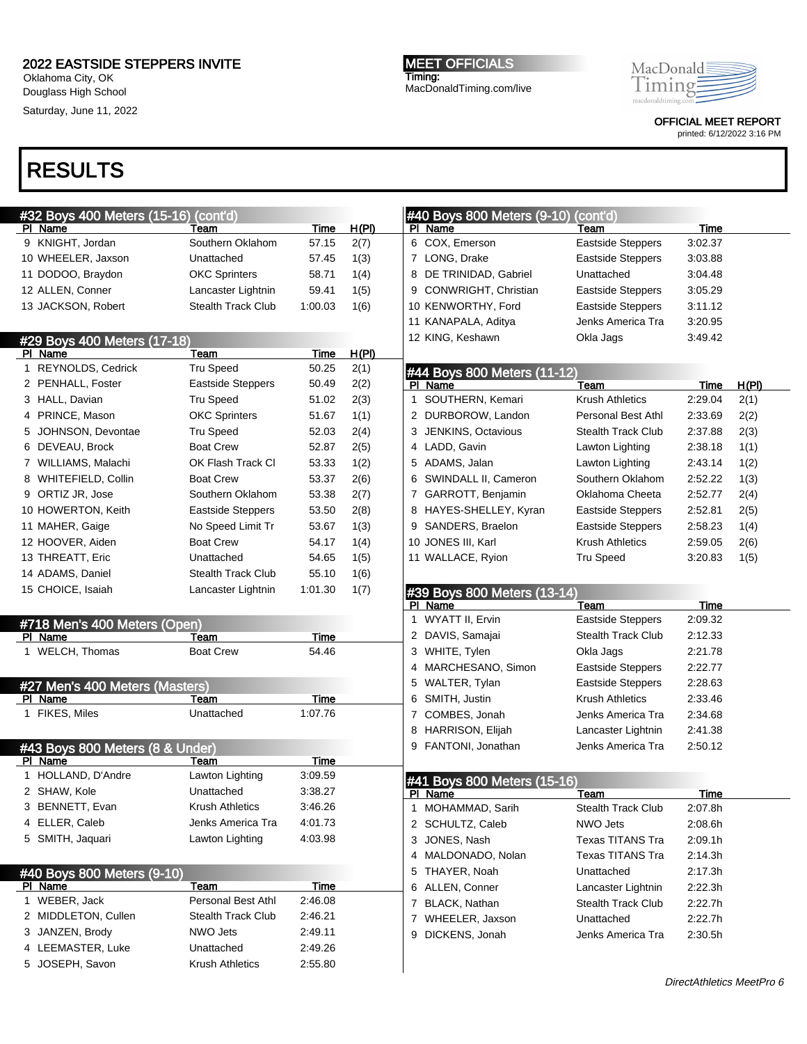# RESULTS

### #32 Boys 400 Meters (15-16) (cont'd)

| Pl | Name | Team | Time | H(Pl) |
|---|---|---|---|---|
| 9 | KNIGHT, Jordan | Southern Oklahom | 57.15 | 2(7) |
| 10 | WHEELER, Jaxson | Unattached | 57.45 | 1(3) |
| 11 | DODOO, Braydon | OKC Sprinters | 58.71 | 1(4) |
| 12 | ALLEN, Conner | Lancaster Lightnin | 59.41 | 1(5) |
| 13 | JACKSON, Robert | Stealth Track Club | 1:00.03 | 1(6) |

### #29 Boys 400 Meters (17-18)

| Pl | Name | Team | Time | H(Pl) |
|---|---|---|---|---|
| 1 | REYNOLDS, Cedrick | Tru Speed | 50.25 | 2(1) |
| 2 | PENHALL, Foster | Eastside Steppers | 50.49 | 2(2) |
| 3 | HALL, Davian | Tru Speed | 51.02 | 2(3) |
| 4 | PRINCE, Mason | OKC Sprinters | 51.67 | 1(1) |
| 5 | JOHNSON, Devontae | Tru Speed | 52.03 | 2(4) |
| 6 | DEVEAU, Brock | Boat Crew | 52.87 | 2(5) |
| 7 | WILLIAMS, Malachi | OK Flash Track Cl | 53.33 | 1(2) |
| 8 | WHITEFIELD, Collin | Boat Crew | 53.37 | 2(6) |
| 9 | ORTIZ JR, Jose | Southern Oklahom | 53.38 | 2(7) |
| 10 | HOWERTON, Keith | Eastside Steppers | 53.50 | 2(8) |
| 11 | MAHER, Gaige | No Speed Limit Tr | 53.67 | 1(3) |
| 12 | HOOVER, Aiden | Boat Crew | 54.17 | 1(4) |
| 13 | THREATT, Eric | Unattached | 54.65 | 1(5) |
| 14 | ADAMS, Daniel | Stealth Track Club | 55.10 | 1(6) |
| 15 | CHOICE, Isaiah | Lancaster Lightnin | 1:01.30 | 1(7) |

### #718 Men's 400 Meters (Open)

| Pl | Name | Team | Time |
|---|---|---|---|
| 1 | WELCH, Thomas | Boat Crew | 54.46 |

### #27 Men's 400 Meters (Masters)

| Pl | Name | Team | Time |
|---|---|---|---|
| 1 | FIKES, Miles | Unattached | 1:07.76 |

### #43 Boys 800 Meters (8 & Under)

| Pl | Name | Team | Time |
|---|---|---|---|
| 1 | HOLLAND, D'Andre | Lawton Lighting | 3:09.59 |
| 2 | SHAW, Kole | Unattached | 3:38.27 |
| 3 | BENNETT, Evan | Krush Athletics | 3:46.26 |
| 4 | ELLER, Caleb | Jenks America Tra | 4:01.73 |
| 5 | SMITH, Jaquari | Lawton Lighting | 4:03.98 |

### #40 Boys 800 Meters (9-10)

| Pl | Name | Team | Time |
|---|---|---|---|
| 1 | WEBER, Jack | Personal Best Athl | 2:46.08 |
| 2 | MIDDLETON, Cullen | Stealth Track Club | 2:46.21 |
| 3 | JANZEN, Brody | NWO Jets | 2:49.11 |
| 4 | LEEMASTER, Luke | Unattached | 2:49.26 |
| 5 | JOSEPH, Savon | Krush Athletics | 2:55.80 |
| 6 | COX, Emerson | Eastside Steppers | 3:02.37 |
| 7 | LONG, Drake | Eastside Steppers | 3:03.88 |
| 8 | DE TRINIDAD, Gabriel | Unattached | 3:04.48 |
| 9 | CONWRIGHT, Christian | Eastside Steppers | 3:05.29 |
| 10 | KENWORTHY, Ford | Eastside Steppers | 3:11.12 |
| 11 | KANAPALA, Aditya | Jenks America Tra | 3:20.95 |
| 12 | KING, Keshawn | Okla Jags | 3:49.42 |

### #44 Boys 800 Meters (11-12)

| Pl | Name | Team | Time | H(Pl) |
|---|---|---|---|---|
| 1 | SOUTHERN, Kemari | Krush Athletics | 2:29.04 | 2(1) |
| 2 | DURBOROW, Landon | Personal Best Athl | 2:33.69 | 2(2) |
| 3 | JENKINS, Octavious | Stealth Track Club | 2:37.88 | 2(3) |
| 4 | LADD, Gavin | Lawton Lighting | 2:38.18 | 1(1) |
| 5 | ADAMS, Jalan | Lawton Lighting | 2:43.14 | 1(2) |
| 6 | SWINDALL II, Cameron | Southern Oklahom | 2:52.22 | 1(3) |
| 7 | GARROTT, Benjamin | Oklahoma Cheeta | 2:52.77 | 2(4) |
| 8 | HAYES-SHELLEY, Kyran | Eastside Steppers | 2:52.81 | 2(5) |
| 9 | SANDERS, Braelon | Eastside Steppers | 2:58.23 | 1(4) |
| 10 | JONES III, Karl | Krush Athletics | 2:59.05 | 2(6) |
| 11 | WALLACE, Ryion | Tru Speed | 3:20.83 | 1(5) |

### #39 Boys 800 Meters (13-14)

| Pl | Name | Team | Time |
|---|---|---|---|
| 1 | WYATT II, Ervin | Eastside Steppers | 2:09.32 |
| 2 | DAVIS, Samajai | Stealth Track Club | 2:12.33 |
| 3 | WHITE, Tylen | Okla Jags | 2:21.78 |
| 4 | MARCHESANO, Simon | Eastside Steppers | 2:22.77 |
| 5 | WALTER, Tylan | Eastside Steppers | 2:28.63 |
| 6 | SMITH, Justin | Krush Athletics | 2:33.46 |
| 7 | COMBES, Jonah | Jenks America Tra | 2:34.68 |
| 8 | HARRISON, Elijah | Lancaster Lightnin | 2:41.38 |
| 9 | FANTONI, Jonathan | Jenks America Tra | 2:50.12 |

### #41 Boys 800 Meters (15-16)

| Pl | Name | Team | Time |
|---|---|---|---|
| 1 | MOHAMMAD, Sarih | Stealth Track Club | 2:07.8h |
| 2 | SCHULTZ, Caleb | NWO Jets | 2:08.6h |
| 3 | JONES, Nash | Texas TITANS Tra | 2:09.1h |
| 4 | MALDONADO, Nolan | Texas TITANS Tra | 2:14.3h |
| 5 | THAYER, Noah | Unattached | 2:17.3h |
| 6 | ALLEN, Conner | Lancaster Lightnin | 2:22.3h |
| 7 | BLACK, Nathan | Stealth Track Club | 2:22.7h |
| 7 | WHEELER, Jaxson | Unattached | 2:22.7h |
| 9 | DICKENS, Jonah | Jenks America Tra | 2:30.5h |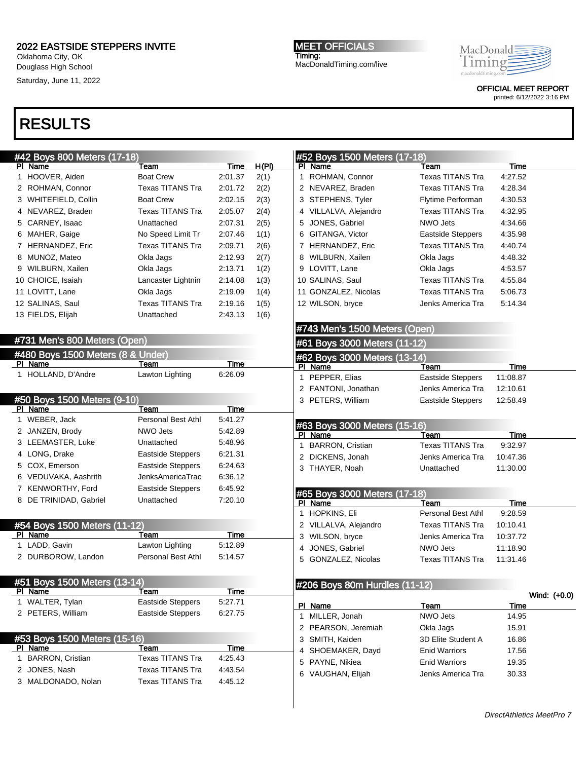# 2022 EASTSIDE STEPPERS INVITE

Oklahoma City, OK
Douglass High School
Saturday, June 11, 2022

MEET OFFICIALS
Timing:
MacDonaldTiming.com/live

OFFICIAL MEET REPORT
printed: 6/12/2022 3:16 PM

# RESULTS

## #42 Boys 800 Meters (17-18)

| Pl | Name | Team | Time | H(Pl) |
|---|---|---|---|---|
| 1 | HOOVER, Aiden | Boat Crew | 2:01.37 | 2(1) |
| 2 | ROHMAN, Connor | Texas TITANS Tra | 2:01.72 | 2(2) |
| 3 | WHITEFIELD, Collin | Boat Crew | 2:02.15 | 2(3) |
| 4 | NEVAREZ, Braden | Texas TITANS Tra | 2:05.07 | 2(4) |
| 5 | CARNEY, Isaac | Unattached | 2:07.31 | 2(5) |
| 6 | MAHER, Gaige | No Speed Limit Tr | 2:07.46 | 1(1) |
| 7 | HERNANDEZ, Eric | Texas TITANS Tra | 2:09.71 | 2(6) |
| 8 | MUNOZ, Mateo | Okla Jags | 2:12.93 | 2(7) |
| 9 | WILBURN, Xailen | Okla Jags | 2:13.71 | 1(2) |
| 10 | CHOICE, Isaiah | Lancaster Lightnin | 2:14.08 | 1(3) |
| 11 | LOVITT, Lane | Okla Jags | 2:19.09 | 1(4) |
| 12 | SALINAS, Saul | Texas TITANS Tra | 2:19.16 | 1(5) |
| 13 | FIELDS, Elijah | Unattached | 2:43.13 | 1(6) |

## #731 Men's 800 Meters (Open)

## #480 Boys 1500 Meters (8 & Under)

| Pl | Name | Team | Time |
|---|---|---|---|
| 1 | HOLLAND, D'Andre | Lawton Lighting | 6:26.09 |

## #50 Boys 1500 Meters (9-10)

| Pl | Name | Team | Time |
|---|---|---|---|
| 1 | WEBER, Jack | Personal Best Athl | 5:41.27 |
| 2 | JANZEN, Brody | NWO Jets | 5:42.89 |
| 3 | LEEMASTER, Luke | Unattached | 5:48.96 |
| 4 | LONG, Drake | Eastside Steppers | 6:21.31 |
| 5 | COX, Emerson | Eastside Steppers | 6:24.63 |
| 6 | VEDUVAKA, Aashrith | JenksAmericaTrac | 6:36.12 |
| 7 | KENWORTHY, Ford | Eastside Steppers | 6:45.92 |
| 8 | DE TRINIDAD, Gabriel | Unattached | 7:20.10 |

## #54 Boys 1500 Meters (11-12)

| Pl | Name | Team | Time |
|---|---|---|---|
| 1 | LADD, Gavin | Lawton Lighting | 5:12.89 |
| 2 | DURBOROW, Landon | Personal Best Athl | 5:14.57 |

## #51 Boys 1500 Meters (13-14)

| Pl | Name | Team | Time |
|---|---|---|---|
| 1 | WALTER, Tylan | Eastside Steppers | 5:27.71 |
| 2 | PETERS, William | Eastside Steppers | 6:27.75 |

## #53 Boys 1500 Meters (15-16)

| Pl | Name | Team | Time |
|---|---|---|---|
| 1 | BARRON, Cristian | Texas TITANS Tra | 4:25.43 |
| 2 | JONES, Nash | Texas TITANS Tra | 4:43.54 |
| 3 | MALDONADO, Nolan | Texas TITANS Tra | 4:45.12 |

## #52 Boys 1500 Meters (17-18)

| Pl | Name | Team | Time |
|---|---|---|---|
| 1 | ROHMAN, Connor | Texas TITANS Tra | 4:27.52 |
| 2 | NEVAREZ, Braden | Texas TITANS Tra | 4:28.34 |
| 3 | STEPHENS, Tyler | Flytime Performan | 4:30.53 |
| 4 | VILLALVA, Alejandro | Texas TITANS Tra | 4:32.95 |
| 5 | JONES, Gabriel | NWO Jets | 4:34.66 |
| 6 | GITANGA, Victor | Eastside Steppers | 4:35.98 |
| 7 | HERNANDEZ, Eric | Texas TITANS Tra | 4:40.74 |
| 8 | WILBURN, Xailen | Okla Jags | 4:48.32 |
| 9 | LOVITT, Lane | Okla Jags | 4:53.57 |
| 10 | SALINAS, Saul | Texas TITANS Tra | 4:55.84 |
| 11 | GONZALEZ, Nicolas | Texas TITANS Tra | 5:06.73 |
| 12 | WILSON, bryce | Jenks America Tra | 5:14.34 |

## #743 Men's 1500 Meters (Open)

## #61 Boys 3000 Meters (11-12)

## #62 Boys 3000 Meters (13-14)

| Pl | Name | Team | Time |
|---|---|---|---|
| 1 | PEPPER, Elias | Eastside Steppers | 11:08.87 |
| 2 | FANTONI, Jonathan | Jenks America Tra | 12:10.61 |
| 3 | PETERS, William | Eastside Steppers | 12:58.49 |

## #63 Boys 3000 Meters (15-16)

| Pl | Name | Team | Time |
|---|---|---|---|
| 1 | BARRON, Cristian | Texas TITANS Tra | 9:32.97 |
| 2 | DICKENS, Jonah | Jenks America Tra | 10:47.36 |
| 3 | THAYER, Noah | Unattached | 11:30.00 |

## #65 Boys 3000 Meters (17-18)

| Pl | Name | Team | Time |
|---|---|---|---|
| 1 | HOPKINS, Eli | Personal Best Athl | 9:28.59 |
| 2 | VILLALVA, Alejandro | Texas TITANS Tra | 10:10.41 |
| 3 | WILSON, bryce | Jenks America Tra | 10:37.72 |
| 4 | JONES, Gabriel | NWO Jets | 11:18.90 |
| 5 | GONZALEZ, Nicolas | Texas TITANS Tra | 11:31.46 |

## #206 Boys 80m Hurdles (11-12)

Wind: (+0.0)

| Pl | Name | Team | Time |
|---|---|---|---|
| 1 | MILLER, Jonah | NWO Jets | 14.95 |
| 2 | PEARSON, Jeremiah | Okla Jags | 15.91 |
| 3 | SMITH, Kaiden | 3D Elite Student A | 16.86 |
| 4 | SHOEMAKER, Dayd | Enid Warriors | 17.56 |
| 5 | PAYNE, Nikiea | Enid Warriors | 19.35 |
| 6 | VAUGHAN, Elijah | Jenks America Tra | 30.33 |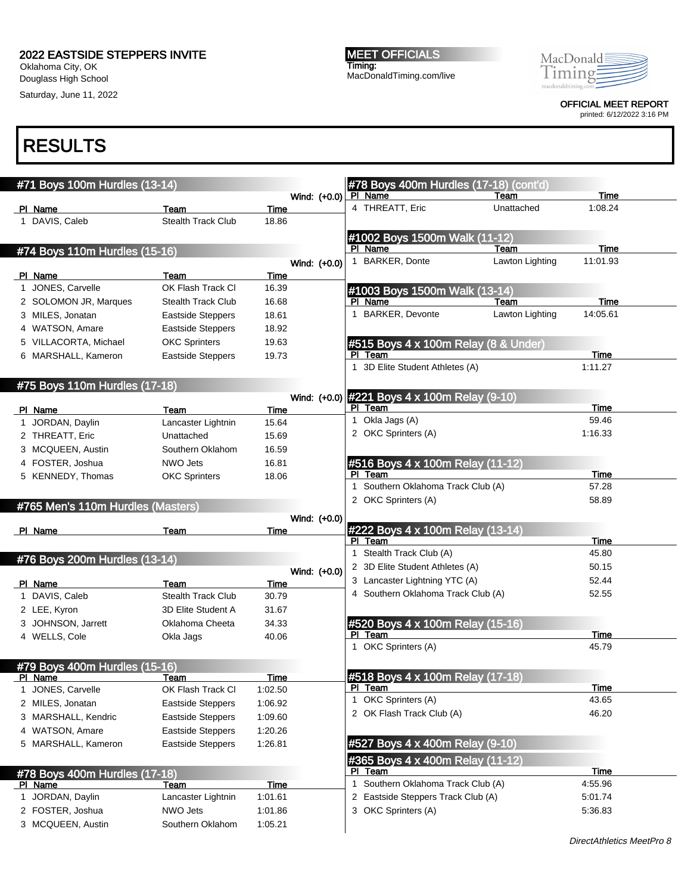# RESULTS

## #71 Boys 100m Hurdles (13-14)

Wind: (+0.0)

| Pl | Name | Team | Time |
|---|---|---|---|
| 1 | DAVIS, Caleb | Stealth Track Club | 18.86 |

## #74 Boys 110m Hurdles (15-16)

Wind: (+0.0)

| Pl | Name | Team | Time |
|---|---|---|---|
| 1 | JONES, Carvelle | OK Flash Track Cl | 16.39 |
| 2 | SOLOMON JR, Marques | Stealth Track Club | 16.68 |
| 3 | MILES, Jonatan | Eastside Steppers | 18.61 |
| 4 | WATSON, Amare | Eastside Steppers | 18.92 |
| 5 | VILLACORTA, Michael | OKC Sprinters | 19.63 |
| 6 | MARSHALL, Kameron | Eastside Steppers | 19.73 |

## #75 Boys 110m Hurdles (17-18)

Wind: (+0.0)

| Pl | Name | Team | Time |
|---|---|---|---|
| 1 | JORDAN, Daylin | Lancaster Lightnin | 15.64 |
| 2 | THREATT, Eric | Unattached | 15.69 |
| 3 | MCQUEEN, Austin | Southern Oklahom | 16.59 |
| 4 | FOSTER, Joshua | NWO Jets | 16.81 |
| 5 | KENNEDY, Thomas | OKC Sprinters | 18.06 |

## #765 Men's 110m Hurdles (Masters)

Wind: (+0.0)

| Pl | Name | Team | Time |
|---|---|---|---|

## #76 Boys 200m Hurdles (13-14)

Wind: (+0.0)

| Pl | Name | Team | Time |
|---|---|---|---|
| 1 | DAVIS, Caleb | Stealth Track Club | 30.79 |
| 2 | LEE, Kyron | 3D Elite Student A | 31.67 |
| 3 | JOHNSON, Jarrett | Oklahoma Cheeta | 34.33 |
| 4 | WELLS, Cole | Okla Jags | 40.06 |

## #79 Boys 400m Hurdles (15-16)

| Pl | Name | Team | Time |
|---|---|---|---|
| 1 | JONES, Carvelle | OK Flash Track Cl | 1:02.50 |
| 2 | MILES, Jonatan | Eastside Steppers | 1:06.92 |
| 3 | MARSHALL, Kendric | Eastside Steppers | 1:09.60 |
| 4 | WATSON, Amare | Eastside Steppers | 1:20.26 |
| 5 | MARSHALL, Kameron | Eastside Steppers | 1:26.81 |

## #78 Boys 400m Hurdles (17-18)

| Pl | Name | Team | Time |
|---|---|---|---|
| 1 | JORDAN, Daylin | Lancaster Lightnin | 1:01.61 |
| 2 | FOSTER, Joshua | NWO Jets | 1:01.86 |
| 3 | MCQUEEN, Austin | Southern Oklahom | 1:05.21 |
| 4 | THREATT, Eric | Unattached | 1:08.24 |

## #1002 Boys 1500m Walk (11-12)

| Pl | Name | Team | Time |
|---|---|---|---|
| 1 | BARKER, Donte | Lawton Lighting | 11:01.93 |

## #1003 Boys 1500m Walk (13-14)

| Pl | Name | Team | Time |
|---|---|---|---|
| 1 | BARKER, Devonte | Lawton Lighting | 14:05.61 |

## #515 Boys 4 x 100m Relay (8 & Under)

| Pl | Team | Time |
|---|---|---|
| 1 | 3D Elite Student Athletes (A) | 1:11.27 |

## #221 Boys 4 x 100m Relay (9-10)

| Pl | Team | Time |
|---|---|---|
| 1 | Okla Jags (A) | 59.46 |
| 2 | OKC Sprinters (A) | 1:16.33 |

## #516 Boys 4 x 100m Relay (11-12)

| Pl | Team | Time |
|---|---|---|
| 1 | Southern Oklahoma Track Club (A) | 57.28 |
| 2 | OKC Sprinters (A) | 58.89 |

## #222 Boys 4 x 100m Relay (13-14)

| Pl | Team | Time |
|---|---|---|
| 1 | Stealth Track Club (A) | 45.80 |
| 2 | 3D Elite Student Athletes (A) | 50.15 |
| 3 | Lancaster Lightning YTC (A) | 52.44 |
| 4 | Southern Oklahoma Track Club (A) | 52.55 |

## #520 Boys 4 x 100m Relay (15-16)

| Pl | Team | Time |
|---|---|---|
| 1 | OKC Sprinters (A) | 45.79 |

## #518 Boys 4 x 100m Relay (17-18)

| Pl | Team | Time |
|---|---|---|
| 1 | OKC Sprinters (A) | 43.65 |
| 2 | OK Flash Track Club (A) | 46.20 |

## #527 Boys 4 x 400m Relay (9-10)

## #365 Boys 4 x 400m Relay (11-12)

| Pl | Team | Time |
|---|---|---|
| 1 | Southern Oklahoma Track Club (A) | 4:55.96 |
| 2 | Eastside Steppers Track Club (A) | 5:01.74 |
| 3 | OKC Sprinters (A) | 5:36.83 |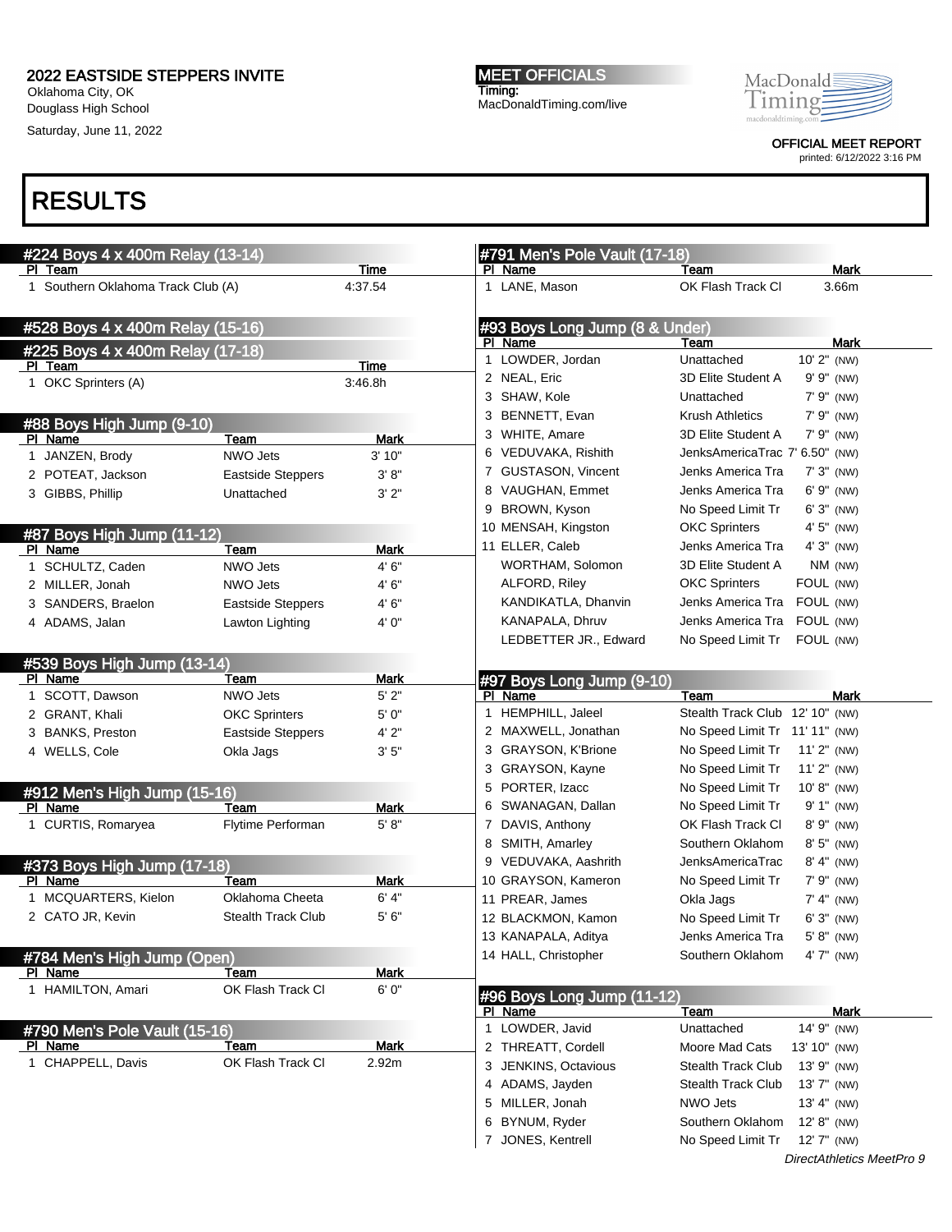# RESULTS

## #224 Boys 4 x 400m Relay (13-14)

| Pl | Team | Time |
|---|---|---|
| 1 | Southern Oklahoma Track Club (A) | 4:37.54 |

## #528 Boys 4 x 400m Relay (15-16)

## #225 Boys 4 x 400m Relay (17-18)

| Pl | Team | Time |
|---|---|---|
| 1 | OKC Sprinters (A) | 3:46.8h |

## #88 Boys High Jump (9-10)

| Pl | Name | Team | Mark |
|---|---|---|---|
| 1 | JANZEN, Brody | NWO Jets | 3' 10" |
| 2 | POTEAT, Jackson | Eastside Steppers | 3' 8" |
| 3 | GIBBS, Phillip | Unattached | 3' 2" |

## #87 Boys High Jump (11-12)

| Pl | Name | Team | Mark |
|---|---|---|---|
| 1 | SCHULTZ, Caden | NWO Jets | 4' 6" |
| 2 | MILLER, Jonah | NWO Jets | 4' 6" |
| 3 | SANDERS, Braelon | Eastside Steppers | 4' 6" |
| 4 | ADAMS, Jalan | Lawton Lighting | 4' 0" |

## #539 Boys High Jump (13-14)

| Pl | Name | Team | Mark |
|---|---|---|---|
| 1 | SCOTT, Dawson | NWO Jets | 5' 2" |
| 2 | GRANT, Khali | OKC Sprinters | 5' 0" |
| 3 | BANKS, Preston | Eastside Steppers | 4' 2" |
| 4 | WELLS, Cole | Okla Jags | 3' 5" |

## #912 Men's High Jump (15-16)

| Pl | Name | Team | Mark |
|---|---|---|---|
| 1 | CURTIS, Romaryea | Flytime Performan | 5' 8" |

## #373 Boys High Jump (17-18)

| Pl | Name | Team | Mark |
|---|---|---|---|
| 1 | MCQUARTERS, Kielon | Oklahoma Cheeta | 6' 4" |
| 2 | CATO JR, Kevin | Stealth Track Club | 5' 6" |

## #784 Men's High Jump (Open)

| Pl | Name | Team | Mark |
|---|---|---|---|
| 1 | HAMILTON, Amari | OK Flash Track Cl | 6' 0" |

## #790 Men's Pole Vault (15-16)

| Pl | Name | Team | Mark |
|---|---|---|---|
| 1 | CHAPPELL, Davis | OK Flash Track Cl | 2.92m |

## #791 Men's Pole Vault (17-18)

| Pl | Name | Team | Mark |
|---|---|---|---|
| 1 | LANE, Mason | OK Flash Track Cl | 3.66m |

## #93 Boys Long Jump (8 & Under)

| Pl | Name | Team | Mark |
|---|---|---|---|
| 1 | LOWDER, Jordan | Unattached | 10' 2" (NW) |
| 2 | NEAL, Eric | 3D Elite Student A | 9' 9" (NW) |
| 3 | SHAW, Kole | Unattached | 7' 9" (NW) |
| 3 | BENNETT, Evan | Krush Athletics | 7' 9" (NW) |
| 3 | WHITE, Amare | 3D Elite Student A | 7' 9" (NW) |
| 6 | VEDUVAKA, Rishith | JenksAmericaTrac | 7' 6.50" (NW) |
| 7 | GUSTASON, Vincent | Jenks America Tra | 7' 3" (NW) |
| 8 | VAUGHAN, Emmet | Jenks America Tra | 6' 9" (NW) |
| 9 | BROWN, Kyson | No Speed Limit Tr | 6' 3" (NW) |
| 10 | MENSAH, Kingston | OKC Sprinters | 4' 5" (NW) |
| 11 | ELLER, Caleb | Jenks America Tra | 4' 3" (NW) |
| | WORTHAM, Solomon | 3D Elite Student A | NM (NW) |
| | ALFORD, Riley | OKC Sprinters | FOUL (NW) |
| | KANDIKATLA, Dhanvin | Jenks America Tra | FOUL (NW) |
| | KANAPALA, Dhruv | Jenks America Tra | FOUL (NW) |
| | LEDBETTER JR., Edward | No Speed Limit Tr | FOUL (NW) |

## #97 Boys Long Jump (9-10)

| Pl | Name | Team | Mark |
|---|---|---|---|
| 1 | HEMPHILL, Jaleel | Stealth Track Club | 12' 10" (NW) |
| 2 | MAXWELL, Jonathan | No Speed Limit Tr | 11' 11" (NW) |
| 3 | GRAYSON, K'Brione | No Speed Limit Tr | 11' 2" (NW) |
| 3 | GRAYSON, Kayne | No Speed Limit Tr | 11' 2" (NW) |
| 5 | PORTER, Izacc | No Speed Limit Tr | 10' 8" (NW) |
| 6 | SWANAGAN, Dallan | No Speed Limit Tr | 9' 1" (NW) |
| 7 | DAVIS, Anthony | OK Flash Track Cl | 8' 9" (NW) |
| 8 | SMITH, Amarley | Southern Oklahom | 8' 5" (NW) |
| 9 | VEDUVAKA, Aashrith | JenksAmericaTrac | 8' 4" (NW) |
| 10 | GRAYSON, Kameron | No Speed Limit Tr | 7' 9" (NW) |
| 11 | PREAR, James | Okla Jags | 7' 4" (NW) |
| 12 | BLACKMON, Kamon | No Speed Limit Tr | 6' 3" (NW) |
| 13 | KANAPALA, Aditya | Jenks America Tra | 5' 8" (NW) |
| 14 | HALL, Christopher | Southern Oklahom | 4' 7" (NW) |

## #96 Boys Long Jump (11-12)

| Pl | Name | Team | Mark |
|---|---|---|---|
| 1 | LOWDER, Javid | Unattached | 14' 9" (NW) |
| 2 | THREATT, Cordell | Moore Mad Cats | 13' 10" (NW) |
| 3 | JENKINS, Octavious | Stealth Track Club | 13' 9" (NW) |
| 4 | ADAMS, Jayden | Stealth Track Club | 13' 7" (NW) |
| 5 | MILLER, Jonah | NWO Jets | 13' 4" (NW) |
| 6 | BYNUM, Ryder | Southern Oklahom | 12' 8" (NW) |
| 7 | JONES, Kentrell | No Speed Limit Tr | 12' 7" (NW) |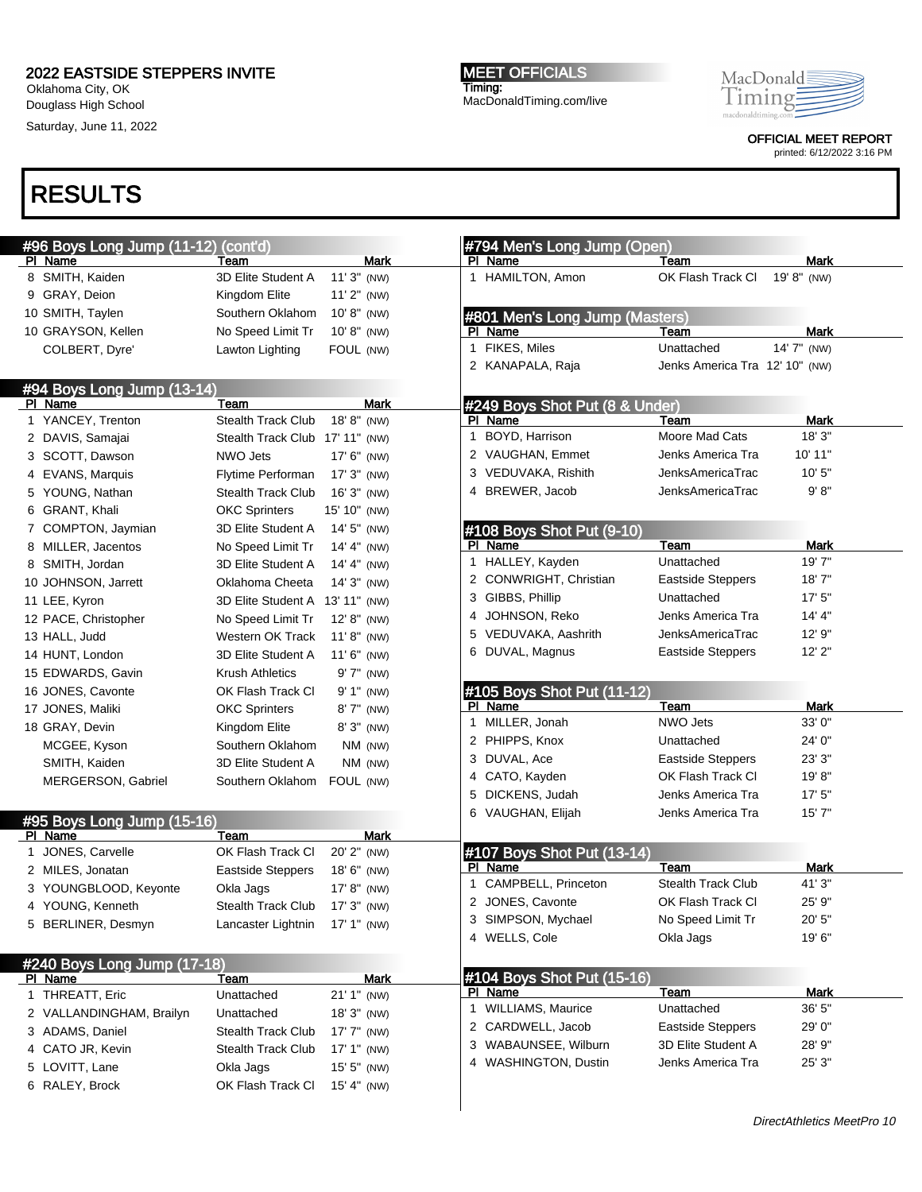# RESULTS

### #96 Boys Long Jump (11-12) (cont'd)

| Pl | Name | Team | Mark |
|---|---|---|---|
| 8 | SMITH, Kaiden | 3D Elite Student A | 11' 3" (NW) |
| 9 | GRAY, Deion | Kingdom Elite | 11' 2" (NW) |
| 10 | SMITH, Taylen | Southern Oklahom | 10' 8" (NW) |
| 10 | GRAYSON, Kellen | No Speed Limit Tr | 10' 8" (NW) |
| | COLBERT, Dyre' | Lawton Lighting | FOUL (NW) |

### #94 Boys Long Jump (13-14)

| Pl | Name | Team | Mark |
|---|---|---|---|
| 1 | YANCEY, Trenton | Stealth Track Club | 18' 8" (NW) |
| 2 | DAVIS, Samajai | Stealth Track Club | 17' 11" (NW) |
| 3 | SCOTT, Dawson | NWO Jets | 17' 6" (NW) |
| 4 | EVANS, Marquis | Flytime Performan | 17' 3" (NW) |
| 5 | YOUNG, Nathan | Stealth Track Club | 16' 3" (NW) |
| 6 | GRANT, Khali | OKC Sprinters | 15' 10" (NW) |
| 7 | COMPTON, Jaymian | 3D Elite Student A | 14' 5" (NW) |
| 8 | MILLER, Jacentos | No Speed Limit Tr | 14' 4" (NW) |
| 8 | SMITH, Jordan | 3D Elite Student A | 14' 4" (NW) |
| 10 | JOHNSON, Jarrett | Oklahoma Cheeta | 14' 3" (NW) |
| 11 | LEE, Kyron | 3D Elite Student A | 13' 11" (NW) |
| 12 | PACE, Christopher | No Speed Limit Tr | 12' 8" (NW) |
| 13 | HALL, Judd | Western OK Track | 11' 8" (NW) |
| 14 | HUNT, London | 3D Elite Student A | 11' 6" (NW) |
| 15 | EDWARDS, Gavin | Krush Athletics | 9' 7" (NW) |
| 16 | JONES, Cavonte | OK Flash Track Cl | 9' 1" (NW) |
| 17 | JONES, Maliki | OKC Sprinters | 8' 7" (NW) |
| 18 | GRAY, Devin | Kingdom Elite | 8' 3" (NW) |
| | MCGEE, Kyson | Southern Oklahom | NM (NW) |
| | SMITH, Kaiden | 3D Elite Student A | NM (NW) |
| | MERGERSON, Gabriel | Southern Oklahom | FOUL (NW) |

### #95 Boys Long Jump (15-16)

| Pl | Name | Team | Mark |
|---|---|---|---|
| 1 | JONES, Carvelle | OK Flash Track Cl | 20' 2" (NW) |
| 2 | MILES, Jonatan | Eastside Steppers | 18' 6" (NW) |
| 3 | YOUNGBLOOD, Keyonte | Okla Jags | 17' 8" (NW) |
| 4 | YOUNG, Kenneth | Stealth Track Club | 17' 3" (NW) |
| 5 | BERLINER, Desmyn | Lancaster Lightnin | 17' 1" (NW) |

### #240 Boys Long Jump (17-18)

| Pl | Name | Team | Mark |
|---|---|---|---|
| 1 | THREATT, Eric | Unattached | 21' 1" (NW) |
| 2 | VALLANDINGHAM, Brailyn | Unattached | 18' 3" (NW) |
| 3 | ADAMS, Daniel | Stealth Track Club | 17' 7" (NW) |
| 4 | CATO JR, Kevin | Stealth Track Club | 17' 1" (NW) |
| 5 | LOVITT, Lane | Okla Jags | 15' 5" (NW) |
| 6 | RALEY, Brock | OK Flash Track Cl | 15' 4" (NW) |

### #794 Men's Long Jump (Open)

| Pl | Name | Team | Mark |
|---|---|---|---|
| 1 | HAMILTON, Amon | OK Flash Track Cl | 19' 8" (NW) |

### #801 Men's Long Jump (Masters)

| Pl | Name | Team | Mark |
|---|---|---|---|
| 1 | FIKES, Miles | Unattached | 14' 7" (NW) |
| 2 | KANAPALA, Raja | Jenks America Tra | 12' 10" (NW) |

### #249 Boys Shot Put (8 & Under)

| Pl | Name | Team | Mark |
|---|---|---|---|
| 1 | BOYD, Harrison | Moore Mad Cats | 18' 3" |
| 2 | VAUGHAN, Emmet | Jenks America Tra | 10' 11" |
| 3 | VEDUVAKA, Rishith | JenksAmericaTrac | 10' 5" |
| 4 | BREWER, Jacob | JenksAmericaTrac | 9' 8" |

### #108 Boys Shot Put (9-10)

| Pl | Name | Team | Mark |
|---|---|---|---|
| 1 | HALLEY, Kayden | Unattached | 19' 7" |
| 2 | CONWRIGHT, Christian | Eastside Steppers | 18' 7" |
| 3 | GIBBS, Phillip | Unattached | 17' 5" |
| 4 | JOHNSON, Reko | Jenks America Tra | 14' 4" |
| 5 | VEDUVAKA, Aashrith | JenksAmericaTrac | 12' 9" |
| 6 | DUVAL, Magnus | Eastside Steppers | 12' 2" |

### #105 Boys Shot Put (11-12)

| Pl | Name | Team | Mark |
|---|---|---|---|
| 1 | MILLER, Jonah | NWO Jets | 33' 0" |
| 2 | PHIPPS, Knox | Unattached | 24' 0" |
| 3 | DUVAL, Ace | Eastside Steppers | 23' 3" |
| 4 | CATO, Kayden | OK Flash Track Cl | 19' 8" |
| 5 | DICKENS, Judah | Jenks America Tra | 17' 5" |
| 6 | VAUGHAN, Elijah | Jenks America Tra | 15' 7" |

### #107 Boys Shot Put (13-14)

| Pl | Name | Team | Mark |
|---|---|---|---|
| 1 | CAMPBELL, Princeton | Stealth Track Club | 41' 3" |
| 2 | JONES, Cavonte | OK Flash Track Cl | 25' 9" |
| 3 | SIMPSON, Mychael | No Speed Limit Tr | 20' 5" |
| 4 | WELLS, Cole | Okla Jags | 19' 6" |

### #104 Boys Shot Put (15-16)

| Pl | Name | Team | Mark |
|---|---|---|---|
| 1 | WILLIAMS, Maurice | Unattached | 36' 5" |
| 2 | CARDWELL, Jacob | Eastside Steppers | 29' 0" |
| 3 | WABAUNSEE, Wilburn | 3D Elite Student A | 28' 9" |
| 4 | WASHINGTON, Dustin | Jenks America Tra | 25' 3" |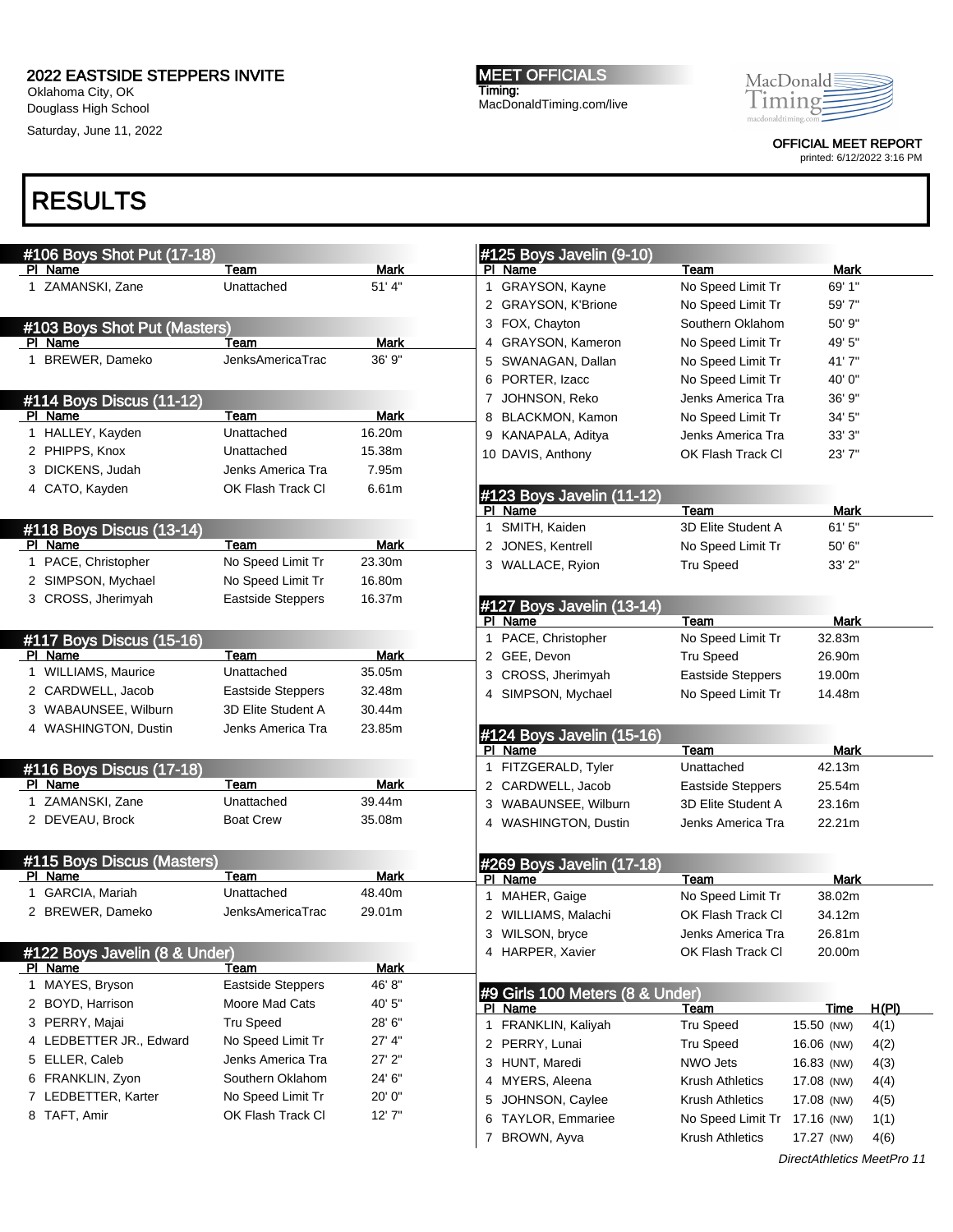2022 EASTSIDE STEPPERS INVITE
Oklahoma City, OK
Douglass High School
Saturday, June 11, 2022

MEET OFFICIALS
Timing:
MacDonaldTiming.com/live

OFFICIAL MEET REPORT
printed: 6/12/2022 3:16 PM

# RESULTS

## #106 Boys Shot Put (17-18)

| Pl | Name | Team | Mark |
|---|---|---|---|
| 1 | ZAMANSKI, Zane | Unattached | 51' 4" |

## #103 Boys Shot Put (Masters)

| Pl | Name | Team | Mark |
|---|---|---|---|
| 1 | BREWER, Dameko | JenksAmericaTrac | 36' 9" |

## #114 Boys Discus (11-12)

| Pl | Name | Team | Mark |
|---|---|---|---|
| 1 | HALLEY, Kayden | Unattached | 16.20m |
| 2 | PHIPPS, Knox | Unattached | 15.38m |
| 3 | DICKENS, Judah | Jenks America Tra | 7.95m |
| 4 | CATO, Kayden | OK Flash Track Cl | 6.61m |

## #118 Boys Discus (13-14)

| Pl | Name | Team | Mark |
|---|---|---|---|
| 1 | PACE, Christopher | No Speed Limit Tr | 23.30m |
| 2 | SIMPSON, Mychael | No Speed Limit Tr | 16.80m |
| 3 | CROSS, Jherimyah | Eastside Steppers | 16.37m |

## #117 Boys Discus (15-16)

| Pl | Name | Team | Mark |
|---|---|---|---|
| 1 | WILLIAMS, Maurice | Unattached | 35.05m |
| 2 | CARDWELL, Jacob | Eastside Steppers | 32.48m |
| 3 | WABAUNSEE, Wilburn | 3D Elite Student A | 30.44m |
| 4 | WASHINGTON, Dustin | Jenks America Tra | 23.85m |

## #116 Boys Discus (17-18)

| Pl | Name | Team | Mark |
|---|---|---|---|
| 1 | ZAMANSKI, Zane | Unattached | 39.44m |
| 2 | DEVEAU, Brock | Boat Crew | 35.08m |

## #115 Boys Discus (Masters)

| Pl | Name | Team | Mark |
|---|---|---|---|
| 1 | GARCIA, Mariah | Unattached | 48.40m |
| 2 | BREWER, Dameko | JenksAmericaTrac | 29.01m |

## #122 Boys Javelin (8 & Under)

| Pl | Name | Team | Mark |
|---|---|---|---|
| 1 | MAYES, Bryson | Eastside Steppers | 46' 8" |
| 2 | BOYD, Harrison | Moore Mad Cats | 40' 5" |
| 3 | PERRY, Majai | Tru Speed | 28' 6" |
| 4 | LEDBETTER JR., Edward | No Speed Limit Tr | 27' 4" |
| 5 | ELLER, Caleb | Jenks America Tra | 27' 2" |
| 6 | FRANKLIN, Zyon | Southern Oklahom | 24' 6" |
| 7 | LEDBETTER, Karter | No Speed Limit Tr | 20' 0" |
| 8 | TAFT, Amir | OK Flash Track Cl | 12' 7" |

## #125 Boys Javelin (9-10)

| Pl | Name | Team | Mark |
|---|---|---|---|
| 1 | GRAYSON, Kayne | No Speed Limit Tr | 69' 1" |
| 2 | GRAYSON, K'Brione | No Speed Limit Tr | 59' 7" |
| 3 | FOX, Chayton | Southern Oklahom | 50' 9" |
| 4 | GRAYSON, Kameron | No Speed Limit Tr | 49' 5" |
| 5 | SWANAGAN, Dallan | No Speed Limit Tr | 41' 7" |
| 6 | PORTER, Izacc | No Speed Limit Tr | 40' 0" |
| 7 | JOHNSON, Reko | Jenks America Tra | 36' 9" |
| 8 | BLACKMON, Kamon | No Speed Limit Tr | 34' 5" |
| 9 | KANAPALA, Aditya | Jenks America Tra | 33' 3" |
| 10 | DAVIS, Anthony | OK Flash Track Cl | 23' 7" |

## #123 Boys Javelin (11-12)

| Pl | Name | Team | Mark |
|---|---|---|---|
| 1 | SMITH, Kaiden | 3D Elite Student A | 61' 5" |
| 2 | JONES, Kentrell | No Speed Limit Tr | 50' 6" |
| 3 | WALLACE, Ryion | Tru Speed | 33' 2" |

## #127 Boys Javelin (13-14)

| Pl | Name | Team | Mark |
|---|---|---|---|
| 1 | PACE, Christopher | No Speed Limit Tr | 32.83m |
| 2 | GEE, Devon | Tru Speed | 26.90m |
| 3 | CROSS, Jherimyah | Eastside Steppers | 19.00m |
| 4 | SIMPSON, Mychael | No Speed Limit Tr | 14.48m |

## #124 Boys Javelin (15-16)

| Pl | Name | Team | Mark |
|---|---|---|---|
| 1 | FITZGERALD, Tyler | Unattached | 42.13m |
| 2 | CARDWELL, Jacob | Eastside Steppers | 25.54m |
| 3 | WABAUNSEE, Wilburn | 3D Elite Student A | 23.16m |
| 4 | WASHINGTON, Dustin | Jenks America Tra | 22.21m |

## #269 Boys Javelin (17-18)

| Pl | Name | Team | Mark |
|---|---|---|---|
| 1 | MAHER, Gaige | No Speed Limit Tr | 38.02m |
| 2 | WILLIAMS, Malachi | OK Flash Track Cl | 34.12m |
| 3 | WILSON, bryce | Jenks America Tra | 26.81m |
| 4 | HARPER, Xavier | OK Flash Track Cl | 20.00m |

## #9 Girls 100 Meters (8 & Under)

| Pl | Name | Team | Time | H(Pl) |
|---|---|---|---|---|
| 1 | FRANKLIN, Kaliyah | Tru Speed | 15.50 (NW) | 4(1) |
| 2 | PERRY, Lunai | Tru Speed | 16.06 (NW) | 4(2) |
| 3 | HUNT, Maredi | NWO Jets | 16.83 (NW) | 4(3) |
| 4 | MYERS, Aleena | Krush Athletics | 17.08 (NW) | 4(4) |
| 5 | JOHNSON, Caylee | Krush Athletics | 17.08 (NW) | 4(5) |
| 6 | TAYLOR, Emmariee | No Speed Limit Tr | 17.16 (NW) | 1(1) |
| 7 | BROWN, Ayva | Krush Athletics | 17.27 (NW) | 4(6) |

DirectAthletics MeetPro 11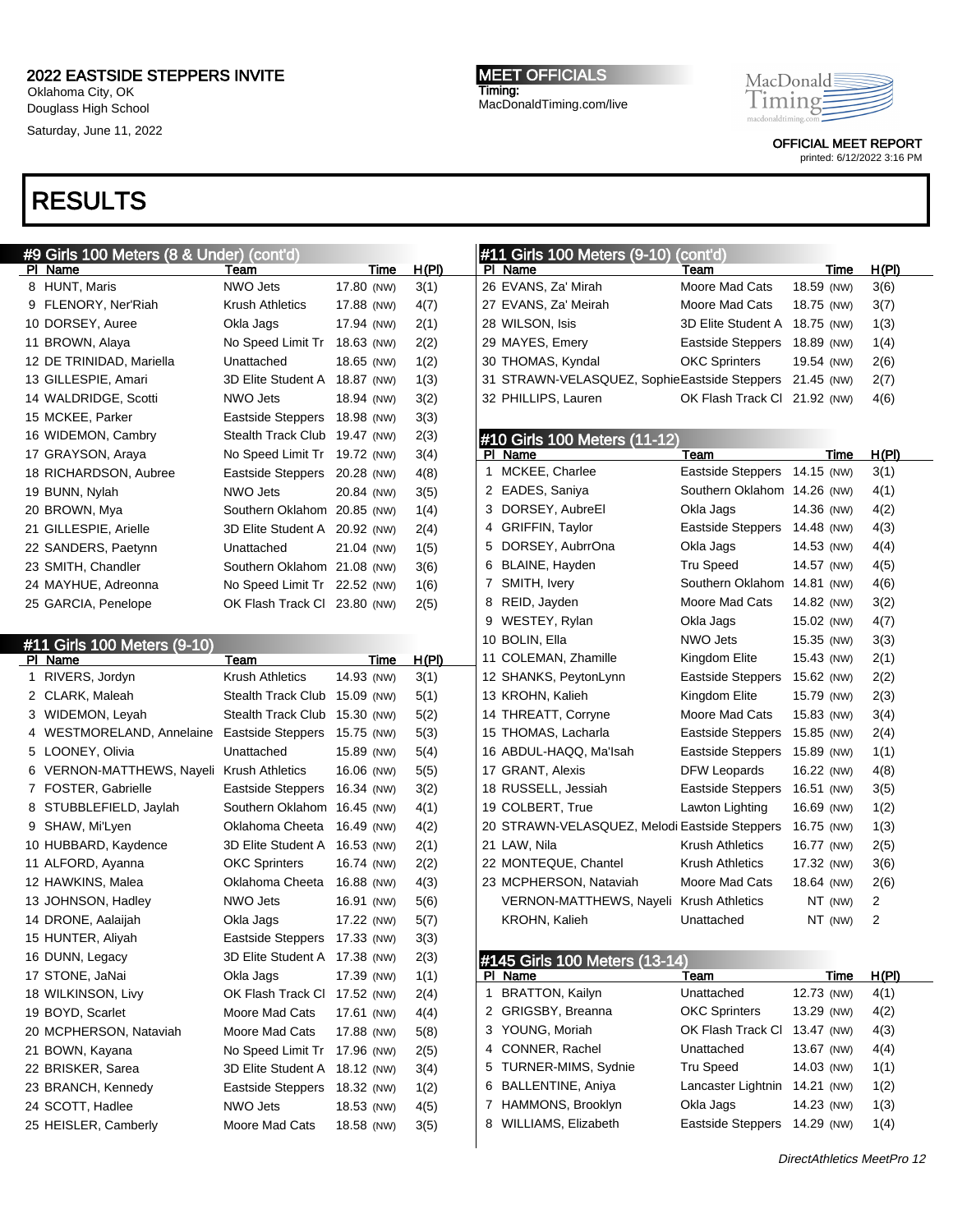# 2022 EASTSIDE STEPPERS INVITE

Oklahoma City, OK
Douglass High School
Saturday, June 11, 2022

MEET OFFICIALS
Timing:
MacDonaldTiming.com/live

OFFICIAL MEET REPORT
printed: 6/12/2022 3:16 PM

# RESULTS

## #9 Girls 100 Meters (8 & Under) (cont'd)

| Pl | Name | Team | Time | H(Pl) |
|---|---|---|---|---|
| 8 | HUNT, Maris | NWO Jets | 17.80 (NW) | 3(1) |
| 9 | FLENORY, Ner'Riah | Krush Athletics | 17.88 (NW) | 4(7) |
| 10 | DORSEY, Auree | Okla Jags | 17.94 (NW) | 2(1) |
| 11 | BROWN, Alaya | No Speed Limit Tr | 18.63 (NW) | 2(2) |
| 12 | DE TRINIDAD, Mariella | Unattached | 18.65 (NW) | 1(2) |
| 13 | GILLESPIE, Amari | 3D Elite Student A | 18.87 (NW) | 1(3) |
| 14 | WALDRIDGE, Scotti | NWO Jets | 18.94 (NW) | 3(2) |
| 15 | MCKEE, Parker | Eastside Steppers | 18.98 (NW) | 3(3) |
| 16 | WIDEMON, Cambry | Stealth Track Club | 19.47 (NW) | 2(3) |
| 17 | GRAYSON, Araya | No Speed Limit Tr | 19.72 (NW) | 3(4) |
| 18 | RICHARDSON, Aubree | Eastside Steppers | 20.28 (NW) | 4(8) |
| 19 | BUNN, Nylah | NWO Jets | 20.84 (NW) | 3(5) |
| 20 | BROWN, Mya | Southern Oklahom | 20.85 (NW) | 1(4) |
| 21 | GILLESPIE, Arielle | 3D Elite Student A | 20.92 (NW) | 2(4) |
| 22 | SANDERS, Paetynn | Unattached | 21.04 (NW) | 1(5) |
| 23 | SMITH, Chandler | Southern Oklahom | 21.08 (NW) | 3(6) |
| 24 | MAYHUE, Adreonna | No Speed Limit Tr | 22.52 (NW) | 1(6) |
| 25 | GARCIA, Penelope | OK Flash Track Cl | 23.80 (NW) | 2(5) |

## #11 Girls 100 Meters (9-10)

| Pl | Name | Team | Time | H(Pl) |
|---|---|---|---|---|
| 1 | RIVERS, Jordyn | Krush Athletics | 14.93 (NW) | 3(1) |
| 2 | CLARK, Maleah | Stealth Track Club | 15.09 (NW) | 5(1) |
| 3 | WIDEMON, Leyah | Stealth Track Club | 15.30 (NW) | 5(2) |
| 4 | WESTMORELAND, Annelaine | Eastside Steppers | 15.75 (NW) | 5(3) |
| 5 | LOONEY, Olivia | Unattached | 15.89 (NW) | 5(4) |
| 6 | VERNON-MATTHEWS, Nayeli | Krush Athletics | 16.06 (NW) | 5(5) |
| 7 | FOSTER, Gabrielle | Eastside Steppers | 16.34 (NW) | 3(2) |
| 8 | STUBBLEFIELD, Jaylah | Southern Oklahom | 16.45 (NW) | 4(1) |
| 9 | SHAW, Mi'Lyen | Oklahoma Cheeta | 16.49 (NW) | 4(2) |
| 10 | HUBBARD, Kaydence | 3D Elite Student A | 16.53 (NW) | 2(1) |
| 11 | ALFORD, Ayanna | OKC Sprinters | 16.74 (NW) | 2(2) |
| 12 | HAWKINS, Malea | Oklahoma Cheeta | 16.88 (NW) | 4(3) |
| 13 | JOHNSON, Hadley | NWO Jets | 16.91 (NW) | 5(6) |
| 14 | DRONE, Aalaijah | Okla Jags | 17.22 (NW) | 5(7) |
| 15 | HUNTER, Aliyah | Eastside Steppers | 17.33 (NW) | 3(3) |
| 16 | DUNN, Legacy | 3D Elite Student A | 17.38 (NW) | 2(3) |
| 17 | STONE, JaNai | Okla Jags | 17.39 (NW) | 1(1) |
| 18 | WILKINSON, Livy | OK Flash Track Cl | 17.52 (NW) | 2(4) |
| 19 | BOYD, Scarlet | Moore Mad Cats | 17.61 (NW) | 4(4) |
| 20 | MCPHERSON, Nataviah | Moore Mad Cats | 17.88 (NW) | 5(8) |
| 21 | BOWN, Kayana | No Speed Limit Tr | 17.96 (NW) | 2(5) |
| 22 | BRISKER, Sarea | 3D Elite Student A | 18.12 (NW) | 3(4) |
| 23 | BRANCH, Kennedy | Eastside Steppers | 18.32 (NW) | 1(2) |
| 24 | SCOTT, Hadlee | NWO Jets | 18.53 (NW) | 4(5) |
| 25 | HEISLER, Camberly | Moore Mad Cats | 18.58 (NW) | 3(5) |

## #11 Girls 100 Meters (9-10) (cont'd)

| Pl | Name | Team | Time | H(Pl) |
|---|---|---|---|---|
| 26 | EVANS, Za' Mirah | Moore Mad Cats | 18.59 (NW) | 3(6) |
| 27 | EVANS, Za' Meirah | Moore Mad Cats | 18.75 (NW) | 3(7) |
| 28 | WILSON, Isis | 3D Elite Student A | 18.75 (NW) | 1(3) |
| 29 | MAYES, Emery | Eastside Steppers | 18.89 (NW) | 1(4) |
| 30 | THOMAS, Kyndal | OKC Sprinters | 19.54 (NW) | 2(6) |
| 31 | STRAWN-VELASQUEZ, Sophie | Eastside Steppers | 21.45 (NW) | 2(7) |
| 32 | PHILLIPS, Lauren | OK Flash Track Cl | 21.92 (NW) | 4(6) |

## #10 Girls 100 Meters (11-12)

| Pl | Name | Team | Time | H(Pl) |
|---|---|---|---|---|
| 1 | MCKEE, Charlee | Eastside Steppers | 14.15 (NW) | 3(1) |
| 2 | EADES, Saniya | Southern Oklahom | 14.26 (NW) | 4(1) |
| 3 | DORSEY, AubreEl | Okla Jags | 14.36 (NW) | 4(2) |
| 4 | GRIFFIN, Taylor | Eastside Steppers | 14.48 (NW) | 4(3) |
| 5 | DORSEY, AubrrOna | Okla Jags | 14.53 (NW) | 4(4) |
| 6 | BLAINE, Hayden | Tru Speed | 14.57 (NW) | 4(5) |
| 7 | SMITH, Ivery | Southern Oklahom | 14.81 (NW) | 4(6) |
| 8 | REID, Jayden | Moore Mad Cats | 14.82 (NW) | 3(2) |
| 9 | WESTEY, Rylan | Okla Jags | 15.02 (NW) | 4(7) |
| 10 | BOLIN, Ella | NWO Jets | 15.35 (NW) | 3(3) |
| 11 | COLEMAN, Zhamille | Kingdom Elite | 15.43 (NW) | 2(1) |
| 12 | SHANKS, PeytonLynn | Eastside Steppers | 15.62 (NW) | 2(2) |
| 13 | KROHN, Kalieh | Kingdom Elite | 15.79 (NW) | 2(3) |
| 14 | THREATT, Corryne | Moore Mad Cats | 15.83 (NW) | 3(4) |
| 15 | THOMAS, Lacharla | Eastside Steppers | 15.85 (NW) | 2(4) |
| 16 | ABDUL-HAQQ, Ma'Isah | Eastside Steppers | 15.89 (NW) | 1(1) |
| 17 | GRANT, Alexis | DFW Leopards | 16.22 (NW) | 4(8) |
| 18 | RUSSELL, Jessiah | Eastside Steppers | 16.51 (NW) | 3(5) |
| 19 | COLBERT, True | Lawton Lighting | 16.69 (NW) | 1(2) |
| 20 | STRAWN-VELASQUEZ, Melodi | Eastside Steppers | 16.75 (NW) | 1(3) |
| 21 | LAW, Nila | Krush Athletics | 16.77 (NW) | 2(5) |
| 22 | MONTEQUE, Chantel | Krush Athletics | 17.32 (NW) | 3(6) |
| 23 | MCPHERSON, Nataviah | Moore Mad Cats | 18.64 (NW) | 2(6) |
| | VERNON-MATTHEWS, Nayeli | Krush Athletics | NT (NW) | 2 |
| | KROHN, Kalieh | Unattached | NT (NW) | 2 |

## #145 Girls 100 Meters (13-14)

| Pl | Name | Team | Time | H(Pl) |
|---|---|---|---|---|
| 1 | BRATTON, Kailyn | Unattached | 12.73 (NW) | 4(1) |
| 2 | GRIGSBY, Breanna | OKC Sprinters | 13.29 (NW) | 4(2) |
| 3 | YOUNG, Moriah | OK Flash Track Cl | 13.47 (NW) | 4(3) |
| 4 | CONNER, Rachel | Unattached | 13.67 (NW) | 4(4) |
| 5 | TURNER-MIMS, Sydnie | Tru Speed | 14.03 (NW) | 1(1) |
| 6 | BALLENTINE, Aniya | Lancaster Lightnin | 14.21 (NW) | 1(2) |
| 7 | HAMMONS, Brooklyn | Okla Jags | 14.23 (NW) | 1(3) |
| 8 | WILLIAMS, Elizabeth | Eastside Steppers | 14.29 (NW) | 1(4) |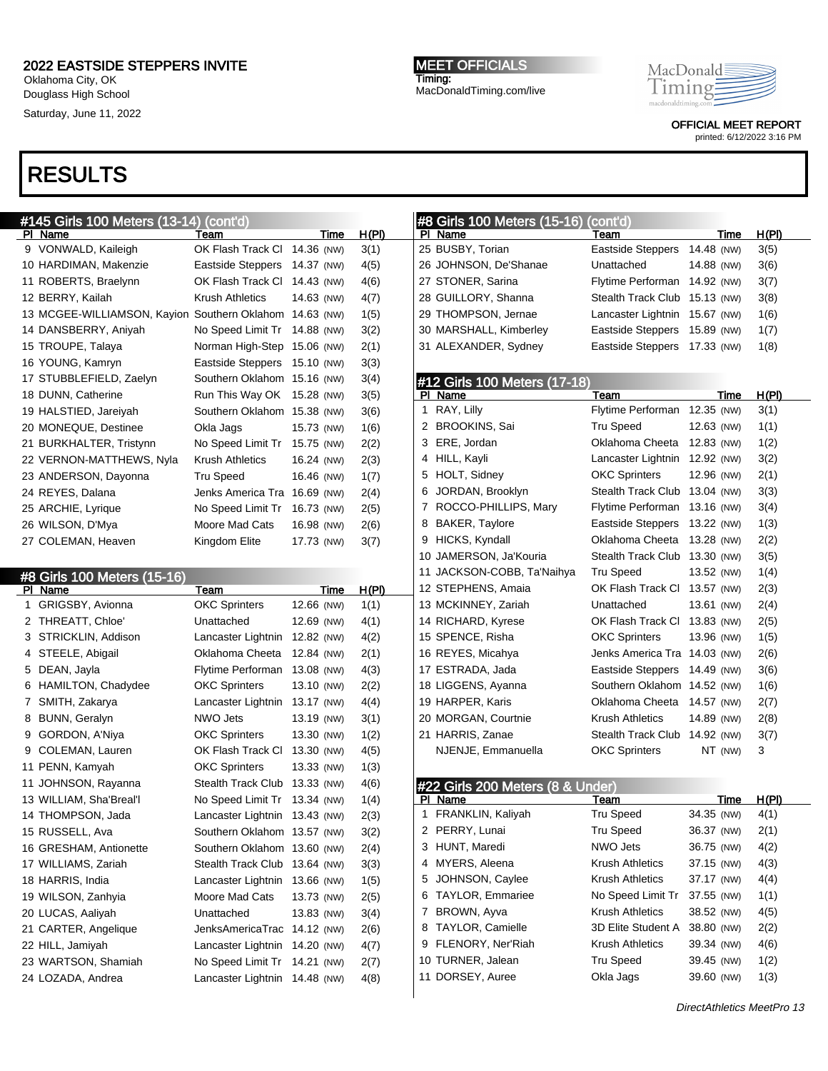# RESULTS

### #145 Girls 100 Meters (13-14) (cont'd)

| Pl | Name | Team | Time | H(Pl) |
|---|---|---|---|---|
| 9 | VONWALD, Kaileigh | OK Flash Track Cl | 14.36 (NW) | 3(1) |
| 10 | HARDIMAN, Makenzie | Eastside Steppers | 14.37 (NW) | 4(5) |
| 11 | ROBERTS, Braelynn | OK Flash Track Cl | 14.43 (NW) | 4(6) |
| 12 | BERRY, Kailah | Krush Athletics | 14.63 (NW) | 4(7) |
| 13 | MCGEE-WILLIAMSON, Kayion | Southern Oklahom | 14.63 (NW) | 1(5) |
| 14 | DANSBERRY, Aniyah | No Speed Limit Tr | 14.88 (NW) | 3(2) |
| 15 | TROUPE, Talaya | Norman High-Step | 15.06 (NW) | 2(1) |
| 16 | YOUNG, Kamryn | Eastside Steppers | 15.10 (NW) | 3(3) |
| 17 | STUBBLEFIELD, Zaelyn | Southern Oklahom | 15.16 (NW) | 3(4) |
| 18 | DUNN, Catherine | Run This Way OK | 15.28 (NW) | 3(5) |
| 19 | HALSTIED, Jareiyah | Southern Oklahom | 15.38 (NW) | 3(6) |
| 20 | MONEQUE, Destinee | Okla Jags | 15.73 (NW) | 1(6) |
| 21 | BURKHALTER, Tristynn | No Speed Limit Tr | 15.75 (NW) | 2(2) |
| 22 | VERNON-MATTHEWS, Nyla | Krush Athletics | 16.24 (NW) | 2(3) |
| 23 | ANDERSON, Dayonna | Tru Speed | 16.46 (NW) | 1(7) |
| 24 | REYES, Dalana | Jenks America Tra | 16.69 (NW) | 2(4) |
| 25 | ARCHIE, Lyrique | No Speed Limit Tr | 16.73 (NW) | 2(5) |
| 26 | WILSON, D'Mya | Moore Mad Cats | 16.98 (NW) | 2(6) |
| 27 | COLEMAN, Heaven | Kingdom Elite | 17.73 (NW) | 3(7) |

### #8 Girls 100 Meters (15-16)

| Pl | Name | Team | Time | H(Pl) |
|---|---|---|---|---|
| 1 | GRIGSBY, Avionna | OKC Sprinters | 12.66 (NW) | 1(1) |
| 2 | THREATT, Chloe' | Unattached | 12.69 (NW) | 4(1) |
| 3 | STRICKLIN, Addison | Lancaster Lightnin | 12.82 (NW) | 4(2) |
| 4 | STEELE, Abigail | Oklahoma Cheeta | 12.84 (NW) | 2(1) |
| 5 | DEAN, Jayla | Flytime Performan | 13.08 (NW) | 4(3) |
| 6 | HAMILTON, Chadydee | OKC Sprinters | 13.10 (NW) | 2(2) |
| 7 | SMITH, Zakarya | Lancaster Lightnin | 13.17 (NW) | 4(4) |
| 8 | BUNN, Geralyn | NWO Jets | 13.19 (NW) | 3(1) |
| 9 | GORDON, A'Niya | OKC Sprinters | 13.30 (NW) | 1(2) |
| 9 | COLEMAN, Lauren | OK Flash Track Cl | 13.30 (NW) | 4(5) |
| 11 | PENN, Kamyah | OKC Sprinters | 13.33 (NW) | 1(3) |
| 11 | JOHNSON, Rayanna | Stealth Track Club | 13.33 (NW) | 4(6) |
| 13 | WILLIAM, Sha'Breal'l | No Speed Limit Tr | 13.34 (NW) | 1(4) |
| 14 | THOMPSON, Jada | Lancaster Lightnin | 13.43 (NW) | 2(3) |
| 15 | RUSSELL, Ava | Southern Oklahom | 13.57 (NW) | 3(2) |
| 16 | GRESHAM, Antionette | Southern Oklahom | 13.60 (NW) | 2(4) |
| 17 | WILLIAMS, Zariah | Stealth Track Club | 13.64 (NW) | 3(3) |
| 18 | HARRIS, India | Lancaster Lightnin | 13.66 (NW) | 1(5) |
| 19 | WILSON, Zanhyia | Moore Mad Cats | 13.73 (NW) | 2(5) |
| 20 | LUCAS, Aaliyah | Unattached | 13.83 (NW) | 3(4) |
| 21 | CARTER, Angelique | JenksAmericaTrac | 14.12 (NW) | 2(6) |
| 22 | HILL, Jamiyah | Lancaster Lightnin | 14.20 (NW) | 4(7) |
| 23 | WARTSON, Shamiah | No Speed Limit Tr | 14.21 (NW) | 2(7) |
| 24 | LOZADA, Andrea | Lancaster Lightnin | 14.48 (NW) | 4(8) |
| 25 | BUSBY, Torian | Eastside Steppers | 14.48 (NW) | 3(5) |
| 26 | JOHNSON, De'Shanae | Unattached | 14.88 (NW) | 3(6) |
| 27 | STONER, Sarina | Flytime Performan | 14.92 (NW) | 3(7) |
| 28 | GUILLORY, Shanna | Stealth Track Club | 15.13 (NW) | 3(8) |
| 29 | THOMPSON, Jernae | Lancaster Lightnin | 15.67 (NW) | 1(6) |
| 30 | MARSHALL, Kimberley | Eastside Steppers | 15.89 (NW) | 1(7) |
| 31 | ALEXANDER, Sydney | Eastside Steppers | 17.33 (NW) | 1(8) |

### #12 Girls 100 Meters (17-18)

| Pl | Name | Team | Time | H(Pl) |
|---|---|---|---|---|
| 1 | RAY, Lilly | Flytime Performan | 12.35 (NW) | 3(1) |
| 2 | BROOKINS, Sai | Tru Speed | 12.63 (NW) | 1(1) |
| 3 | ERE, Jordan | Oklahoma Cheeta | 12.83 (NW) | 1(2) |
| 4 | HILL, Kayli | Lancaster Lightnin | 12.92 (NW) | 3(2) |
| 5 | HOLT, Sidney | OKC Sprinters | 12.96 (NW) | 2(1) |
| 6 | JORDAN, Brooklyn | Stealth Track Club | 13.04 (NW) | 3(3) |
| 7 | ROCCO-PHILLIPS, Mary | Flytime Performan | 13.16 (NW) | 3(4) |
| 8 | BAKER, Taylore | Eastside Steppers | 13.22 (NW) | 1(3) |
| 9 | HICKS, Kyndall | Oklahoma Cheeta | 13.28 (NW) | 2(2) |
| 10 | JAMERSON, Ja'Kouria | Stealth Track Club | 13.30 (NW) | 3(5) |
| 11 | JACKSON-COBB, Ta'Naihya | Tru Speed | 13.52 (NW) | 1(4) |
| 12 | STEPHENS, Amaia | OK Flash Track Cl | 13.57 (NW) | 2(3) |
| 13 | MCKINNEY, Zariah | Unattached | 13.61 (NW) | 2(4) |
| 14 | RICHARD, Kyrese | OK Flash Track Cl | 13.83 (NW) | 2(5) |
| 15 | SPENCE, Risha | OKC Sprinters | 13.96 (NW) | 1(5) |
| 16 | REYES, Micahya | Jenks America Tra | 14.03 (NW) | 2(6) |
| 17 | ESTRADA, Jada | Eastside Steppers | 14.49 (NW) | 3(6) |
| 18 | LIGGENS, Ayanna | Southern Oklahom | 14.52 (NW) | 1(6) |
| 19 | HARPER, Karis | Oklahoma Cheeta | 14.57 (NW) | 2(7) |
| 20 | MORGAN, Courtnie | Krush Athletics | 14.89 (NW) | 2(8) |
| 21 | HARRIS, Zanae | Stealth Track Club | 14.92 (NW) | 3(7) |
| | NJENJE, Emmanuella | OKC Sprinters | NT (NW) | 3 |

### #22 Girls 200 Meters (8 & Under)

| Pl | Name | Team | Time | H(Pl) |
|---|---|---|---|---|
| 1 | FRANKLIN, Kaliyah | Tru Speed | 34.35 (NW) | 4(1) |
| 2 | PERRY, Lunai | Tru Speed | 36.37 (NW) | 2(1) |
| 3 | HUNT, Maredi | NWO Jets | 36.75 (NW) | 4(2) |
| 4 | MYERS, Aleena | Krush Athletics | 37.15 (NW) | 4(3) |
| 5 | JOHNSON, Caylee | Krush Athletics | 37.17 (NW) | 4(4) |
| 6 | TAYLOR, Emmariee | No Speed Limit Tr | 37.55 (NW) | 1(1) |
| 7 | BROWN, Ayva | Krush Athletics | 38.52 (NW) | 4(5) |
| 8 | TAYLOR, Camielle | 3D Elite Student A | 38.80 (NW) | 2(2) |
| 9 | FLENORY, Ner'Riah | Krush Athletics | 39.34 (NW) | 4(6) |
| 10 | TURNER, Jalean | Tru Speed | 39.45 (NW) | 1(2) |
| 11 | DORSEY, Auree | Okla Jags | 39.60 (NW) | 1(3) |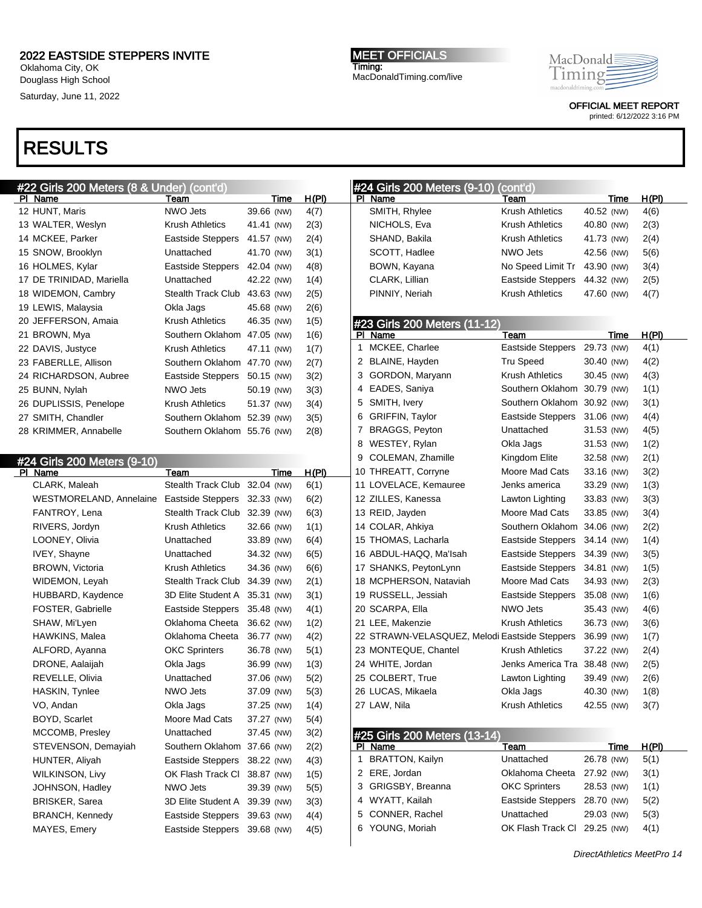# RESULTS

## #22 Girls 200 Meters (8 & Under) (cont'd)

| Pl | Name | Team | Time | | H(Pl) |
|---|---|---|---|---|---|
| 12 | HUNT, Maris | NWO Jets | 39.66 | (NW) | 4(7) |
| 13 | WALTER, Weslyn | Krush Athletics | 41.41 | (NW) | 2(3) |
| 14 | MCKEE, Parker | Eastside Steppers | 41.57 | (NW) | 2(4) |
| 15 | SNOW, Brooklyn | Unattached | 41.70 | (NW) | 3(1) |
| 16 | HOLMES, Kylar | Eastside Steppers | 42.04 | (NW) | 4(8) |
| 17 | DE TRINIDAD, Mariella | Unattached | 42.22 | (NW) | 1(4) |
| 18 | WIDEMON, Cambry | Stealth Track Club | 43.63 | (NW) | 2(5) |
| 19 | LEWIS, Malaysia | Okla Jags | 45.68 | (NW) | 2(6) |
| 20 | JEFFERSON, Amaia | Krush Athletics | 46.35 | (NW) | 1(5) |
| 21 | BROWN, Mya | Southern Oklahom | 47.05 | (NW) | 1(6) |
| 22 | DAVIS, Justyce | Krush Athletics | 47.11 | (NW) | 1(7) |
| 23 | FABERLLE, Allison | Southern Oklahom | 47.70 | (NW) | 2(7) |
| 24 | RICHARDSON, Aubree | Eastside Steppers | 50.15 | (NW) | 3(2) |
| 25 | BUNN, Nylah | NWO Jets | 50.19 | (NW) | 3(3) |
| 26 | DUPLISSIS, Penelope | Krush Athletics | 51.37 | (NW) | 3(4) |
| 27 | SMITH, Chandler | Southern Oklahom | 52.39 | (NW) | 3(5) |
| 28 | KRIMMER, Annabelle | Southern Oklahom | 55.76 | (NW) | 2(8) |

## #24 Girls 200 Meters (9-10)

| Pl | Name | Team | Time | | H(Pl) |
|---|---|---|---|---|---|
| | CLARK, Maleah | Stealth Track Club | 32.04 | (NW) | 6(1) |
| | WESTMORELAND, Annelaine | Eastside Steppers | 32.33 | (NW) | 6(2) |
| | FANTROY, Lena | Stealth Track Club | 32.39 | (NW) | 6(3) |
| | RIVERS, Jordyn | Krush Athletics | 32.66 | (NW) | 1(1) |
| | LOONEY, Olivia | Unattached | 33.89 | (NW) | 6(4) |
| | IVEY, Shayne | Unattached | 34.32 | (NW) | 6(5) |
| | BROWN, Victoria | Krush Athletics | 34.36 | (NW) | 6(6) |
| | WIDEMON, Leyah | Stealth Track Club | 34.39 | (NW) | 2(1) |
| | HUBBARD, Kaydence | 3D Elite Student A | 35.31 | (NW) | 3(1) |
| | FOSTER, Gabrielle | Eastside Steppers | 35.48 | (NW) | 4(1) |
| | SHAW, Mi'Lyen | Oklahoma Cheeta | 36.62 | (NW) | 1(2) |
| | HAWKINS, Malea | Oklahoma Cheeta | 36.77 | (NW) | 4(2) |
| | ALFORD, Ayanna | OKC Sprinters | 36.78 | (NW) | 5(1) |
| | DRONE, Aalaijah | Okla Jags | 36.99 | (NW) | 1(3) |
| | REVELLE, Olivia | Unattached | 37.06 | (NW) | 5(2) |
| | HASKIN, Tynlee | NWO Jets | 37.09 | (NW) | 5(3) |
| | VO, Andan | Okla Jags | 37.25 | (NW) | 1(4) |
| | BOYD, Scarlet | Moore Mad Cats | 37.27 | (NW) | 5(4) |
| | MCCOMB, Presley | Unattached | 37.45 | (NW) | 3(2) |
| | STEVENSON, Demayiah | Southern Oklahom | 37.66 | (NW) | 2(2) |
| | HUNTER, Aliyah | Eastside Steppers | 38.22 | (NW) | 4(3) |
| | WILKINSON, Livy | OK Flash Track Cl | 38.87 | (NW) | 1(5) |
| | JOHNSON, Hadley | NWO Jets | 39.39 | (NW) | 5(5) |
| | BRISKER, Sarea | 3D Elite Student A | 39.39 | (NW) | 3(3) |
| | BRANCH, Kennedy | Eastside Steppers | 39.63 | (NW) | 4(4) |
| | MAYES, Emery | Eastside Steppers | 39.68 | (NW) | 4(5) |
| | SMITH, Rhylee | Krush Athletics | 40.52 | (NW) | 4(6) |
| | NICHOLS, Eva | Krush Athletics | 40.80 | (NW) | 2(3) |
| | SHAND, Bakila | Krush Athletics | 41.73 | (NW) | 2(4) |
| | SCOTT, Hadlee | NWO Jets | 42.56 | (NW) | 5(6) |
| | BOWN, Kayana | No Speed Limit Tr | 43.90 | (NW) | 3(4) |
| | CLARK, Lillian | Eastside Steppers | 44.32 | (NW) | 2(5) |
| | PINNIY, Neriah | Krush Athletics | 47.60 | (NW) | 4(7) |

## #23 Girls 200 Meters (11-12)

| Pl | Name | Team | Time | | H(Pl) |
|---|---|---|---|---|---|
| 1 | MCKEE, Charlee | Eastside Steppers | 29.73 | (NW) | 4(1) |
| 2 | BLAINE, Hayden | Tru Speed | 30.40 | (NW) | 4(2) |
| 3 | GORDON, Maryann | Krush Athletics | 30.45 | (NW) | 4(3) |
| 4 | EADES, Saniya | Southern Oklahom | 30.79 | (NW) | 1(1) |
| 5 | SMITH, Ivery | Southern Oklahom | 30.92 | (NW) | 3(1) |
| 6 | GRIFFIN, Taylor | Eastside Steppers | 31.06 | (NW) | 4(4) |
| 7 | BRAGGS, Peyton | Unattached | 31.53 | (NW) | 4(5) |
| 8 | WESTEY, Rylan | Okla Jags | 31.53 | (NW) | 1(2) |
| 9 | COLEMAN, Zhamille | Kingdom Elite | 32.58 | (NW) | 2(1) |
| 10 | THREATT, Corryne | Moore Mad Cats | 33.16 | (NW) | 3(2) |
| 11 | LOVELACE, Kemauree | Jenks america | 33.29 | (NW) | 1(3) |
| 12 | ZILLES, Kanessa | Lawton Lighting | 33.83 | (NW) | 3(3) |
| 13 | REID, Jayden | Moore Mad Cats | 33.85 | (NW) | 3(4) |
| 14 | COLAR, Ahkiya | Southern Oklahom | 34.06 | (NW) | 2(2) |
| 15 | THOMAS, Lacharla | Eastside Steppers | 34.14 | (NW) | 1(4) |
| 16 | ABDUL-HAQQ, Ma'Isah | Eastside Steppers | 34.39 | (NW) | 3(5) |
| 17 | SHANKS, PeytonLynn | Eastside Steppers | 34.81 | (NW) | 1(5) |
| 18 | MCPHERSON, Nataviah | Moore Mad Cats | 34.93 | (NW) | 2(3) |
| 19 | RUSSELL, Jessiah | Eastside Steppers | 35.08 | (NW) | 1(6) |
| 20 | SCARPA, Ella | NWO Jets | 35.43 | (NW) | 4(6) |
| 21 | LEE, Makenzie | Krush Athletics | 36.73 | (NW) | 3(6) |
| 22 | STRAWN-VELASQUEZ, Melodi | Eastside Steppers | 36.99 | (NW) | 1(7) |
| 23 | MONTEQUE, Chantel | Krush Athletics | 37.22 | (NW) | 2(4) |
| 24 | WHITE, Jordan | Jenks America Tra | 38.48 | (NW) | 2(5) |
| 25 | COLBERT, True | Lawton Lighting | 39.49 | (NW) | 2(6) |
| 26 | LUCAS, Mikaela | Okla Jags | 40.30 | (NW) | 1(8) |
| 27 | LAW, Nila | Krush Athletics | 42.55 | (NW) | 3(7) |

## #25 Girls 200 Meters (13-14)

| Pl | Name | Team | Time | | H(Pl) |
|---|---|---|---|---|---|
| 1 | BRATTON, Kailyn | Unattached | 26.78 | (NW) | 5(1) |
| 2 | ERE, Jordan | Oklahoma Cheeta | 27.92 | (NW) | 3(1) |
| 3 | GRIGSBY, Breanna | OKC Sprinters | 28.53 | (NW) | 1(1) |
| 4 | WYATT, Kailah | Eastside Steppers | 28.70 | (NW) | 5(2) |
| 5 | CONNER, Rachel | Unattached | 29.03 | (NW) | 5(3) |
| 6 | YOUNG, Moriah | OK Flash Track Cl | 29.25 | (NW) | 4(1) |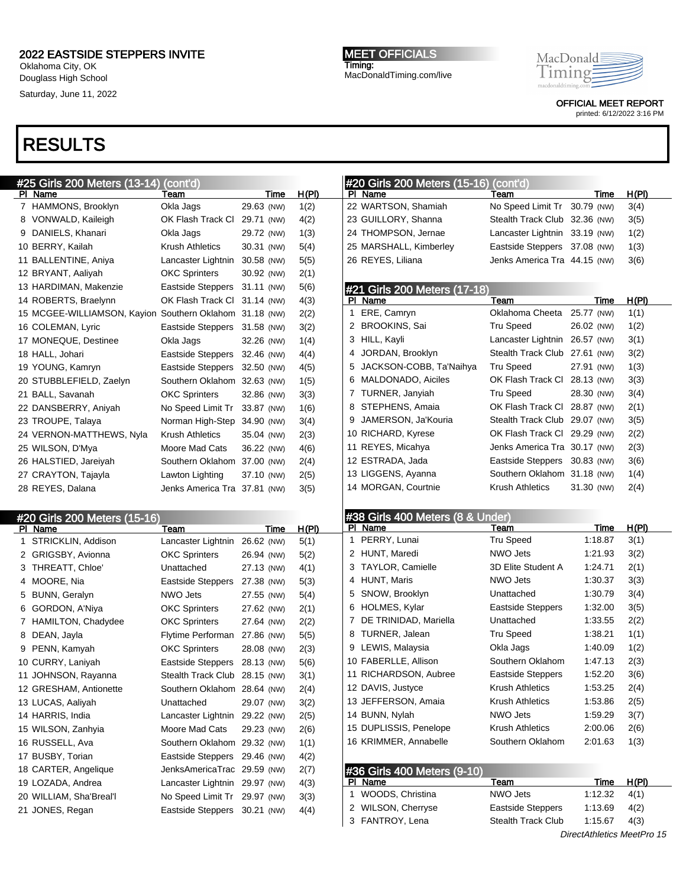# RESULTS

## #25 Girls 200 Meters (13-14) (cont'd)

| Pl | Name | Team | Time | H(Pl) |
|---|---|---|---|---|
| 7 | HAMMONS, Brooklyn | Okla Jags | 29.63 (NW) | 1(2) |
| 8 | VONWALD, Kaileigh | OK Flash Track Cl | 29.71 (NW) | 4(2) |
| 9 | DANIELS, Khanari | Okla Jags | 29.72 (NW) | 1(3) |
| 10 | BERRY, Kailah | Krush Athletics | 30.31 (NW) | 5(4) |
| 11 | BALLENTINE, Aniya | Lancaster Lightnin | 30.58 (NW) | 5(5) |
| 12 | BRYANT, Aaliyah | OKC Sprinters | 30.92 (NW) | 2(1) |
| 13 | HARDIMAN, Makenzie | Eastside Steppers | 31.11 (NW) | 5(6) |
| 14 | ROBERTS, Braelynn | OK Flash Track Cl | 31.14 (NW) | 4(3) |
| 15 | MCGEE-WILLIAMSON, Kayion | Southern Oklahom | 31.18 (NW) | 2(2) |
| 16 | COLEMAN, Lyric | Eastside Steppers | 31.58 (NW) | 3(2) |
| 17 | MONEQUE, Destinee | Okla Jags | 32.26 (NW) | 1(4) |
| 18 | HALL, Johari | Eastside Steppers | 32.46 (NW) | 4(4) |
| 19 | YOUNG, Kamryn | Eastside Steppers | 32.50 (NW) | 4(5) |
| 20 | STUBBLEFIELD, Zaelyn | Southern Oklahom | 32.63 (NW) | 1(5) |
| 21 | BALL, Savanah | OKC Sprinters | 32.86 (NW) | 3(3) |
| 22 | DANSBERRY, Aniyah | No Speed Limit Tr | 33.87 (NW) | 1(6) |
| 23 | TROUPE, Talaya | Norman High-Step | 34.90 (NW) | 3(4) |
| 24 | VERNON-MATTHEWS, Nyla | Krush Athletics | 35.04 (NW) | 2(3) |
| 25 | WILSON, D'Mya | Moore Mad Cats | 36.22 (NW) | 4(6) |
| 26 | HALSTIED, Jareiyah | Southern Oklahom | 37.00 (NW) | 2(4) |
| 27 | CRAYTON, Tajayla | Lawton Lighting | 37.10 (NW) | 2(5) |
| 28 | REYES, Dalana | Jenks America Tra | 37.81 (NW) | 3(5) |

## #20 Girls 200 Meters (15-16)

| Pl | Name | Team | Time | H(Pl) |
|---|---|---|---|---|
| 1 | STRICKLIN, Addison | Lancaster Lightnin | 26.62 (NW) | 5(1) |
| 2 | GRIGSBY, Avionna | OKC Sprinters | 26.94 (NW) | 5(2) |
| 3 | THREATT, Chloe' | Unattached | 27.13 (NW) | 4(1) |
| 4 | MOORE, Nia | Eastside Steppers | 27.38 (NW) | 5(3) |
| 5 | BUNN, Geralyn | NWO Jets | 27.55 (NW) | 5(4) |
| 6 | GORDON, A'Niya | OKC Sprinters | 27.62 (NW) | 2(1) |
| 7 | HAMILTON, Chadydee | OKC Sprinters | 27.64 (NW) | 2(2) |
| 8 | DEAN, Jayla | Flytime Performan | 27.86 (NW) | 5(5) |
| 9 | PENN, Kamyah | OKC Sprinters | 28.08 (NW) | 2(3) |
| 10 | CURRY, Laniyah | Eastside Steppers | 28.13 (NW) | 5(6) |
| 11 | JOHNSON, Rayanna | Stealth Track Club | 28.15 (NW) | 3(1) |
| 12 | GRESHAM, Antionette | Southern Oklahom | 28.64 (NW) | 2(4) |
| 13 | LUCAS, Aaliyah | Unattached | 29.07 (NW) | 3(2) |
| 14 | HARRIS, India | Lancaster Lightnin | 29.22 (NW) | 2(5) |
| 15 | WILSON, Zanhyia | Moore Mad Cats | 29.23 (NW) | 2(6) |
| 16 | RUSSELL, Ava | Southern Oklahom | 29.32 (NW) | 1(1) |
| 17 | BUSBY, Torian | Eastside Steppers | 29.46 (NW) | 4(2) |
| 18 | CARTER, Angelique | JenksAmericaTrac | 29.59 (NW) | 2(7) |
| 19 | LOZADA, Andrea | Lancaster Lightnin | 29.97 (NW) | 4(3) |
| 20 | WILLIAM, Sha'Breal'l | No Speed Limit Tr | 29.97 (NW) | 3(3) |
| 21 | JONES, Regan | Eastside Steppers | 30.21 (NW) | 4(4) |
| 22 | WARTSON, Shamiah | No Speed Limit Tr | 30.79 (NW) | 3(4) |
| 23 | GUILLORY, Shanna | Stealth Track Club | 32.36 (NW) | 3(5) |
| 24 | THOMPSON, Jernae | Lancaster Lightnin | 33.19 (NW) | 1(2) |
| 25 | MARSHALL, Kimberley | Eastside Steppers | 37.08 (NW) | 1(3) |
| 26 | REYES, Liliana | Jenks America Tra | 44.15 (NW) | 3(6) |

## #21 Girls 200 Meters (17-18)

| Pl | Name | Team | Time | H(Pl) |
|---|---|---|---|---|
| 1 | ERE, Camryn | Oklahoma Cheeta | 25.77 (NW) | 1(1) |
| 2 | BROOKINS, Sai | Tru Speed | 26.02 (NW) | 1(2) |
| 3 | HILL, Kayli | Lancaster Lightnin | 26.57 (NW) | 3(1) |
| 4 | JORDAN, Brooklyn | Stealth Track Club | 27.61 (NW) | 3(2) |
| 5 | JACKSON-COBB, Ta'Naihya | Tru Speed | 27.91 (NW) | 1(3) |
| 6 | MALDONADO, Aiciles | OK Flash Track Cl | 28.13 (NW) | 3(3) |
| 7 | TURNER, Janyiah | Tru Speed | 28.30 (NW) | 3(4) |
| 8 | STEPHENS, Amaia | OK Flash Track Cl | 28.87 (NW) | 2(1) |
| 9 | JAMERSON, Ja'Kouria | Stealth Track Club | 29.07 (NW) | 3(5) |
| 10 | RICHARD, Kyrese | OK Flash Track Cl | 29.29 (NW) | 2(2) |
| 11 | REYES, Micahya | Jenks America Tra | 30.17 (NW) | 2(3) |
| 12 | ESTRADA, Jada | Eastside Steppers | 30.83 (NW) | 3(6) |
| 13 | LIGGENS, Ayanna | Southern Oklahom | 31.18 (NW) | 1(4) |
| 14 | MORGAN, Courtnie | Krush Athletics | 31.30 (NW) | 2(4) |

## #38 Girls 400 Meters (8 & Under)

| Pl | Name | Team | Time | H(Pl) |
|---|---|---|---|---|
| 1 | PERRY, Lunai | Tru Speed | 1:18.87 | 3(1) |
| 2 | HUNT, Maredi | NWO Jets | 1:21.93 | 3(2) |
| 3 | TAYLOR, Camielle | 3D Elite Student A | 1:24.71 | 2(1) |
| 4 | HUNT, Maris | NWO Jets | 1:30.37 | 3(3) |
| 5 | SNOW, Brooklyn | Unattached | 1:30.79 | 3(4) |
| 6 | HOLMES, Kylar | Eastside Steppers | 1:32.00 | 3(5) |
| 7 | DE TRINIDAD, Mariella | Unattached | 1:33.55 | 2(2) |
| 8 | TURNER, Jalean | Tru Speed | 1:38.21 | 1(1) |
| 9 | LEWIS, Malaysia | Okla Jags | 1:40.09 | 1(2) |
| 10 | FABERLLE, Allison | Southern Oklahom | 1:47.13 | 2(3) |
| 11 | RICHARDSON, Aubree | Eastside Steppers | 1:52.20 | 3(6) |
| 12 | DAVIS, Justyce | Krush Athletics | 1:53.25 | 2(4) |
| 13 | JEFFERSON, Amaia | Krush Athletics | 1:53.86 | 2(5) |
| 14 | BUNN, Nylah | NWO Jets | 1:59.29 | 3(7) |
| 15 | DUPLISSIS, Penelope | Krush Athletics | 2:00.06 | 2(6) |
| 16 | KRIMMER, Annabelle | Southern Oklahom | 2:01.63 | 1(3) |

## #36 Girls 400 Meters (9-10)

| Pl | Name | Team | Time | H(Pl) |
|---|---|---|---|---|
| 1 | WOODS, Christina | NWO Jets | 1:12.32 | 4(1) |
| 2 | WILSON, Cherryse | Eastside Steppers | 1:13.69 | 4(2) |
| 3 | FANTROY, Lena | Stealth Track Club | 1:15.67 | 4(3) |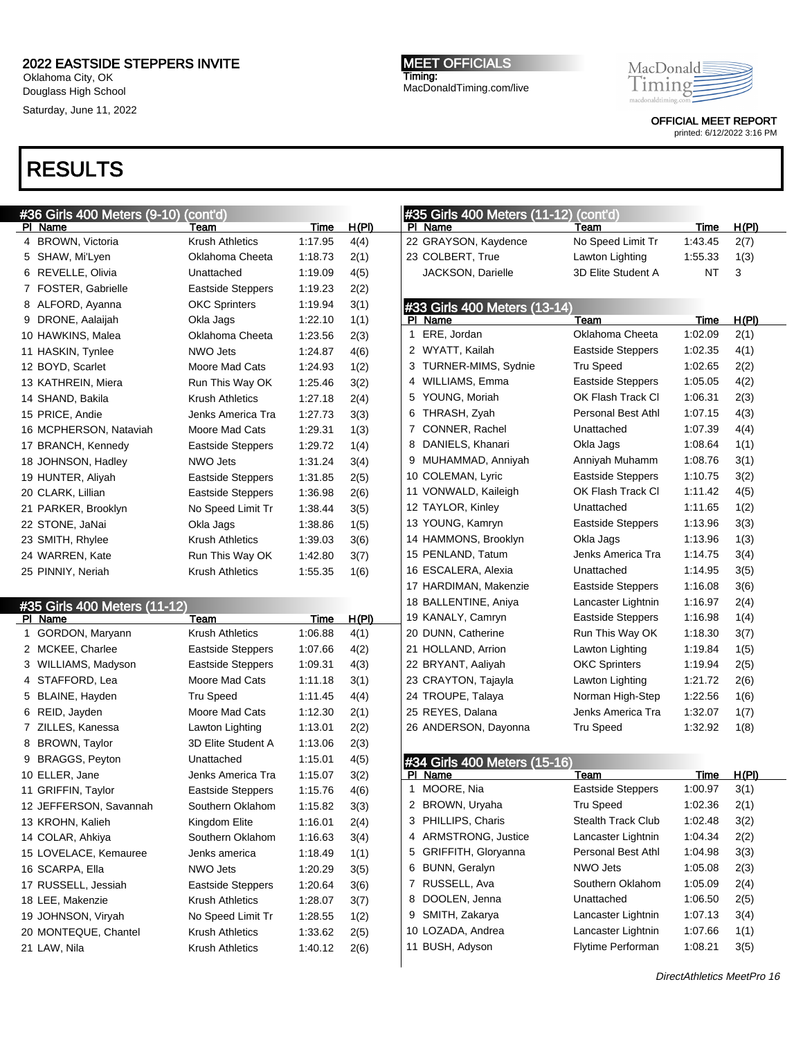# RESULTS

### #36 Girls 400 Meters (9-10) (cont'd)

| Pl | Name | Team | Time | H(Pl) |
|---|---|---|---|---|
| 4 | BROWN, Victoria | Krush Athletics | 1:17.95 | 4(4) |
| 5 | SHAW, Mi'Lyen | Oklahoma Cheeta | 1:18.73 | 2(1) |
| 6 | REVELLE, Olivia | Unattached | 1:19.09 | 4(5) |
| 7 | FOSTER, Gabrielle | Eastside Steppers | 1:19.23 | 2(2) |
| 8 | ALFORD, Ayanna | OKC Sprinters | 1:19.94 | 3(1) |
| 9 | DRONE, Aalaijah | Okla Jags | 1:22.10 | 1(1) |
| 10 | HAWKINS, Malea | Oklahoma Cheeta | 1:23.56 | 2(3) |
| 11 | HASKIN, Tynlee | NWO Jets | 1:24.87 | 4(6) |
| 12 | BOYD, Scarlet | Moore Mad Cats | 1:24.93 | 1(2) |
| 13 | KATHREIN, Miera | Run This Way OK | 1:25.46 | 3(2) |
| 14 | SHAND, Bakila | Krush Athletics | 1:27.18 | 2(4) |
| 15 | PRICE, Andie | Jenks America Tra | 1:27.73 | 3(3) |
| 16 | MCPHERSON, Nataviah | Moore Mad Cats | 1:29.31 | 1(3) |
| 17 | BRANCH, Kennedy | Eastside Steppers | 1:29.72 | 1(4) |
| 18 | JOHNSON, Hadley | NWO Jets | 1:31.24 | 3(4) |
| 19 | HUNTER, Aliyah | Eastside Steppers | 1:31.85 | 2(5) |
| 20 | CLARK, Lillian | Eastside Steppers | 1:36.98 | 2(6) |
| 21 | PARKER, Brooklyn | No Speed Limit Tr | 1:38.44 | 3(5) |
| 22 | STONE, JaNai | Okla Jags | 1:38.86 | 1(5) |
| 23 | SMITH, Rhylee | Krush Athletics | 1:39.03 | 3(6) |
| 24 | WARREN, Kate | Run This Way OK | 1:42.80 | 3(7) |
| 25 | PINNIY, Neriah | Krush Athletics | 1:55.35 | 1(6) |

### #35 Girls 400 Meters (11-12)

| Pl | Name | Team | Time | H(Pl) |
|---|---|---|---|---|
| 1 | GORDON, Maryann | Krush Athletics | 1:06.88 | 4(1) |
| 2 | MCKEE, Charlee | Eastside Steppers | 1:07.66 | 4(2) |
| 3 | WILLIAMS, Madyson | Eastside Steppers | 1:09.31 | 4(3) |
| 4 | STAFFORD, Lea | Moore Mad Cats | 1:11.18 | 3(1) |
| 5 | BLAINE, Hayden | Tru Speed | 1:11.45 | 4(4) |
| 6 | REID, Jayden | Moore Mad Cats | 1:12.30 | 2(1) |
| 7 | ZILLES, Kanessa | Lawton Lighting | 1:13.01 | 2(2) |
| 8 | BROWN, Taylor | 3D Elite Student A | 1:13.06 | 2(3) |
| 9 | BRAGGS, Peyton | Unattached | 1:15.01 | 4(5) |
| 10 | ELLER, Jane | Jenks America Tra | 1:15.07 | 3(2) |
| 11 | GRIFFIN, Taylor | Eastside Steppers | 1:15.76 | 4(6) |
| 12 | JEFFERSON, Savannah | Southern Oklahom | 1:15.82 | 3(3) |
| 13 | KROHN, Kalieh | Kingdom Elite | 1:16.01 | 2(4) |
| 14 | COLAR, Ahkiya | Southern Oklahom | 1:16.63 | 3(4) |
| 15 | LOVELACE, Kemauree | Jenks america | 1:18.49 | 1(1) |
| 16 | SCARPA, Ella | NWO Jets | 1:20.29 | 3(5) |
| 17 | RUSSELL, Jessiah | Eastside Steppers | 1:20.64 | 3(6) |
| 18 | LEE, Makenzie | Krush Athletics | 1:28.07 | 3(7) |
| 19 | JOHNSON, Viryah | No Speed Limit Tr | 1:28.55 | 1(2) |
| 20 | MONTEQUE, Chantel | Krush Athletics | 1:33.62 | 2(5) |
| 21 | LAW, Nila | Krush Athletics | 1:40.12 | 2(6) |
| 22 | GRAYSON, Kaydence | No Speed Limit Tr | 1:43.45 | 2(7) |
| 23 | COLBERT, True | Lawton Lighting | 1:55.33 | 1(3) |
|  | JACKSON, Darielle | 3D Elite Student A | NT | 3 |

### #33 Girls 400 Meters (13-14)

| Pl | Name | Team | Time | H(Pl) |
|---|---|---|---|---|
| 1 | ERE, Jordan | Oklahoma Cheeta | 1:02.09 | 2(1) |
| 2 | WYATT, Kailah | Eastside Steppers | 1:02.35 | 4(1) |
| 3 | TURNER-MIMS, Sydnie | Tru Speed | 1:02.65 | 2(2) |
| 4 | WILLIAMS, Emma | Eastside Steppers | 1:05.05 | 4(2) |
| 5 | YOUNG, Moriah | OK Flash Track Cl | 1:06.31 | 2(3) |
| 6 | THRASH, Zyah | Personal Best Athl | 1:07.15 | 4(3) |
| 7 | CONNER, Rachel | Unattached | 1:07.39 | 4(4) |
| 8 | DANIELS, Khanari | Okla Jags | 1:08.64 | 1(1) |
| 9 | MUHAMMAD, Anniyah | Anniyah Muhamm | 1:08.76 | 3(1) |
| 10 | COLEMAN, Lyric | Eastside Steppers | 1:10.75 | 3(2) |
| 11 | VONWALD, Kaileigh | OK Flash Track Cl | 1:11.42 | 4(5) |
| 12 | TAYLOR, Kinley | Unattached | 1:11.65 | 1(2) |
| 13 | YOUNG, Kamryn | Eastside Steppers | 1:13.96 | 3(3) |
| 14 | HAMMONS, Brooklyn | Okla Jags | 1:13.96 | 1(3) |
| 15 | PENLAND, Tatum | Jenks America Tra | 1:14.75 | 3(4) |
| 16 | ESCALERA, Alexia | Unattached | 1:14.95 | 3(5) |
| 17 | HARDIMAN, Makenzie | Eastside Steppers | 1:16.08 | 3(6) |
| 18 | BALLENTINE, Aniya | Lancaster Lightnin | 1:16.97 | 2(4) |
| 19 | KANALY, Camryn | Eastside Steppers | 1:16.98 | 1(4) |
| 20 | DUNN, Catherine | Run This Way OK | 1:18.30 | 3(7) |
| 21 | HOLLAND, Arrion | Lawton Lighting | 1:19.84 | 1(5) |
| 22 | BRYANT, Aaliyah | OKC Sprinters | 1:19.94 | 2(5) |
| 23 | CRAYTON, Tajayla | Lawton Lighting | 1:21.72 | 2(6) |
| 24 | TROUPE, Talaya | Norman High-Step | 1:22.56 | 1(6) |
| 25 | REYES, Dalana | Jenks America Tra | 1:32.07 | 1(7) |
| 26 | ANDERSON, Dayonna | Tru Speed | 1:32.92 | 1(8) |

### #34 Girls 400 Meters (15-16)

| Pl | Name | Team | Time | H(Pl) |
|---|---|---|---|---|
| 1 | MOORE, Nia | Eastside Steppers | 1:00.97 | 3(1) |
| 2 | BROWN, Uryaha | Tru Speed | 1:02.36 | 2(1) |
| 3 | PHILLIPS, Charis | Stealth Track Club | 1:02.48 | 3(2) |
| 4 | ARMSTRONG, Justice | Lancaster Lightnin | 1:04.34 | 2(2) |
| 5 | GRIFFITH, Gloryanna | Personal Best Athl | 1:04.98 | 3(3) |
| 6 | BUNN, Geralyn | NWO Jets | 1:05.08 | 2(3) |
| 7 | RUSSELL, Ava | Southern Oklahom | 1:05.09 | 2(4) |
| 8 | DOOLEN, Jenna | Unattached | 1:06.50 | 2(5) |
| 9 | SMITH, Zakarya | Lancaster Lightnin | 1:07.13 | 3(4) |
| 10 | LOZADA, Andrea | Lancaster Lightnin | 1:07.66 | 1(1) |
| 11 | BUSH, Adyson | Flytime Performan | 1:08.21 | 3(5) |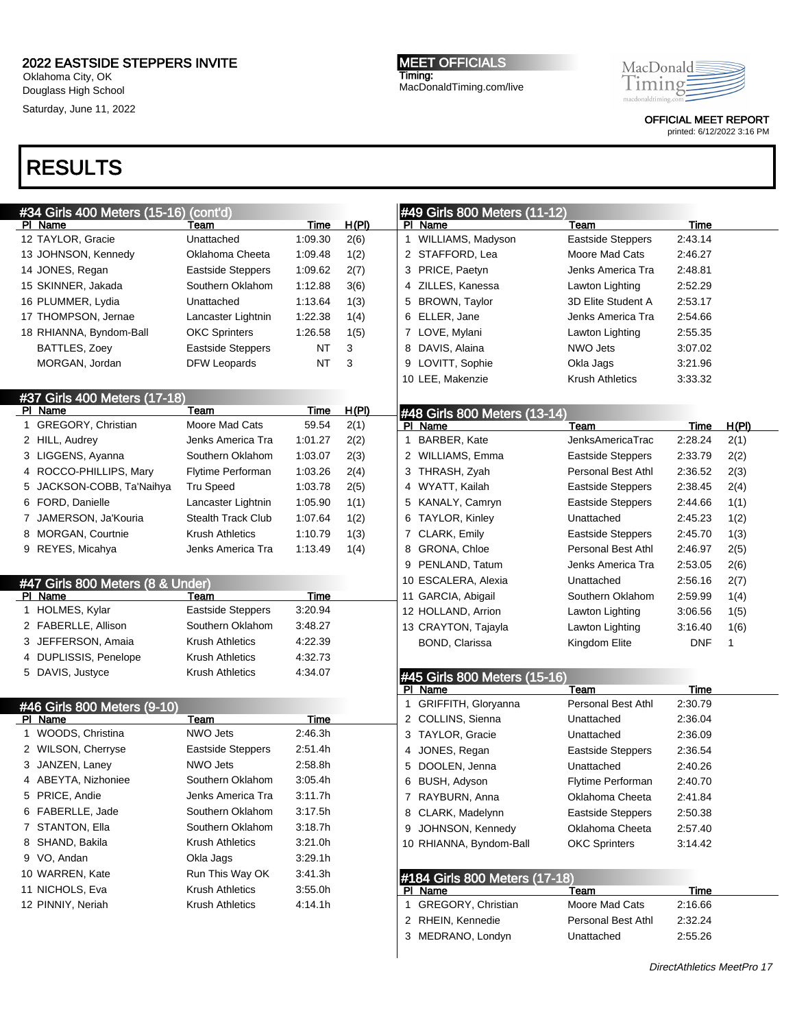# RESULTS

### #34 Girls 400 Meters (15-16) (cont'd)

| Pl | Name | Team | Time | H(Pl) |
|---|---|---|---|---|
| 12 | TAYLOR, Gracie | Unattached | 1:09.30 | 2(6) |
| 13 | JOHNSON, Kennedy | Oklahoma Cheeta | 1:09.48 | 1(2) |
| 14 | JONES, Regan | Eastside Steppers | 1:09.62 | 2(7) |
| 15 | SKINNER, Jakada | Southern Oklahom | 1:12.88 | 3(6) |
| 16 | PLUMMER, Lydia | Unattached | 1:13.64 | 1(3) |
| 17 | THOMPSON, Jernae | Lancaster Lightnin | 1:22.38 | 1(4) |
| 18 | RHIANNA, Byndom-Ball | OKC Sprinters | 1:26.58 | 1(5) |
| | BATTLES, Zoey | Eastside Steppers | NT | 3 |
| | MORGAN, Jordan | DFW Leopards | NT | 3 |

### #37 Girls 400 Meters (17-18)

| Pl | Name | Team | Time | H(Pl) |
|---|---|---|---|---|
| 1 | GREGORY, Christian | Moore Mad Cats | 59.54 | 2(1) |
| 2 | HILL, Audrey | Jenks America Tra | 1:01.27 | 2(2) |
| 3 | LIGGENS, Ayanna | Southern Oklahom | 1:03.07 | 2(3) |
| 4 | ROCCO-PHILLIPS, Mary | Flytime Performan | 1:03.26 | 2(4) |
| 5 | JACKSON-COBB, Ta'Naihya | Tru Speed | 1:03.78 | 2(5) |
| 6 | FORD, Danielle | Lancaster Lightnin | 1:05.90 | 1(1) |
| 7 | JAMERSON, Ja'Kouria | Stealth Track Club | 1:07.64 | 1(2) |
| 8 | MORGAN, Courtnie | Krush Athletics | 1:10.79 | 1(3) |
| 9 | REYES, Micahya | Jenks America Tra | 1:13.49 | 1(4) |

### #47 Girls 800 Meters (8 & Under)

| Pl | Name | Team | Time |
|---|---|---|---|
| 1 | HOLMES, Kylar | Eastside Steppers | 3:20.94 |
| 2 | FABERLLE, Allison | Southern Oklahom | 3:48.27 |
| 3 | JEFFERSON, Amaia | Krush Athletics | 4:22.39 |
| 4 | DUPLISSIS, Penelope | Krush Athletics | 4:32.73 |
| 5 | DAVIS, Justyce | Krush Athletics | 4:34.07 |

### #46 Girls 800 Meters (9-10)

| Pl | Name | Team | Time |
|---|---|---|---|
| 1 | WOODS, Christina | NWO Jets | 2:46.3h |
| 2 | WILSON, Cherryse | Eastside Steppers | 2:51.4h |
| 3 | JANZEN, Laney | NWO Jets | 2:58.8h |
| 4 | ABEYTA, Nizhoniee | Southern Oklahom | 3:05.4h |
| 5 | PRICE, Andie | Jenks America Tra | 3:11.7h |
| 6 | FABERLLE, Jade | Southern Oklahom | 3:17.5h |
| 7 | STANTON, Ella | Southern Oklahom | 3:18.7h |
| 8 | SHAND, Bakila | Krush Athletics | 3:21.0h |
| 9 | VO, Andan | Okla Jags | 3:29.1h |
| 10 | WARREN, Kate | Run This Way OK | 3:41.3h |
| 11 | NICHOLS, Eva | Krush Athletics | 3:55.0h |
| 12 | PINNIY, Neriah | Krush Athletics | 4:14.1h |

### #49 Girls 800 Meters (11-12)

| Pl | Name | Team | Time |
|---|---|---|---|
| 1 | WILLIAMS, Madyson | Eastside Steppers | 2:43.14 |
| 2 | STAFFORD, Lea | Moore Mad Cats | 2:46.27 |
| 3 | PRICE, Paetyn | Jenks America Tra | 2:48.81 |
| 4 | ZILLES, Kanessa | Lawton Lighting | 2:52.29 |
| 5 | BROWN, Taylor | 3D Elite Student A | 2:53.17 |
| 6 | ELLER, Jane | Jenks America Tra | 2:54.66 |
| 7 | LOVE, Mylani | Lawton Lighting | 2:55.35 |
| 8 | DAVIS, Alaina | NWO Jets | 3:07.02 |
| 9 | LOVITT, Sophie | Okla Jags | 3:21.96 |
| 10 | LEE, Makenzie | Krush Athletics | 3:33.32 |

### #48 Girls 800 Meters (13-14)

| Pl | Name | Team | Time | H(Pl) |
|---|---|---|---|---|
| 1 | BARBER, Kate | JenksAmericaTrac | 2:28.24 | 2(1) |
| 2 | WILLIAMS, Emma | Eastside Steppers | 2:33.79 | 2(2) |
| 3 | THRASH, Zyah | Personal Best Athl | 2:36.52 | 2(3) |
| 4 | WYATT, Kailah | Eastside Steppers | 2:38.45 | 2(4) |
| 5 | KANALY, Camryn | Eastside Steppers | 2:44.66 | 1(1) |
| 6 | TAYLOR, Kinley | Unattached | 2:45.23 | 1(2) |
| 7 | CLARK, Emily | Eastside Steppers | 2:45.70 | 1(3) |
| 8 | GRONA, Chloe | Personal Best Athl | 2:46.97 | 2(5) |
| 9 | PENLAND, Tatum | Jenks America Tra | 2:53.05 | 2(6) |
| 10 | ESCALERA, Alexia | Unattached | 2:56.16 | 2(7) |
| 11 | GARCIA, Abigail | Southern Oklahom | 2:59.99 | 1(4) |
| 12 | HOLLAND, Arrion | Lawton Lighting | 3:06.56 | 1(5) |
| 13 | CRAYTON, Tajayla | Lawton Lighting | 3:16.40 | 1(6) |
| | BOND, Clarissa | Kingdom Elite | DNF | 1 |

### #45 Girls 800 Meters (15-16)

| Pl | Name | Team | Time |
|---|---|---|---|
| 1 | GRIFFITH, Gloryanna | Personal Best Athl | 2:30.79 |
| 2 | COLLINS, Sienna | Unattached | 2:36.04 |
| 3 | TAYLOR, Gracie | Unattached | 2:36.09 |
| 4 | JONES, Regan | Eastside Steppers | 2:36.54 |
| 5 | DOOLEN, Jenna | Unattached | 2:40.26 |
| 6 | BUSH, Adyson | Flytime Performan | 2:40.70 |
| 7 | RAYBURN, Anna | Oklahoma Cheeta | 2:41.84 |
| 8 | CLARK, Madelynn | Eastside Steppers | 2:50.38 |
| 9 | JOHNSON, Kennedy | Oklahoma Cheeta | 2:57.40 |
| 10 | RHIANNA, Byndom-Ball | OKC Sprinters | 3:14.42 |

### #184 Girls 800 Meters (17-18)

| Pl | Name | Team | Time |
|---|---|---|---|
| 1 | GREGORY, Christian | Moore Mad Cats | 2:16.66 |
| 2 | RHEIN, Kennedie | Personal Best Athl | 2:32.24 |
| 3 | MEDRANO, Londyn | Unattached | 2:55.26 |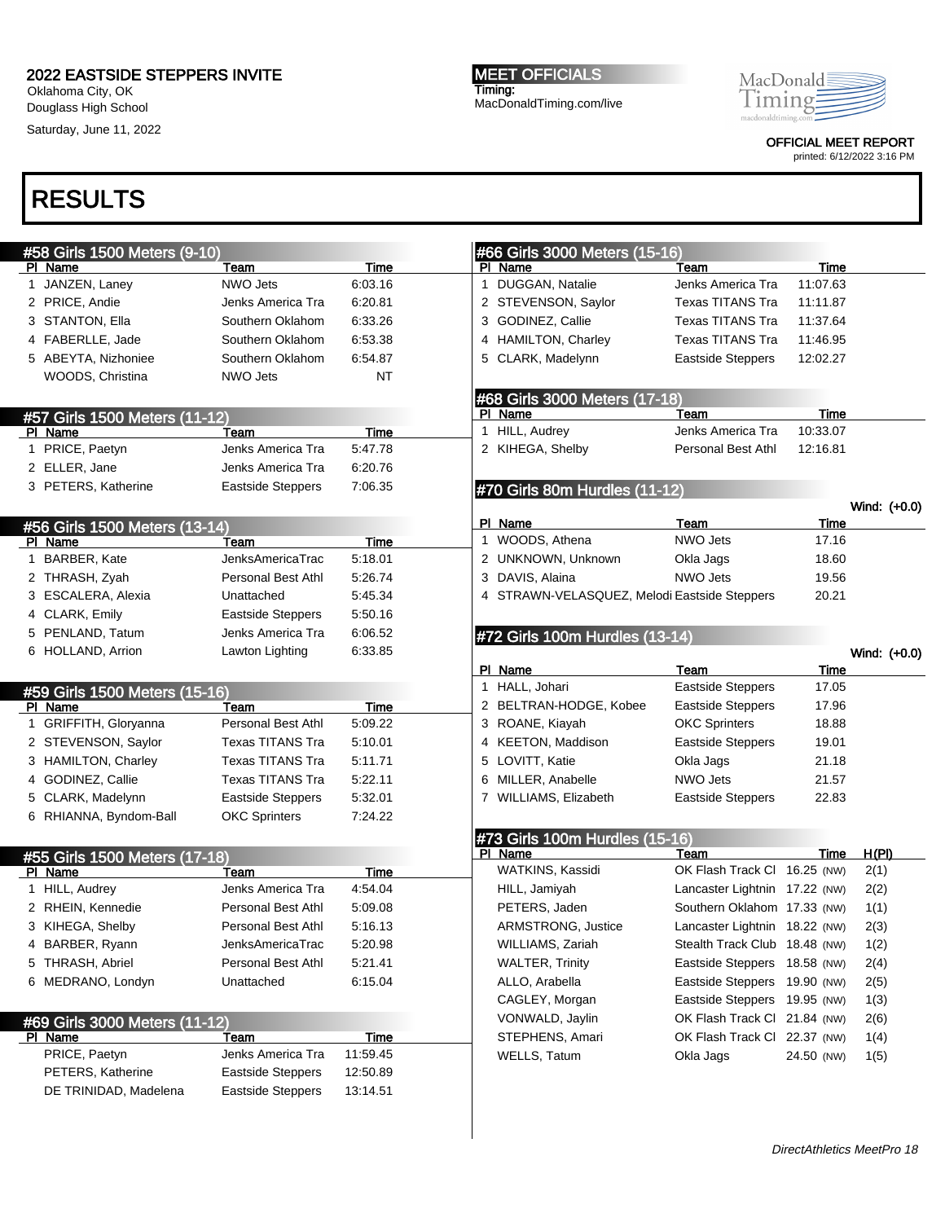2022 EASTSIDE STEPPERS INVITE
Oklahoma City, OK
Douglass High School
Saturday, June 11, 2022

MEET OFFICIALS
Timing:
MacDonaldTiming.com/live

OFFICIAL MEET REPORT
printed: 6/12/2022 3:16 PM

# RESULTS

## #58 Girls 1500 Meters (9-10)

| Pl | Name | Team | Time |
|---|---|---|---|
| 1 | JANZEN, Laney | NWO Jets | 6:03.16 |
| 2 | PRICE, Andie | Jenks America Tra | 6:20.81 |
| 3 | STANTON, Ella | Southern Oklahom | 6:33.26 |
| 4 | FABERLLE, Jade | Southern Oklahom | 6:53.38 |
| 5 | ABEYTA, Nizhoniee | Southern Oklahom | 6:54.87 |
| | WOODS, Christina | NWO Jets | NT |

## #57 Girls 1500 Meters (11-12)

| Pl | Name | Team | Time |
|---|---|---|---|
| 1 | PRICE, Paetyn | Jenks America Tra | 5:47.78 |
| 2 | ELLER, Jane | Jenks America Tra | 6:20.76 |
| 3 | PETERS, Katherine | Eastside Steppers | 7:06.35 |

## #56 Girls 1500 Meters (13-14)

| Pl | Name | Team | Time |
|---|---|---|---|
| 1 | BARBER, Kate | JenksAmericaTrac | 5:18.01 |
| 2 | THRASH, Zyah | Personal Best Athl | 5:26.74 |
| 3 | ESCALERA, Alexia | Unattached | 5:45.34 |
| 4 | CLARK, Emily | Eastside Steppers | 5:50.16 |
| 5 | PENLAND, Tatum | Jenks America Tra | 6:06.52 |
| 6 | HOLLAND, Arrion | Lawton Lighting | 6:33.85 |

## #59 Girls 1500 Meters (15-16)

| Pl | Name | Team | Time |
|---|---|---|---|
| 1 | GRIFFITH, Gloryanna | Personal Best Athl | 5:09.22 |
| 2 | STEVENSON, Saylor | Texas TITANS Tra | 5:10.01 |
| 3 | HAMILTON, Charley | Texas TITANS Tra | 5:11.71 |
| 4 | GODINEZ, Callie | Texas TITANS Tra | 5:22.11 |
| 5 | CLARK, Madelynn | Eastside Steppers | 5:32.01 |
| 6 | RHIANNA, Byndom-Ball | OKC Sprinters | 7:24.22 |

## #55 Girls 1500 Meters (17-18)

| Pl | Name | Team | Time |
|---|---|---|---|
| 1 | HILL, Audrey | Jenks America Tra | 4:54.04 |
| 2 | RHEIN, Kennedie | Personal Best Athl | 5:09.08 |
| 3 | KIHEGA, Shelby | Personal Best Athl | 5:16.13 |
| 4 | BARBER, Ryann | JenksAmericaTrac | 5:20.98 |
| 5 | THRASH, Abriel | Personal Best Athl | 5:21.41 |
| 6 | MEDRANO, Londyn | Unattached | 6:15.04 |

## #69 Girls 3000 Meters (11-12)

| Pl | Name | Team | Time |
|---|---|---|---|
| | PRICE, Paetyn | Jenks America Tra | 11:59.45 |
| | PETERS, Katherine | Eastside Steppers | 12:50.89 |
| | DE TRINIDAD, Madelena | Eastside Steppers | 13:14.51 |

## #66 Girls 3000 Meters (15-16)

| Pl | Name | Team | Time |
|---|---|---|---|
| 1 | DUGGAN, Natalie | Jenks America Tra | 11:07.63 |
| 2 | STEVENSON, Saylor | Texas TITANS Tra | 11:11.87 |
| 3 | GODINEZ, Callie | Texas TITANS Tra | 11:37.64 |
| 4 | HAMILTON, Charley | Texas TITANS Tra | 11:46.95 |
| 5 | CLARK, Madelynn | Eastside Steppers | 12:02.27 |

## #68 Girls 3000 Meters (17-18)

| Pl | Name | Team | Time |
|---|---|---|---|
| 1 | HILL, Audrey | Jenks America Tra | 10:33.07 |
| 2 | KIHEGA, Shelby | Personal Best Athl | 12:16.81 |

## #70 Girls 80m Hurdles (11-12)

Wind: (+0.0)

| Pl | Name | Team | Time |
|---|---|---|---|
| 1 | WOODS, Athena | NWO Jets | 17.16 |
| 2 | UNKNOWN, Unknown | Okla Jags | 18.60 |
| 3 | DAVIS, Alaina | NWO Jets | 19.56 |
| 4 | STRAWN-VELASQUEZ, Melodi | Eastside Steppers | 20.21 |

## #72 Girls 100m Hurdles (13-14)

Wind: (+0.0)

| Pl | Name | Team | Time |
|---|---|---|---|
| 1 | HALL, Johari | Eastside Steppers | 17.05 |
| 2 | BELTRAN-HODGE, Kobee | Eastside Steppers | 17.96 |
| 3 | ROANE, Kiayah | OKC Sprinters | 18.88 |
| 4 | KEETON, Maddison | Eastside Steppers | 19.01 |
| 5 | LOVITT, Katie | Okla Jags | 21.18 |
| 6 | MILLER, Anabelle | NWO Jets | 21.57 |
| 7 | WILLIAMS, Elizabeth | Eastside Steppers | 22.83 |

## #73 Girls 100m Hurdles (15-16)

| Pl | Name | Team | Time | H(Pl) |
|---|---|---|---|---|
| | WATKINS, Kassidi | OK Flash Track Cl | 16.25 (NW) | 2(1) |
| | HILL, Jamiyah | Lancaster Lightnin | 17.22 (NW) | 2(2) |
| | PETERS, Jaden | Southern Oklahom | 17.33 (NW) | 1(1) |
| | ARMSTRONG, Justice | Lancaster Lightnin | 18.22 (NW) | 2(3) |
| | WILLIAMS, Zariah | Stealth Track Club | 18.48 (NW) | 1(2) |
| | WALTER, Trinity | Eastside Steppers | 18.58 (NW) | 2(4) |
| | ALLO, Arabella | Eastside Steppers | 19.90 (NW) | 2(5) |
| | CAGLEY, Morgan | Eastside Steppers | 19.95 (NW) | 1(3) |
| | VONWALD, Jaylin | OK Flash Track Cl | 21.84 (NW) | 2(6) |
| | STEPHENS, Amari | OK Flash Track Cl | 22.37 (NW) | 1(4) |
| | WELLS, Tatum | Okla Jags | 24.50 (NW) | 1(5) |

DirectAthletics MeetPro 18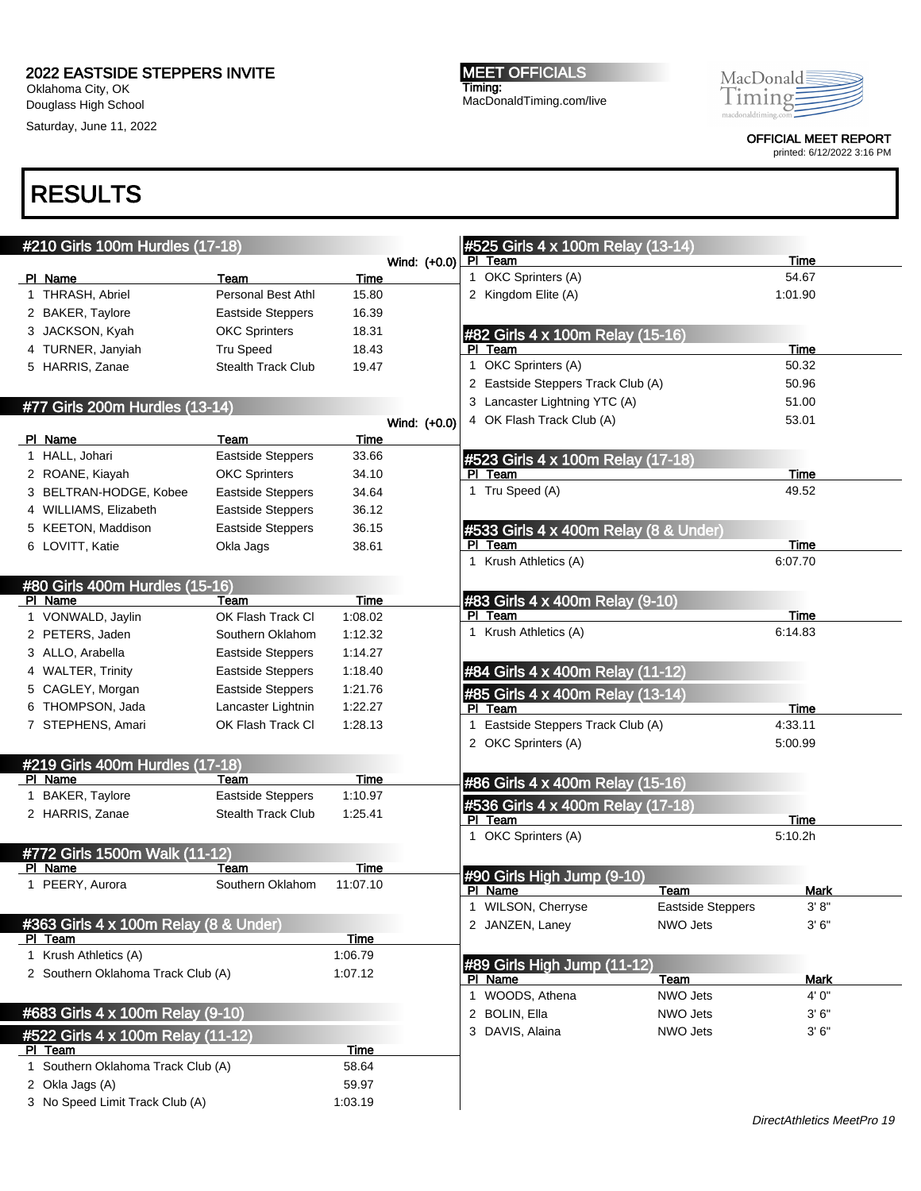# 2022 EASTSIDE STEPPERS INVITE

Oklahoma City, OK
Douglass High School
Saturday, June 11, 2022

MEET OFFICIALS
Timing:
MacDonaldTiming.com/live

OFFICIAL MEET REPORT
printed: 6/12/2022 3:16 PM

# RESULTS

## #210 Girls 100m Hurdles (17-18)

Wind: (+0.0)

| Pl | Name | Team | Time |
|---|---|---|---|
| 1 | THRASH, Abriel | Personal Best Athl | 15.80 |
| 2 | BAKER, Taylore | Eastside Steppers | 16.39 |
| 3 | JACKSON, Kyah | OKC Sprinters | 18.31 |
| 4 | TURNER, Janyiah | Tru Speed | 18.43 |
| 5 | HARRIS, Zanae | Stealth Track Club | 19.47 |

## #77 Girls 200m Hurdles (13-14)

Wind: (+0.0)

| Pl | Name | Team | Time |
|---|---|---|---|
| 1 | HALL, Johari | Eastside Steppers | 33.66 |
| 2 | ROANE, Kiayah | OKC Sprinters | 34.10 |
| 3 | BELTRAN-HODGE, Kobee | Eastside Steppers | 34.64 |
| 4 | WILLIAMS, Elizabeth | Eastside Steppers | 36.12 |
| 5 | KEETON, Maddison | Eastside Steppers | 36.15 |
| 6 | LOVITT, Katie | Okla Jags | 38.61 |

## #80 Girls 400m Hurdles (15-16)

| Pl | Name | Team | Time |
|---|---|---|---|
| 1 | VONWALD, Jaylin | OK Flash Track Cl | 1:08.02 |
| 2 | PETERS, Jaden | Southern Oklahom | 1:12.32 |
| 3 | ALLO, Arabella | Eastside Steppers | 1:14.27 |
| 4 | WALTER, Trinity | Eastside Steppers | 1:18.40 |
| 5 | CAGLEY, Morgan | Eastside Steppers | 1:21.76 |
| 6 | THOMPSON, Jada | Lancaster Lightnin | 1:22.27 |
| 7 | STEPHENS, Amari | OK Flash Track Cl | 1:28.13 |

## #219 Girls 400m Hurdles (17-18)

| Pl | Name | Team | Time |
|---|---|---|---|
| 1 | BAKER, Taylore | Eastside Steppers | 1:10.97 |
| 2 | HARRIS, Zanae | Stealth Track Club | 1:25.41 |

## #772 Girls 1500m Walk (11-12)

| Pl | Name | Team | Time |
|---|---|---|---|
| 1 | PEERY, Aurora | Southern Oklahom | 11:07.10 |

## #363 Girls 4 x 100m Relay (8 & Under)

| Pl | Team | Time |
|---|---|---|
| 1 | Krush Athletics (A) | 1:06.79 |
| 2 | Southern Oklahoma Track Club (A) | 1:07.12 |

## #683 Girls 4 x 100m Relay (9-10)

## #522 Girls 4 x 100m Relay (11-12)

| Pl | Team | Time |
|---|---|---|
| 1 | Southern Oklahoma Track Club (A) | 58.64 |
| 2 | Okla Jags (A) | 59.97 |
| 3 | No Speed Limit Track Club (A) | 1:03.19 |

## #525 Girls 4 x 100m Relay (13-14)

| Pl | Team | Time |
|---|---|---|
| 1 | OKC Sprinters (A) | 54.67 |
| 2 | Kingdom Elite (A) | 1:01.90 |

## #82 Girls 4 x 100m Relay (15-16)

| Pl | Team | Time |
|---|---|---|
| 1 | OKC Sprinters (A) | 50.32 |
| 2 | Eastside Steppers Track Club (A) | 50.96 |
| 3 | Lancaster Lightning YTC (A) | 51.00 |
| 4 | OK Flash Track Club (A) | 53.01 |

## #523 Girls 4 x 100m Relay (17-18)

| Pl | Team | Time |
|---|---|---|
| 1 | Tru Speed (A) | 49.52 |

## #533 Girls 4 x 400m Relay (8 & Under)

| Pl | Team | Time |
|---|---|---|
| 1 | Krush Athletics (A) | 6:07.70 |

## #83 Girls 4 x 400m Relay (9-10)

| Pl | Team | Time |
|---|---|---|
| 1 | Krush Athletics (A) | 6:14.83 |

## #84 Girls 4 x 400m Relay (11-12)

## #85 Girls 4 x 400m Relay (13-14)

| Pl | Team | Time |
|---|---|---|
| 1 | Eastside Steppers Track Club (A) | 4:33.11 |
| 2 | OKC Sprinters (A) | 5:00.99 |

## #86 Girls 4 x 400m Relay (15-16)

## #536 Girls 4 x 400m Relay (17-18)

| Pl | Team | Time |
|---|---|---|
| 1 | OKC Sprinters (A) | 5:10.2h |

## #90 Girls High Jump (9-10)

| Pl | Name | Team | Mark |
|---|---|---|---|
| 1 | WILSON, Cherryse | Eastside Steppers | 3' 8" |
| 2 | JANZEN, Laney | NWO Jets | 3' 6" |

## #89 Girls High Jump (11-12)

| Pl | Name | Team | Mark |
|---|---|---|---|
| 1 | WOODS, Athena | NWO Jets | 4' 0" |
| 2 | BOLIN, Ella | NWO Jets | 3' 6" |
| 3 | DAVIS, Alaina | NWO Jets | 3' 6" |

*DirectAthletics MeetPro 19*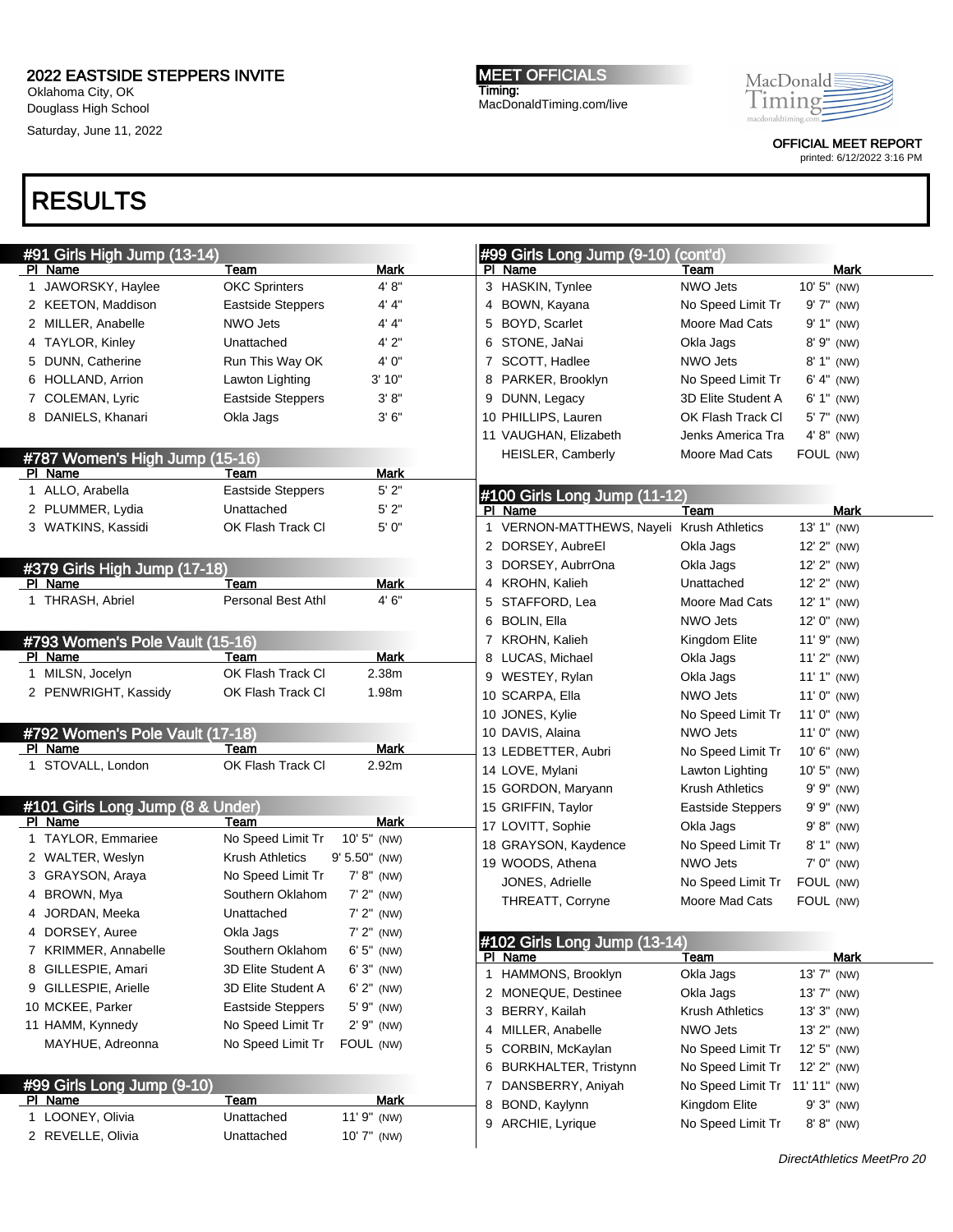2022 EASTSIDE STEPPERS INVITE
Oklahoma City, OK
Douglass High School
Saturday, June 11, 2022

MEET OFFICIALS
Timing:
MacDonaldTiming.com/live

OFFICIAL MEET REPORT
printed: 6/12/2022 3:16 PM

# RESULTS

## #91 Girls High Jump (13-14)

| Pl | Name | Team | Mark |
|---|---|---|---|
| 1 | JAWORSKY, Haylee | OKC Sprinters | 4' 8" |
| 2 | KEETON, Maddison | Eastside Steppers | 4' 4" |
| 2 | MILLER, Anabelle | NWO Jets | 4' 4" |
| 4 | TAYLOR, Kinley | Unattached | 4' 2" |
| 5 | DUNN, Catherine | Run This Way OK | 4' 0" |
| 6 | HOLLAND, Arrion | Lawton Lighting | 3' 10" |
| 7 | COLEMAN, Lyric | Eastside Steppers | 3' 8" |
| 8 | DANIELS, Khanari | Okla Jags | 3' 6" |

## #787 Women's High Jump (15-16)

| Pl | Name | Team | Mark |
|---|---|---|---|
| 1 | ALLO, Arabella | Eastside Steppers | 5' 2" |
| 2 | PLUMMER, Lydia | Unattached | 5' 2" |
| 3 | WATKINS, Kassidi | OK Flash Track Cl | 5' 0" |

## #379 Girls High Jump (17-18)

| Pl | Name | Team | Mark |
|---|---|---|---|
| 1 | THRASH, Abriel | Personal Best Athl | 4' 6" |

## #793 Women's Pole Vault (15-16)

| Pl | Name | Team | Mark |
|---|---|---|---|
| 1 | MILSN, Jocelyn | OK Flash Track Cl | 2.38m |
| 2 | PENWRIGHT, Kassidy | OK Flash Track Cl | 1.98m |

## #792 Women's Pole Vault (17-18)

| Pl | Name | Team | Mark |
|---|---|---|---|
| 1 | STOVALL, London | OK Flash Track Cl | 2.92m |

## #101 Girls Long Jump (8 & Under)

| Pl | Name | Team | Mark |
|---|---|---|---|
| 1 | TAYLOR, Emmariee | No Speed Limit Tr | 10' 5" (NW) |
| 2 | WALTER, Weslyn | Krush Athletics | 9' 5.50" (NW) |
| 3 | GRAYSON, Araya | No Speed Limit Tr | 7' 8" (NW) |
| 4 | BROWN, Mya | Southern Oklahom | 7' 2" (NW) |
| 4 | JORDAN, Meeka | Unattached | 7' 2" (NW) |
| 4 | DORSEY, Auree | Okla Jags | 7' 2" (NW) |
| 7 | KRIMMER, Annabelle | Southern Oklahom | 6' 5" (NW) |
| 8 | GILLESPIE, Amari | 3D Elite Student A | 6' 3" (NW) |
| 9 | GILLESPIE, Arielle | 3D Elite Student A | 6' 2" (NW) |
| 10 | MCKEE, Parker | Eastside Steppers | 5' 9" (NW) |
| 11 | HAMM, Kynnedy | No Speed Limit Tr | 2' 9" (NW) |
| | MAYHUE, Adreonna | No Speed Limit Tr | FOUL (NW) |

## #99 Girls Long Jump (9-10)

| Pl | Name | Team | Mark |
|---|---|---|---|
| 1 | LOONEY, Olivia | Unattached | 11' 9" (NW) |
| 2 | REVELLE, Olivia | Unattached | 10' 7" (NW) |
| 3 | HASKIN, Tynlee | NWO Jets | 10' 5" (NW) |
| 4 | BOWN, Kayana | No Speed Limit Tr | 9' 7" (NW) |
| 5 | BOYD, Scarlet | Moore Mad Cats | 9' 1" (NW) |
| 6 | STONE, JaNai | Okla Jags | 8' 9" (NW) |
| 7 | SCOTT, Hadlee | NWO Jets | 8' 1" (NW) |
| 8 | PARKER, Brooklyn | No Speed Limit Tr | 6' 4" (NW) |
| 9 | DUNN, Legacy | 3D Elite Student A | 6' 1" (NW) |
| 10 | PHILLIPS, Lauren | OK Flash Track Cl | 5' 7" (NW) |
| 11 | VAUGHAN, Elizabeth | Jenks America Tra | 4' 8" (NW) |
| | HEISLER, Camberly | Moore Mad Cats | FOUL (NW) |

## #100 Girls Long Jump (11-12)

| Pl | Name | Team | Mark |
|---|---|---|---|
| 1 | VERNON-MATTHEWS, Nayeli | Krush Athletics | 13' 1" (NW) |
| 2 | DORSEY, AubreEl | Okla Jags | 12' 2" (NW) |
| 3 | DORSEY, AubrrOna | Okla Jags | 12' 2" (NW) |
| 4 | KROHN, Kalieh | Unattached | 12' 2" (NW) |
| 5 | STAFFORD, Lea | Moore Mad Cats | 12' 1" (NW) |
| 6 | BOLIN, Ella | NWO Jets | 12' 0" (NW) |
| 7 | KROHN, Kalieh | Kingdom Elite | 11' 9" (NW) |
| 8 | LUCAS, Michael | Okla Jags | 11' 2" (NW) |
| 9 | WESTEY, Rylan | Okla Jags | 11' 1" (NW) |
| 10 | SCARPA, Ella | NWO Jets | 11' 0" (NW) |
| 10 | JONES, Kylie | No Speed Limit Tr | 11' 0" (NW) |
| 10 | DAVIS, Alaina | NWO Jets | 11' 0" (NW) |
| 13 | LEDBETTER, Aubri | No Speed Limit Tr | 10' 6" (NW) |
| 14 | LOVE, Mylani | Lawton Lighting | 10' 5" (NW) |
| 15 | GORDON, Maryann | Krush Athletics | 9' 9" (NW) |
| 15 | GRIFFIN, Taylor | Eastside Steppers | 9' 9" (NW) |
| 17 | LOVITT, Sophie | Okla Jags | 9' 8" (NW) |
| 18 | GRAYSON, Kaydence | No Speed Limit Tr | 8' 1" (NW) |
| 19 | WOODS, Athena | NWO Jets | 7' 0" (NW) |
| | JONES, Adrielle | No Speed Limit Tr | FOUL (NW) |
| | THREATT, Corryne | Moore Mad Cats | FOUL (NW) |

## #102 Girls Long Jump (13-14)

| Pl | Name | Team | Mark |
|---|---|---|---|
| 1 | HAMMONS, Brooklyn | Okla Jags | 13' 7" (NW) |
| 2 | MONEQUE, Destinee | Okla Jags | 13' 7" (NW) |
| 3 | BERRY, Kailah | Krush Athletics | 13' 3" (NW) |
| 4 | MILLER, Anabelle | NWO Jets | 13' 2" (NW) |
| 5 | CORBIN, McKaylan | No Speed Limit Tr | 12' 5" (NW) |
| 6 | BURKHALTER, Tristynn | No Speed Limit Tr | 12' 2" (NW) |
| 7 | DANSBERRY, Aniyah | No Speed Limit Tr | 11' 11" (NW) |
| 8 | BOND, Kaylynn | Kingdom Elite | 9' 3" (NW) |
| 9 | ARCHIE, Lyrique | No Speed Limit Tr | 8' 8" (NW) |

DirectAthletics MeetPro 20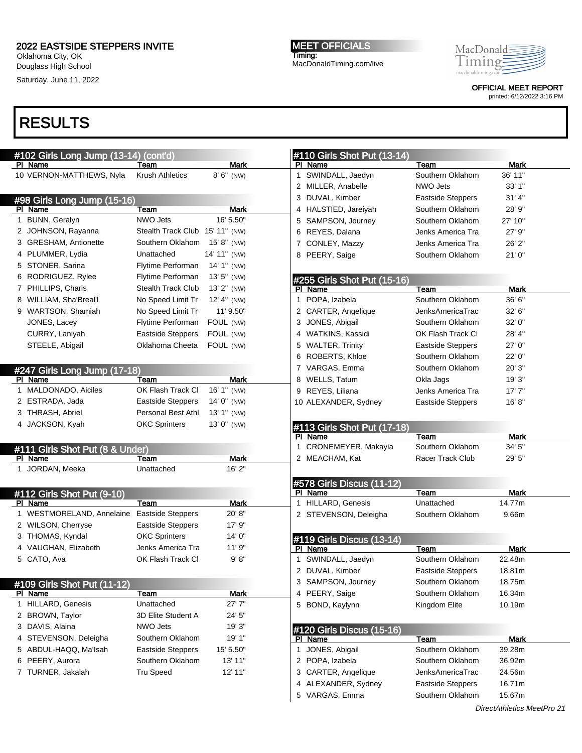2022 EASTSIDE STEPPERS INVITE
Oklahoma City, OK
Douglass High School
Saturday, June 11, 2022

MEET OFFICIALS
Timing:
MacDonaldTiming.com/live

OFFICIAL MEET REPORT
printed: 6/12/2022 3:16 PM

# RESULTS

## #102 Girls Long Jump (13-14) (cont'd)

| Pl | Name | Team | Mark |
|---|---|---|---|
| 10 | VERNON-MATTHEWS, Nyla | Krush Athletics | 8' 6" (NW) |

## #98 Girls Long Jump (15-16)

| Pl | Name | Team | Mark |
|---|---|---|---|
| 1 | BUNN, Geralyn | NWO Jets | 16' 5.50" |
| 2 | JOHNSON, Rayanna | Stealth Track Club | 15' 11" (NW) |
| 3 | GRESHAM, Antionette | Southern Oklahom | 15' 8" (NW) |
| 4 | PLUMMER, Lydia | Unattached | 14' 11" (NW) |
| 5 | STONER, Sarina | Flytime Performan | 14' 1" (NW) |
| 6 | RODRIGUEZ, Rylee | Flytime Performan | 13' 5" (NW) |
| 7 | PHILLIPS, Charis | Stealth Track Club | 13' 2" (NW) |
| 8 | WILLIAM, Sha'Breal'l | No Speed Limit Tr | 12' 4" (NW) |
| 9 | WARTSON, Shamiah | No Speed Limit Tr | 11' 9.50" |
| | JONES, Lacey | Flytime Performan | FOUL (NW) |
| | CURRY, Laniyah | Eastside Steppers | FOUL (NW) |
| | STEELE, Abigail | Oklahoma Cheeta | FOUL (NW) |

## #247 Girls Long Jump (17-18)

| Pl | Name | Team | Mark |
|---|---|---|---|
| 1 | MALDONADO, Aiciles | OK Flash Track Cl | 16' 1" (NW) |
| 2 | ESTRADA, Jada | Eastside Steppers | 14' 0" (NW) |
| 3 | THRASH, Abriel | Personal Best Athl | 13' 1" (NW) |
| 4 | JACKSON, Kyah | OKC Sprinters | 13' 0" (NW) |

## #111 Girls Shot Put (8 & Under)

| Pl | Name | Team | Mark |
|---|---|---|---|
| 1 | JORDAN, Meeka | Unattached | 16' 2" |

## #112 Girls Shot Put (9-10)

| Pl | Name | Team | Mark |
|---|---|---|---|
| 1 | WESTMORELAND, Annelaine | Eastside Steppers | 20' 8" |
| 2 | WILSON, Cherryse | Eastside Steppers | 17' 9" |
| 3 | THOMAS, Kyndal | OKC Sprinters | 14' 0" |
| 4 | VAUGHAN, Elizabeth | Jenks America Tra | 11' 9" |
| 5 | CATO, Ava | OK Flash Track Cl | 9' 8" |

## #109 Girls Shot Put (11-12)

| Pl | Name | Team | Mark |
|---|---|---|---|
| 1 | HILLARD, Genesis | Unattached | 27' 7" |
| 2 | BROWN, Taylor | 3D Elite Student A | 24' 5" |
| 3 | DAVIS, Alaina | NWO Jets | 19' 3" |
| 4 | STEVENSON, Deleigha | Southern Oklahom | 19' 1" |
| 5 | ABDUL-HAQQ, Ma'Isah | Eastside Steppers | 15' 5.50" |
| 6 | PEERY, Aurora | Southern Oklahom | 13' 11" |
| 7 | TURNER, Jakalah | Tru Speed | 12' 11" |

## #110 Girls Shot Put (13-14)

| Pl | Name | Team | Mark |
|---|---|---|---|
| 1 | SWINDALL, Jaedyn | Southern Oklahom | 36' 11" |
| 2 | MILLER, Anabelle | NWO Jets | 33' 1" |
| 3 | DUVAL, Kimber | Eastside Steppers | 31' 4" |
| 4 | HALSTIED, Jareiyah | Southern Oklahom | 28' 9" |
| 5 | SAMPSON, Journey | Southern Oklahom | 27' 10" |
| 6 | REYES, Dalana | Jenks America Tra | 27' 9" |
| 7 | CONLEY, Mazzy | Jenks America Tra | 26' 2" |
| 8 | PEERY, Saige | Southern Oklahom | 21' 0" |

## #255 Girls Shot Put (15-16)

| Pl | Name | Team | Mark |
|---|---|---|---|
| 1 | POPA, Izabela | Southern Oklahom | 36' 6" |
| 2 | CARTER, Angelique | JenksAmericaTrac | 32' 6" |
| 3 | JONES, Abigail | Southern Oklahom | 32' 0" |
| 4 | WATKINS, Kassidi | OK Flash Track Cl | 28' 4" |
| 5 | WALTER, Trinity | Eastside Steppers | 27' 0" |
| 6 | ROBERTS, Khloe | Southern Oklahom | 22' 0" |
| 7 | VARGAS, Emma | Southern Oklahom | 20' 3" |
| 8 | WELLS, Tatum | Okla Jags | 19' 3" |
| 9 | REYES, Liliana | Jenks America Tra | 17' 7" |
| 10 | ALEXANDER, Sydney | Eastside Steppers | 16' 8" |

## #113 Girls Shot Put (17-18)

| Pl | Name | Team | Mark |
|---|---|---|---|
| 1 | CRONEMEYER, Makayla | Southern Oklahom | 34' 5" |
| 2 | MEACHAM, Kat | Racer Track Club | 29' 5" |

## #578 Girls Discus (11-12)

| Pl | Name | Team | Mark |
|---|---|---|---|
| 1 | HILLARD, Genesis | Unattached | 14.77m |
| 2 | STEVENSON, Deleigha | Southern Oklahom | 9.66m |

## #119 Girls Discus (13-14)

| Pl | Name | Team | Mark |
|---|---|---|---|
| 1 | SWINDALL, Jaedyn | Southern Oklahom | 22.48m |
| 2 | DUVAL, Kimber | Eastside Steppers | 18.81m |
| 3 | SAMPSON, Journey | Southern Oklahom | 18.75m |
| 4 | PEERY, Saige | Southern Oklahom | 16.34m |
| 5 | BOND, Kaylynn | Kingdom Elite | 10.19m |

## #120 Girls Discus (15-16)

| Pl | Name | Team | Mark |
|---|---|---|---|
| 1 | JONES, Abigail | Southern Oklahom | 39.28m |
| 2 | POPA, Izabela | Southern Oklahom | 36.92m |
| 3 | CARTER, Angelique | JenksAmericaTrac | 24.56m |
| 4 | ALEXANDER, Sydney | Eastside Steppers | 16.71m |
| 5 | VARGAS, Emma | Southern Oklahom | 15.67m |

DirectAthletics MeetPro 21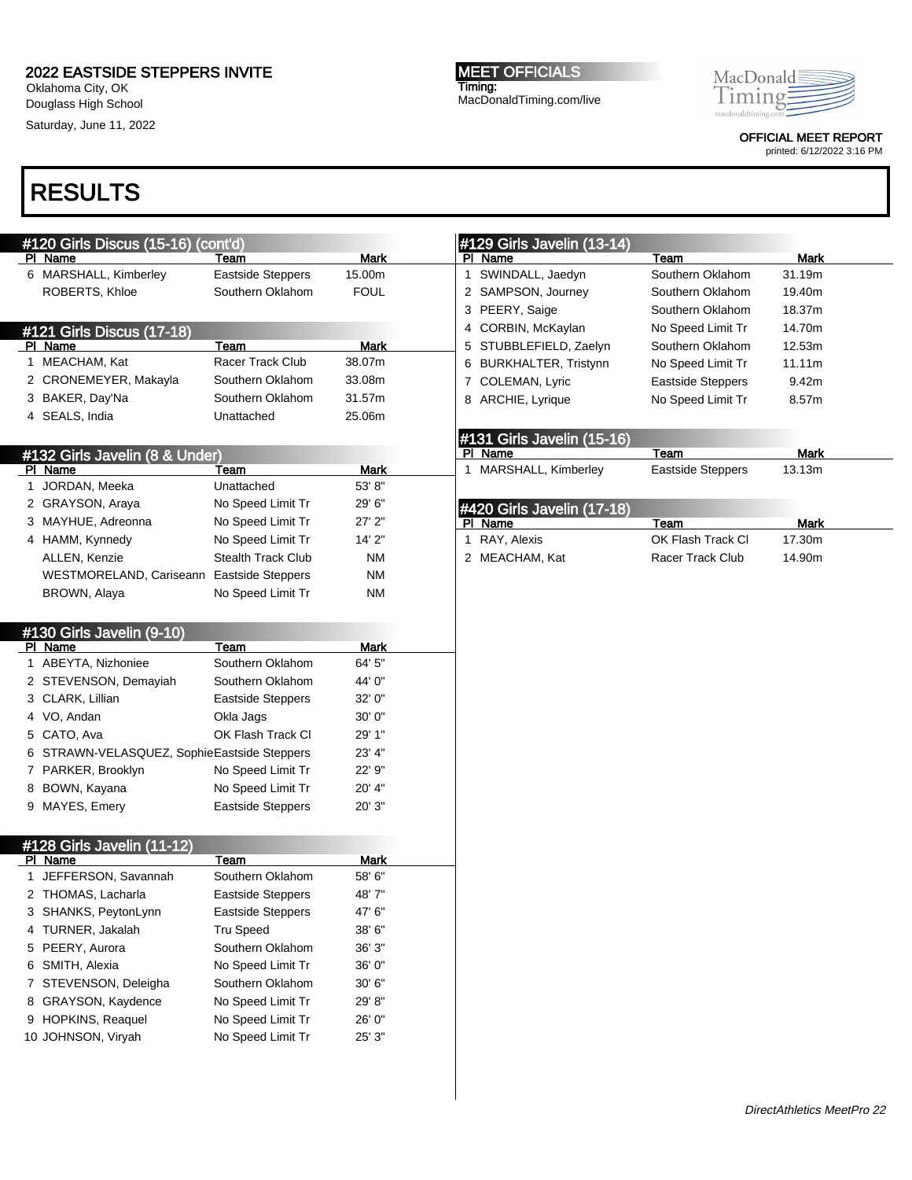# RESULTS

### #120 Girls Discus (15-16) (cont'd)

| Pl | Name | Team | Mark |
|---|---|---|---|
| 6 | MARSHALL, Kimberley | Eastside Steppers | 15.00m |
| | ROBERTS, Khloe | Southern Oklahom | FOUL |

### #121 Girls Discus (17-18)

| Pl | Name | Team | Mark |
|---|---|---|---|
| 1 | MEACHAM, Kat | Racer Track Club | 38.07m |
| 2 | CRONEMEYER, Makayla | Southern Oklahom | 33.08m |
| 3 | BAKER, Day'Na | Southern Oklahom | 31.57m |
| 4 | SEALS, India | Unattached | 25.06m |

### #132 Girls Javelin (8 & Under)

| Pl | Name | Team | Mark |
|---|---|---|---|
| 1 | JORDAN, Meeka | Unattached | 53' 8" |
| 2 | GRAYSON, Araya | No Speed Limit Tr | 29' 6" |
| 3 | MAYHUE, Adreonna | No Speed Limit Tr | 27' 2" |
| 4 | HAMM, Kynnedy | No Speed Limit Tr | 14' 2" |
| | ALLEN, Kenzie | Stealth Track Club | NM |
| | WESTMORELAND, Cariseann | Eastside Steppers | NM |
| | BROWN, Alaya | No Speed Limit Tr | NM |

### #130 Girls Javelin (9-10)

| Pl | Name | Team | Mark |
|---|---|---|---|
| 1 | ABEYTA, Nizhoniee | Southern Oklahom | 64' 5" |
| 2 | STEVENSON, Demayiah | Southern Oklahom | 44' 0" |
| 3 | CLARK, Lillian | Eastside Steppers | 32' 0" |
| 4 | VO, Andan | Okla Jags | 30' 0" |
| 5 | CATO, Ava | OK Flash Track Cl | 29' 1" |
| 6 | STRAWN-VELASQUEZ, Sophie | Eastside Steppers | 23' 4" |
| 7 | PARKER, Brooklyn | No Speed Limit Tr | 22' 9" |
| 8 | BOWN, Kayana | No Speed Limit Tr | 20' 4" |
| 9 | MAYES, Emery | Eastside Steppers | 20' 3" |

### #128 Girls Javelin (11-12)

| Pl | Name | Team | Mark |
|---|---|---|---|
| 1 | JEFFERSON, Savannah | Southern Oklahom | 58' 6" |
| 2 | THOMAS, Lacharla | Eastside Steppers | 48' 7" |
| 3 | SHANKS, PeytonLynn | Eastside Steppers | 47' 6" |
| 4 | TURNER, Jakalah | Tru Speed | 38' 6" |
| 5 | PEERY, Aurora | Southern Oklahom | 36' 3" |
| 6 | SMITH, Alexia | No Speed Limit Tr | 36' 0" |
| 7 | STEVENSON, Deleigha | Southern Oklahom | 30' 6" |
| 8 | GRAYSON, Kaydence | No Speed Limit Tr | 29' 8" |
| 9 | HOPKINS, Reaquel | No Speed Limit Tr | 26' 0" |
| 10 | JOHNSON, Viryah | No Speed Limit Tr | 25' 3" |

### #129 Girls Javelin (13-14)

| Pl | Name | Team | Mark |
|---|---|---|---|
| 1 | SWINDALL, Jaedyn | Southern Oklahom | 31.19m |
| 2 | SAMPSON, Journey | Southern Oklahom | 19.40m |
| 3 | PEERY, Saige | Southern Oklahom | 18.37m |
| 4 | CORBIN, McKaylan | No Speed Limit Tr | 14.70m |
| 5 | STUBBLEFIELD, Zaelyn | Southern Oklahom | 12.53m |
| 6 | BURKHALTER, Tristynn | No Speed Limit Tr | 11.11m |
| 7 | COLEMAN, Lyric | Eastside Steppers | 9.42m |
| 8 | ARCHIE, Lyrique | No Speed Limit Tr | 8.57m |

### #131 Girls Javelin (15-16)

| Pl | Name | Team | Mark |
|---|---|---|---|
| 1 | MARSHALL, Kimberley | Eastside Steppers | 13.13m |

### #420 Girls Javelin (17-18)

| Pl | Name | Team | Mark |
|---|---|---|---|
| 1 | RAY, Alexis | OK Flash Track Cl | 17.30m |
| 2 | MEACHAM, Kat | Racer Track Club | 14.90m |